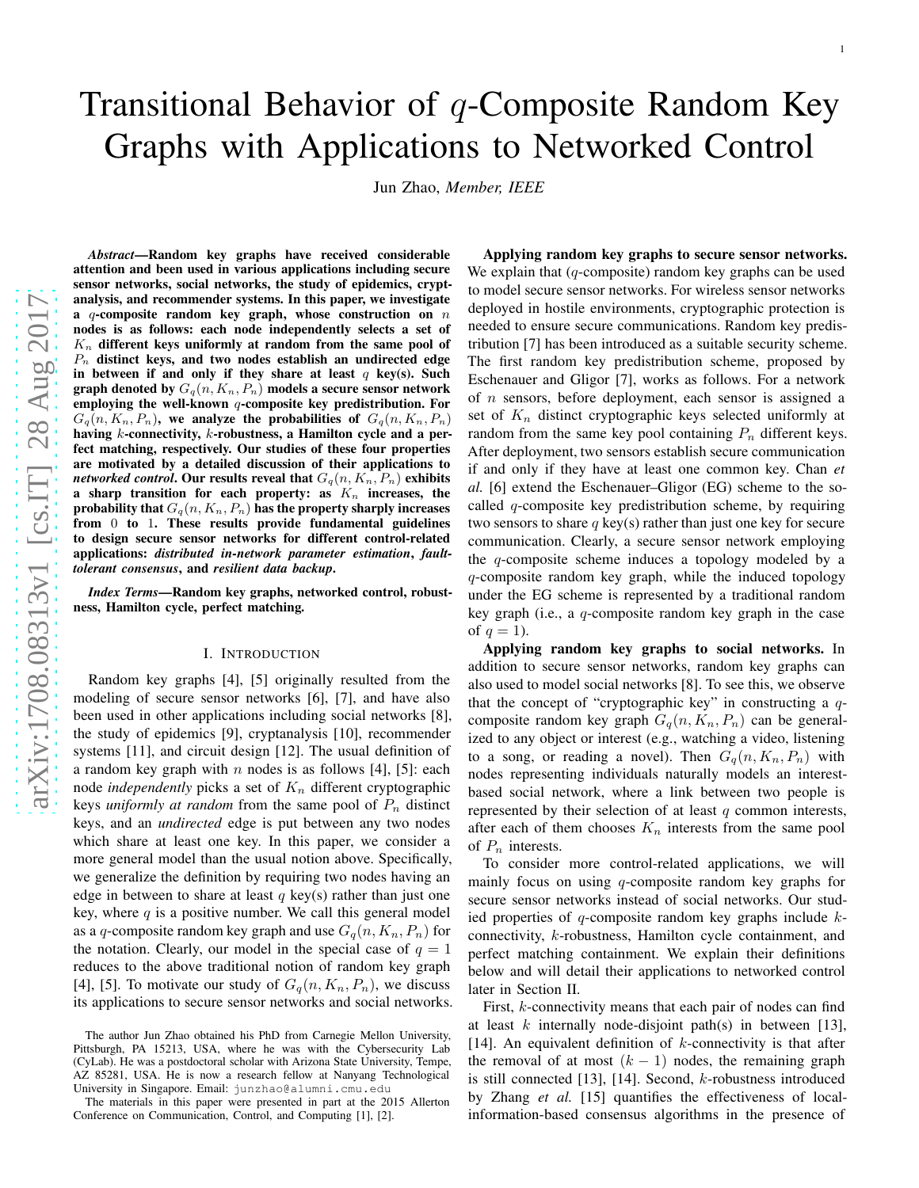# Transitional Behavior of $q$-Composite Random Key Graphs with Applications to Networked Control

Jun Zhao, *Member, IEEE*

***Abstract*—Random key graphs have received considerable attention and been used in various applications including secure sensor networks, social networks, the study of epidemics, cryptanalysis, and recommender systems. In this paper, we investigate a $q$-composite random key graph, whose construction on $n$ nodes is as follows: each node independently selects a set of $K_n$ different keys uniformly at random from the same pool of $P_n$ distinct keys, and two nodes establish an undirected edge in between if and only if they share at least $q$ key(s). Such graph denoted by $G_q(n, K_n, P_n)$ models a secure sensor network employing the well-known $q$-composite key predistribution. For $G_q(n, K_n, P_n)$, we analyze the probabilities of $G_q(n, K_n, P_n)$ having $k$-connectivity, $k$-robustness, a Hamilton cycle and a perfect matching, respectively. Our studies of these four properties are motivated by a detailed discussion of their applications to *networked control*. Our results reveal that $G_q(n, K_n, P_n)$ exhibits a sharp transition for each property: as $K_n$ increases, the probability that $G_q(n, K_n, P_n)$ has the property sharply increases from 0 to 1. These results provide fundamental guidelines to design secure sensor networks for different control-related applications: *distributed in-network parameter estimation*, *fault-tolerant consensus*, and *resilient data backup*.**

***Index Terms*—Random key graphs, networked control, robustness, Hamilton cycle, perfect matching.**

## I. Introduction

Random key graphs [4], [5] originally resulted from the modeling of secure sensor networks [6], [7], and have also been used in other applications including social networks [8], the study of epidemics [9], cryptanalysis [10], recommender systems [11], and circuit design [12]. The usual definition of a random key graph with $n$ nodes is as follows [4], [5]: each node *independently* picks a set of $K_n$ different cryptographic keys *uniformly at random* from the same pool of $P_n$ distinct keys, and an *undirected* edge is put between any two nodes which share at least one key. In this paper, we consider a more general model than the usual notion above. Specifically, we generalize the definition by requiring two nodes having an edge in between to share at least $q$ key(s) rather than just one key, where $q$ is a positive number. We call this general model as a $q$-composite random key graph and use $G_q(n, K_n, P_n)$ for the notation. Clearly, our model in the special case of $q = 1$ reduces to the above traditional notion of random key graph [4], [5]. To motivate our study of $G_q(n, K_n, P_n)$, we discuss its applications to secure sensor networks and social networks.

**Applying random key graphs to secure sensor networks.** We explain that ($q$-composite) random key graphs can be used to model secure sensor networks. For wireless sensor networks deployed in hostile environments, cryptographic protection is needed to ensure secure communications. Random key predistribution [7] has been introduced as a suitable security scheme. The first random key predistribution scheme, proposed by Eschenauer and Gligor [7], works as follows. For a network of $n$ sensors, before deployment, each sensor is assigned a set of $K_n$ distinct cryptographic keys selected uniformly at random from the same key pool containing $P_n$ different keys. After deployment, two sensors establish secure communication if and only if they have at least one common key. Chan *et al.* [6] extend the Eschenauer–Gligor (EG) scheme to the so-called $q$-composite key predistribution scheme, by requiring two sensors to share $q$ key(s) rather than just one key for secure communication. Clearly, a secure sensor network employing the $q$-composite scheme induces a topology modeled by a $q$-composite random key graph, while the induced topology under the EG scheme is represented by a traditional random key graph (i.e., a $q$-composite random key graph in the case of $q = 1$).

**Applying random key graphs to social networks.** In addition to secure sensor networks, random key graphs can also used to model social networks [8]. To see this, we observe that the concept of "cryptographic key" in constructing a $q$-composite random key graph $G_q(n, K_n, P_n)$ can be generalized to any object or interest (e.g., watching a video, listening to a song, or reading a novel). Then $G_q(n, K_n, P_n)$ with nodes representing individuals naturally models an interest-based social network, where a link between two people is represented by their selection of at least $q$ common interests, after each of them chooses $K_n$ interests from the same pool of $P_n$ interests.

To consider more control-related applications, we will mainly focus on using $q$-composite random key graphs for secure sensor networks instead of social networks. Our studied properties of $q$-composite random key graphs include $k$-connectivity, $k$-robustness, Hamilton cycle containment, and perfect matching containment. We explain their definitions below and will detail their applications to networked control later in Section II.

First, $k$-connectivity means that each pair of nodes can find at least $k$ internally node-disjoint path(s) in between [13], [14]. An equivalent definition of $k$-connectivity is that after the removal of at most $(k-1)$ nodes, the remaining graph is still connected [13], [14]. Second, $k$-robustness introduced by Zhang *et al.* [15] quantifies the effectiveness of local-information-based consensus algorithms in the presence of

The author Jun Zhao obtained his PhD from Carnegie Mellon University, Pittsburgh, PA 15213, USA, where he was with the Cybersecurity Lab (CyLab). He was a postdoctoral scholar with Arizona State University, Tempe, AZ 85281, USA. He is now a research fellow at Nanyang Technological University in Singapore. Email: junzhao@alumni.cmu.edu

The materials in this paper were presented in part at the 2015 Allerton Conference on Communication, Control, and Computing [1], [2].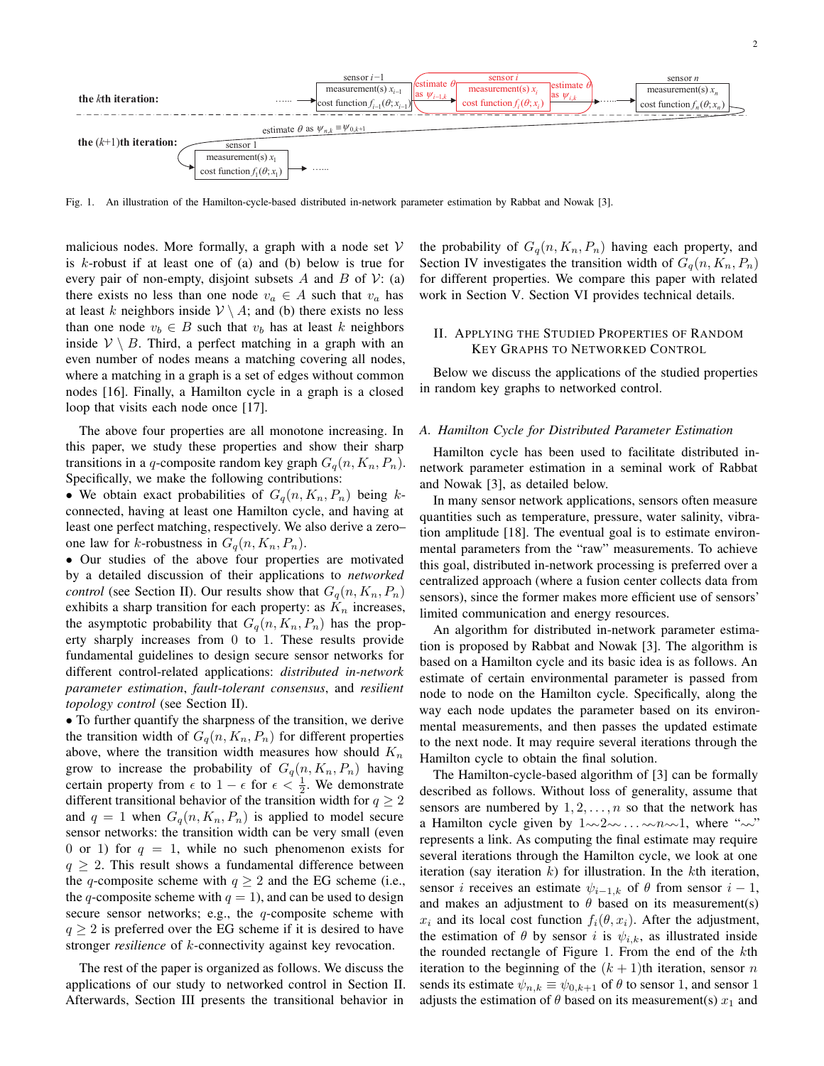the $k$th iteration:

sensor $i-1$ measurement(s) $x_{i-1}$ cost function $f_{i-1}(\theta; x_{i-1})$

estimate $\theta$ as $\psi_{i-1,k}$

sensor $i$ measurement(s) $x_i$ cost function $f_i(\theta; x_i)$

estimate $\theta$ as $\psi_{i,k}$

sensor $n$ measurement(s) $x_n$ cost function $f_n(\theta; x_n)$

estimate $\theta$ as $\psi_{n,k} \equiv \psi_{0,k+1}$

the $(k+1)$th iteration:

sensor 1 measurement(s) $x_1$ cost function $f_1(\theta; x_1)$

Fig. 1. An illustration of the Hamilton-cycle-based distributed in-network parameter estimation by Rabbat and Nowak [3].

malicious nodes. More formally, a graph with a node set $\mathcal{V}$ is $k$-robust if at least one of (a) and (b) below is true for every pair of non-empty, disjoint subsets $A$ and $B$ of $\mathcal{V}$: (a) there exists no less than one node $v_a \in A$ such that $v_a$ has at least $k$ neighbors inside $\mathcal{V} \setminus A$; and (b) there exists no less than one node $v_b \in B$ such that $v_b$ has at least $k$ neighbors inside $\mathcal{V} \setminus B$. Third, a perfect matching in a graph with an even number of nodes means a matching covering all nodes, where a matching in a graph is a set of edges without common nodes [16]. Finally, a Hamilton cycle in a graph is a closed loop that visits each node once [17].

The above four properties are all monotone increasing. In this paper, we study these properties and show their sharp transitions in a $q$-composite random key graph $G_q(n, K_n, P_n)$. Specifically, we make the following contributions:

- We obtain exact probabilities of $G_q(n, K_n, P_n)$ being $k$-connected, having at least one Hamilton cycle, and having at least one perfect matching, respectively. We also derive a zero–one law for $k$-robustness in $G_q(n, K_n, P_n)$.
- Our studies of the above four properties are motivated by a detailed discussion of their applications to *networked control* (see Section II). Our results show that $G_q(n, K_n, P_n)$ exhibits a sharp transition for each property: as $K_n$ increases, the asymptotic probability that $G_q(n, K_n, P_n)$ has the property sharply increases from 0 to 1. These results provide fundamental guidelines to design secure sensor networks for different control-related applications: *distributed in-network parameter estimation*, *fault-tolerant consensus*, and *resilient topology control* (see Section II).
- To further quantify the sharpness of the transition, we derive the transition width of $G_q(n, K_n, P_n)$ for different properties above, where the transition width measures how should $K_n$ grow to increase the probability of $G_q(n, K_n, P_n)$ having certain property from $\epsilon$ to $1-\epsilon$ for $\epsilon < \frac{1}{2}$. We demonstrate different transitional behavior of the transition width for $q \geq 2$ and $q = 1$ when $G_q(n, K_n, P_n)$ is applied to model secure sensor networks: the transition width can be very small (even 0 or 1) for $q = 1$, while no such phenomenon exists for $q \geq 2$. This result shows a fundamental difference between the $q$-composite scheme with $q \geq 2$ and the EG scheme (i.e., the $q$-composite scheme with $q = 1$), and can be used to design secure sensor networks; e.g., the $q$-composite scheme with $q \geq 2$ is preferred over the EG scheme if it is desired to have stronger *resilience* of $k$-connectivity against key revocation.

The rest of the paper is organized as follows. We discuss the applications of our study to networked control in Section II. Afterwards, Section III presents the transitional behavior in the probability of $G_q(n, K_n, P_n)$ having each property, and Section IV investigates the transition width of $G_q(n, K_n, P_n)$ for different properties. We compare this paper with related work in Section V. Section VI provides technical details.

## II. Applying the Studied Properties of Random Key Graphs to Networked Control

Below we discuss the applications of the studied properties in random key graphs to networked control.

### A. Hamilton Cycle for Distributed Parameter Estimation

Hamilton cycle has been used to facilitate distributed in-network parameter estimation in a seminal work of Rabbat and Nowak [3], as detailed below.

In many sensor network applications, sensors often measure quantities such as temperature, pressure, water salinity, vibration amplitude [18]. The eventual goal is to estimate environmental parameters from the "raw" measurements. To achieve this goal, distributed in-network processing is preferred over a centralized approach (where a fusion center collects data from sensors), since the former makes more efficient use of sensors' limited communication and energy resources.

An algorithm for distributed in-network parameter estimation is proposed by Rabbat and Nowak [3]. The algorithm is based on a Hamilton cycle and its basic idea is as follows. An estimate of certain environmental parameter is passed from node to node on the Hamilton cycle. Specifically, along the way each node updates the parameter based on its environmental measurements, and then passes the updated estimate to the next node. It may require several iterations through the Hamilton cycle to obtain the final solution.

The Hamilton-cycle-based algorithm of [3] can be formally described as follows. Without loss of generality, assume that sensors are numbered by $1, 2, \ldots, n$ so that the network has a Hamilton cycle given by $1 \rightsquigarrow 2 \rightsquigarrow \ldots \rightsquigarrow n \rightsquigarrow 1$, where "$\rightsquigarrow$" represents a link. As computing the final estimate may require several iterations through the Hamilton cycle, we look at one iteration (say iteration $k$) for illustration. In the $k$th iteration, sensor $i$ receives an estimate $\psi_{i-1,k}$ of $\theta$ from sensor $i-1$, and makes an adjustment to $\theta$ based on its measurement(s) $x_i$ and its local cost function $f_i(\theta, x_i)$. After the adjustment, the estimation of $\theta$ by sensor $i$ is $\psi_{i,k}$, as illustrated inside the rounded rectangle of Figure 1. From the end of the $k$th iteration to the beginning of the $(k+1)$th iteration, sensor $n$ sends its estimate $\psi_{n,k} \equiv \psi_{0,k+1}$ of $\theta$ to sensor 1, and sensor 1 adjusts the estimation of $\theta$ based on its measurement(s) $x_1$ and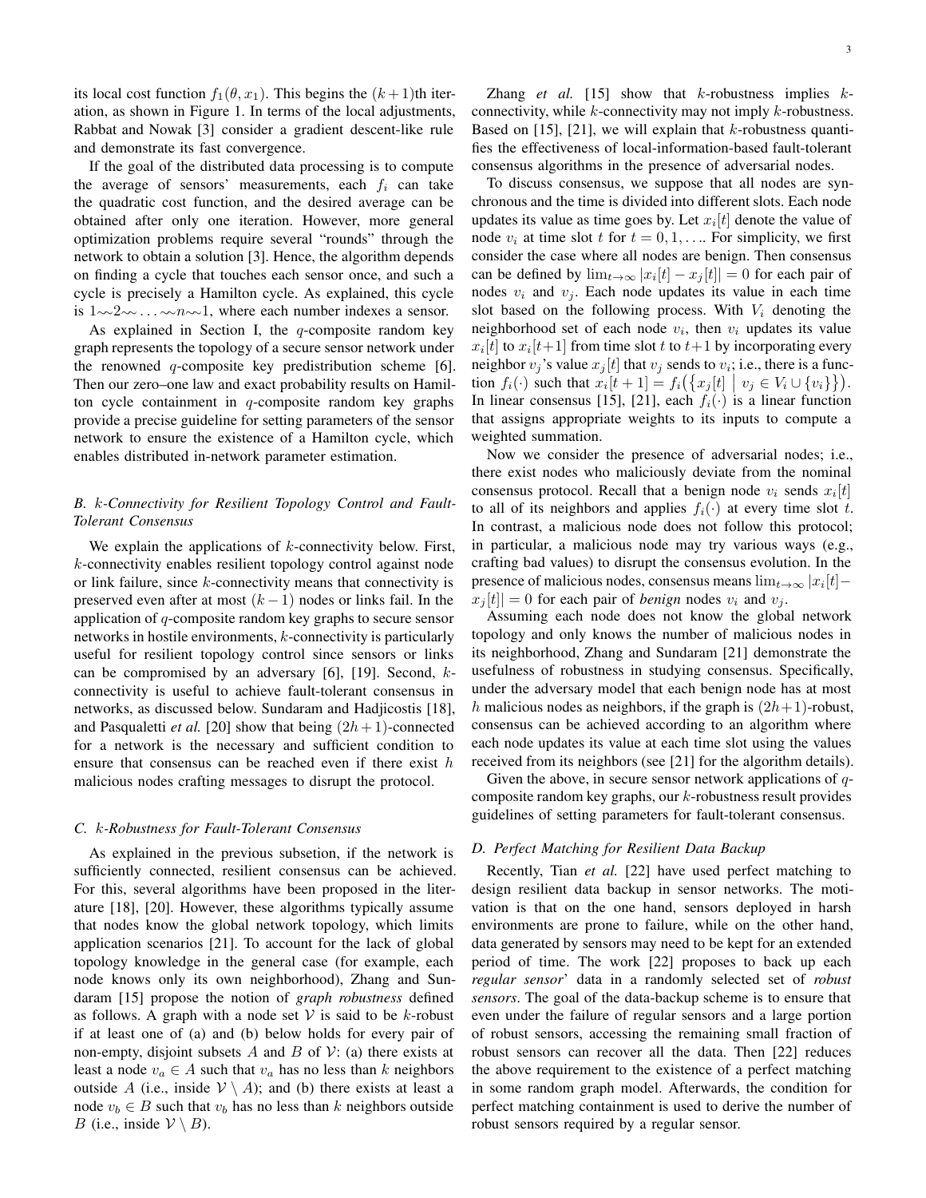its local cost function $f_1(\theta, x_1)$. This begins the $(k+1)$th iteration, as shown in Figure 1. In terms of the local adjustments, Rabbat and Nowak [3] consider a gradient descent-like rule and demonstrate its fast convergence.

If the goal of the distributed data processing is to compute the average of sensors' measurements, each $f_i$ can take the quadratic cost function, and the desired average can be obtained after only one iteration. However, more general optimization problems require several "rounds" through the network to obtain a solution [3]. Hence, the algorithm depends on finding a cycle that touches each sensor once, and such a cycle is precisely a Hamilton cycle. As explained, this cycle is $1 \rightsquigarrow 2 \rightsquigarrow \ldots \rightsquigarrow n \rightsquigarrow 1$, where each number indexes a sensor.

As explained in Section I, the $q$-composite random key graph represents the topology of a secure sensor network under the renowned $q$-composite key predistribution scheme [6]. Then our zero–one law and exact probability results on Hamilton cycle containment in $q$-composite random key graphs provide a precise guideline for setting parameters of the sensor network to ensure the existence of a Hamilton cycle, which enables distributed in-network parameter estimation.

### B. $k$-Connectivity for Resilient Topology Control and Fault-Tolerant Consensus

We explain the applications of $k$-connectivity below. First, $k$-connectivity enables resilient topology control against node or link failure, since $k$-connectivity means that connectivity is preserved even after at most $(k-1)$ nodes or links fail. In the application of $q$-composite random key graphs to secure sensor networks in hostile environments, $k$-connectivity is particularly useful for resilient topology control since sensors or links can be compromised by an adversary [6], [19]. Second, $k$-connectivity is useful to achieve fault-tolerant consensus in networks, as discussed below. Sundaram and Hadjicostis [18], and Pasqualetti *et al.* [20] show that being $(2h+1)$-connected for a network is the necessary and sufficient condition to ensure that consensus can be reached even if there exist $h$ malicious nodes crafting messages to disrupt the protocol.

### C. $k$-Robustness for Fault-Tolerant Consensus

As explained in the previous subsetion, if the network is sufficiently connected, resilient consensus can be achieved. For this, several algorithms have been proposed in the literature [18], [20]. However, these algorithms typically assume that nodes know the global network topology, which limits application scenarios [21]. To account for the lack of global topology knowledge in the general case (for example, each node knows only its own neighborhood), Zhang and Sundaram [15] propose the notion of *graph robustness* defined as follows. A graph with a node set $\mathcal{V}$ is said to be $k$-robust if at least one of (a) and (b) below holds for every pair of non-empty, disjoint subsets $A$ and $B$ of $\mathcal{V}$: (a) there exists at least a node $v_a \in A$ such that $v_a$ has no less than $k$ neighbors outside $A$ (i.e., inside $\mathcal{V} \setminus A$); and (b) there exists at least a node $v_b \in B$ such that $v_b$ has no less than $k$ neighbors outside $B$ (i.e., inside $\mathcal{V} \setminus B$).

Zhang *et al.* [15] show that $k$-robustness implies $k$-connectivity, while $k$-connectivity may not imply $k$-robustness. Based on [15], [21], we will explain that $k$-robustness quantifies the effectiveness of local-information-based fault-tolerant consensus algorithms in the presence of adversarial nodes.

To discuss consensus, we suppose that all nodes are synchronous and the time is divided into different slots. Each node updates its value as time goes by. Let $x_i[t]$ denote the value of node $v_i$ at time slot $t$ for $t = 0, 1, \ldots$. For simplicity, we first consider the case where all nodes are benign. Then consensus can be defined by $\lim_{t\to\infty} |x_i[t] - x_j[t]| = 0$ for each pair of nodes $v_i$ and $v_j$. Each node updates its value in each time slot based on the following process. With $V_i$ denoting the neighborhood set of each node $v_i$, then $v_i$ updates its value $x_i[t]$ to $x_i[t+1]$ from time slot $t$ to $t+1$ by incorporating every neighbor $v_j$'s value $x_j[t]$ that $v_j$ sends to $v_i$; i.e., there is a function $f_i(\cdot)$ such that $x_i[t+1] = f_i\big(\{x_j[t] \bigm| v_j \in V_i \cup \{v_i\}\}\big)$. In linear consensus [15], [21], each $f_i(\cdot)$ is a linear function that assigns appropriate weights to its inputs to compute a weighted summation.

Now we consider the presence of adversarial nodes; i.e., there exist nodes who maliciously deviate from the nominal consensus protocol. Recall that a benign node $v_i$ sends $x_i[t]$ to all of its neighbors and applies $f_i(\cdot)$ at every time slot $t$. In contrast, a malicious node does not follow this protocol; in particular, a malicious node may try various ways (e.g., crafting bad values) to disrupt the consensus evolution. In the presence of malicious nodes, consensus means $\lim_{t\to\infty} |x_i[t] - x_j[t]| = 0$ for each pair of *benign* nodes $v_i$ and $v_j$.

Assuming each node does not know the global network topology and only knows the number of malicious nodes in its neighborhood, Zhang and Sundaram [21] demonstrate the usefulness of robustness in studying consensus. Specifically, under the adversary model that each benign node has at most $h$ malicious nodes as neighbors, if the graph is $(2h+1)$-robust, consensus can be achieved according to an algorithm where each node updates its value at each time slot using the values received from its neighbors (see [21] for the algorithm details).

Given the above, in secure sensor network applications of $q$-composite random key graphs, our $k$-robustness result provides guidelines of setting parameters for fault-tolerant consensus.

### D. Perfect Matching for Resilient Data Backup

Recently, Tian *et al.* [22] have used perfect matching to design resilient data backup in sensor networks. The motivation is that on the one hand, sensors deployed in harsh environments are prone to failure, while on the other hand, data generated by sensors may need to be kept for an extended period of time. The work [22] proposes to back up each *regular sensor*' data in a randomly selected set of *robust sensors*. The goal of the data-backup scheme is to ensure that even under the failure of regular sensors and a large portion of robust sensors, accessing the remaining small fraction of robust sensors can recover all the data. Then [22] reduces the above requirement to the existence of a perfect matching in some random graph model. Afterwards, the condition for perfect matching containment is used to derive the number of robust sensors required by a regular sensor.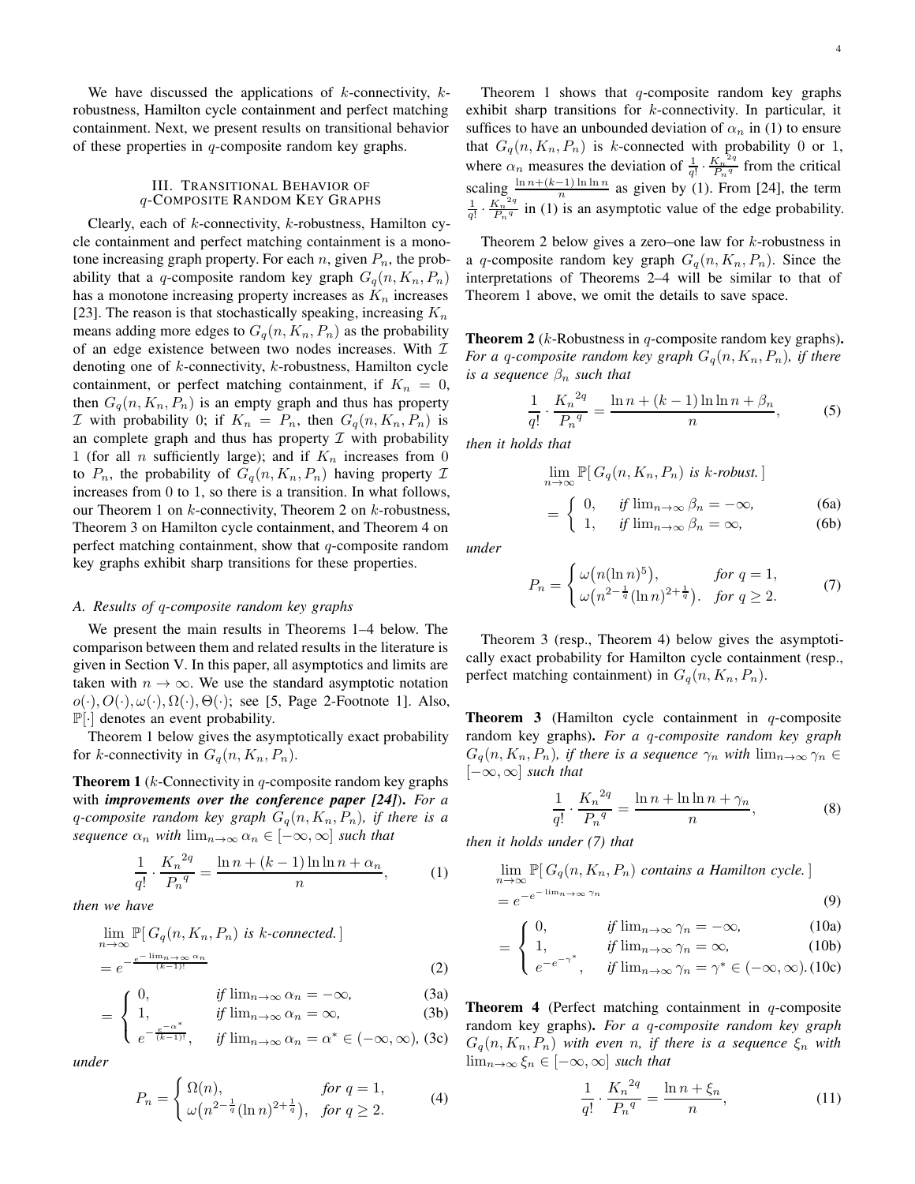We have discussed the applications of $k$-connectivity, $k$-robustness, Hamilton cycle containment and perfect matching containment. Next, we present results on transitional behavior of these properties in $q$-composite random key graphs.

## III. Transitional Behavior of $q$-Composite Random Key Graphs

Clearly, each of $k$-connectivity, $k$-robustness, Hamilton cycle containment and perfect matching containment is a monotone increasing graph property. For each $n$, given $P_n$, the probability that a $q$-composite random key graph $G_q(n, K_n, P_n)$ has a monotone increasing property increases as $K_n$ increases [23]. The reason is that stochastically speaking, increasing $K_n$ means adding more edges to $G_q(n, K_n, P_n)$ as the probability of an edge existence between two nodes increases. With $\mathcal{I}$ denoting one of $k$-connectivity, $k$-robustness, Hamilton cycle containment, or perfect matching containment, if $K_n = 0$, then $G_q(n, K_n, P_n)$ is an empty graph and thus has property $\mathcal{I}$ with probability 0; if $K_n = P_n$, then $G_q(n, K_n, P_n)$ is an complete graph and thus has property $\mathcal{I}$ with probability 1 (for all $n$ sufficiently large); and if $K_n$ increases from 0 to $P_n$, the probability of $G_q(n, K_n, P_n)$ having property $\mathcal{I}$ increases from 0 to 1, so there is a transition. In what follows, our Theorem 1 on $k$-connectivity, Theorem 2 on $k$-robustness, Theorem 3 on Hamilton cycle containment, and Theorem 4 on perfect matching containment, show that $q$-composite random key graphs exhibit sharp transitions for these properties.

### A. Results of $q$-composite random key graphs

We present the main results in Theorems 1–4 below. The comparison between them and related results in the literature is given in Section V. In this paper, all asymptotics and limits are taken with $n \to \infty$. We use the standard asymptotic notation $o(\cdot), O(\cdot), \omega(\cdot), \Omega(\cdot), \Theta(\cdot)$; see [5, Page 2-Footnote 1]. Also, $\mathbb{P}[\cdot]$ denotes an event probability.

Theorem 1 below gives the asymptotically exact probability for $k$-connectivity in $G_q(n, K_n, P_n)$.

**Theorem 1** ($k$-Connectivity in $q$-composite random key graphs with ***improvements over the conference paper [24]***). *For a $q$-composite random key graph $G_q(n, K_n, P_n)$, if there is a sequence $\alpha_n$ with $\lim_{n\to\infty} \alpha_n \in [-\infty, \infty]$ such that*

$$\frac{1}{q!} \cdot \frac{{K_n}^{2q}}{{P_n}^{q}} = \frac{\ln n + (k-1)\ln\ln n + \alpha_n}{n}, \tag{1}$$

*then we have*

$$\lim_{n\to\infty} \mathbb{P}[\, G_q(n, K_n, P_n) \text{ is } k\text{-connected.}\,] = e^{-\frac{e^{-\lim_{n\to\infty}\alpha_n}}{(k-1)!}} \tag{2}$$

$$= \begin{cases} 0, & \text{if } \lim_{n\to\infty} \alpha_n = -\infty, \quad (3a)\\ 1, & \text{if } \lim_{n\to\infty} \alpha_n = \infty, \quad (3b)\\ e^{-\frac{e^{-\alpha^*}}{(k-1)!}}, & \text{if } \lim_{n\to\infty} \alpha_n = \alpha^* \in (-\infty, \infty), \quad (3c)\end{cases}$$

*under*

$$P_n = \begin{cases} \Omega(n), & \text{for } q = 1,\\ \omega\big(n^{2-\frac{1}{q}}(\ln n)^{2+\frac{1}{q}}\big), & \text{for } q \geq 2.\end{cases} \tag{4}$$

Theorem 1 shows that $q$-composite random key graphs exhibit sharp transitions for $k$-connectivity. In particular, it suffices to have an unbounded deviation of $\alpha_n$ in (1) to ensure that $G_q(n, K_n, P_n)$ is $k$-connected with probability 0 or 1, where $\alpha_n$ measures the deviation of $\frac{1}{q!} \cdot \frac{{K_n}^{2q}}{{P_n}^{q}}$ from the critical scaling $\frac{\ln n + (k-1)\ln\ln n}{n}$ as given by (1). From [24], the term $\frac{1}{q!} \cdot \frac{{K_n}^{2q}}{{P_n}^{q}}$ in (1) is an asymptotic value of the edge probability.

Theorem 2 below gives a zero–one law for $k$-robustness in a $q$-composite random key graph $G_q(n, K_n, P_n)$. Since the interpretations of Theorems 2–4 will be similar to that of Theorem 1 above, we omit the details to save space.

**Theorem 2** ($k$-Robustness in $q$-composite random key graphs). *For a $q$-composite random key graph $G_q(n, K_n, P_n)$, if there is a sequence $\beta_n$ such that*

$$\frac{1}{q!} \cdot \frac{{K_n}^{2q}}{{P_n}^{q}} = \frac{\ln n + (k-1)\ln\ln n + \beta_n}{n}, \tag{5}$$

*then it holds that*

$$\lim_{n\to\infty} \mathbb{P}[\, G_q(n, K_n, P_n) \text{ is } k\text{-robust.}\,] = \begin{cases} 0, & \text{if } \lim_{n\to\infty} \beta_n = -\infty, \quad (6a)\\ 1, & \text{if } \lim_{n\to\infty} \beta_n = \infty, \quad (6b)\end{cases}$$

*under*

$$P_n = \begin{cases} \omega\big(n(\ln n)^5\big), & \text{for } q = 1,\\ \omega\big(n^{2-\frac{1}{q}}(\ln n)^{2+\frac{1}{q}}\big). & \text{for } q \geq 2.\end{cases} \tag{7}$$

Theorem 3 (resp., Theorem 4) below gives the asymptotically exact probability for Hamilton cycle containment (resp., perfect matching containment) in $G_q(n, K_n, P_n)$.

**Theorem 3** (Hamilton cycle containment in $q$-composite random key graphs). *For a $q$-composite random key graph $G_q(n, K_n, P_n)$, if there is a sequence $\gamma_n$ with $\lim_{n\to\infty} \gamma_n \in [-\infty, \infty]$ such that*

$$\frac{1}{q!} \cdot \frac{{K_n}^{2q}}{{P_n}^{q}} = \frac{\ln n + \ln\ln n + \gamma_n}{n}, \tag{8}$$

*then it holds under (7) that*

$$\lim_{n\to\infty} \mathbb{P}[\, G_q(n, K_n, P_n) \text{ contains a Hamilton cycle.}\,] = e^{-e^{-\lim_{n\to\infty}\gamma_n}} \tag{9}$$

$$= \begin{cases} 0, & \text{if } \lim_{n\to\infty} \gamma_n = -\infty, \quad (10a)\\ 1, & \text{if } \lim_{n\to\infty} \gamma_n = \infty, \quad (10b)\\ e^{-e^{-\gamma^*}}, & \text{if } \lim_{n\to\infty} \gamma_n = \gamma^* \in (-\infty, \infty). \quad (10c)\end{cases}$$

**Theorem 4** (Perfect matching containment in $q$-composite random key graphs). *For a $q$-composite random key graph $G_q(n, K_n, P_n)$ with even $n$, if there is a sequence $\xi_n$ with $\lim_{n\to\infty} \xi_n \in [-\infty, \infty]$ such that*

$$\frac{1}{q!} \cdot \frac{{K_n}^{2q}}{{P_n}^{q}} = \frac{\ln n + \xi_n}{n}, \tag{11}$$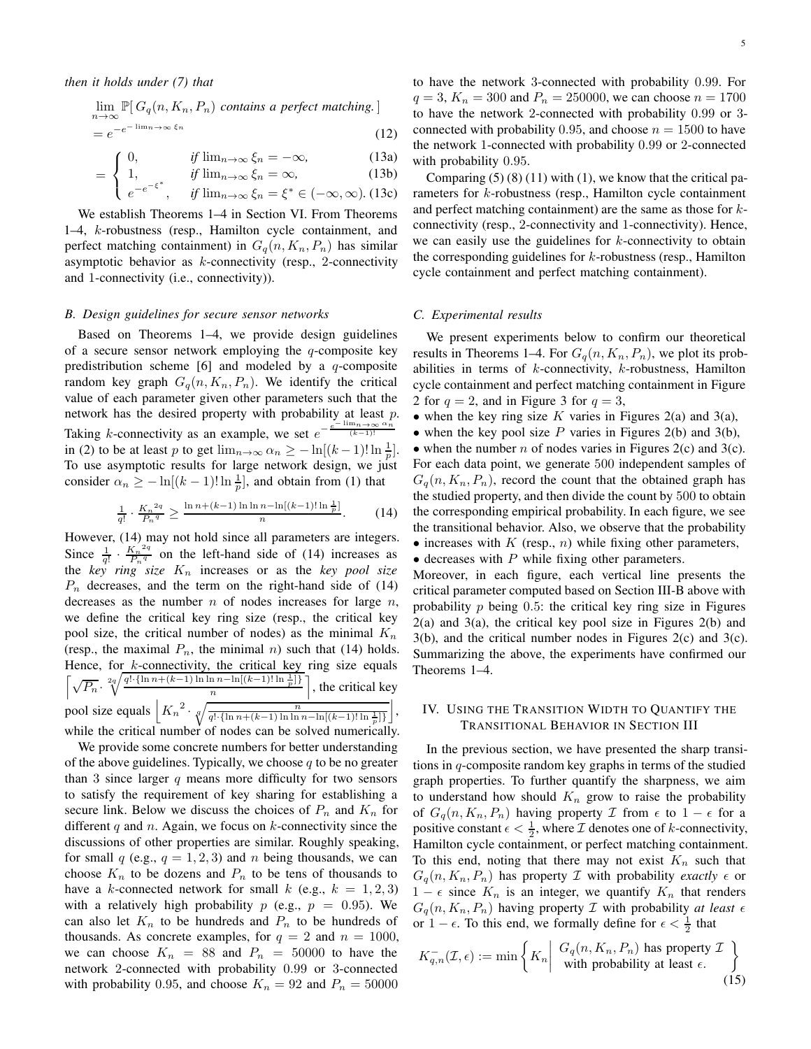*then it holds under (7) that*

$$
\begin{aligned}
&\lim_{n\to\infty} \mathbb{P}[\, G_q(n, K_n, P_n) \text{ contains a perfect matching.}] \\
&= e^{-e^{-\lim_{n\to\infty}\xi_n}} \qquad (12) \\
&= \begin{cases} 0, & \text{if } \lim_{n\to\infty}\xi_n = -\infty, \qquad (13a) \\ 1, & \text{if } \lim_{n\to\infty}\xi_n = \infty, \qquad (13b) \\ e^{-e^{-\xi^*}}, & \text{if } \lim_{n\to\infty}\xi_n = \xi^* \in (-\infty,\infty). \qquad (13c) \end{cases}
\end{aligned}
$$

We establish Theorems 1–4 in Section VI. From Theorems 1–4, $k$-robustness (resp., Hamilton cycle containment, and perfect matching containment) in $G_q(n, K_n, P_n)$ has similar asymptotic behavior as $k$-connectivity (resp., 2-connectivity and 1-connectivity (i.e., connectivity)).

### B. Design guidelines for secure sensor networks

Based on Theorems 1–4, we provide design guidelines of a secure sensor network employing the $q$-composite key predistribution scheme [6] and modeled by a $q$-composite random key graph $G_q(n, K_n, P_n)$. We identify the critical value of each parameter given other parameters such that the network has the desired property with probability at least $p$. Taking $k$-connectivity as an example, we set $e^{-\frac{e^{-\lim_{n\to\infty}\alpha_n}}{(k-1)!}}$ in (2) to be at least $p$ to get $\lim_{n\to\infty}\alpha_n \geq -\ln[(k-1)!\ln\frac{1}{p}]$. To use asymptotic results for large network design, we just consider $\alpha_n \geq -\ln[(k-1)!\ln\frac{1}{p}]$, and obtain from (1) that

$$
\frac{1}{q!}\cdot\frac{{K_n}^{2q}}{{P_n}^{q}} \geq \frac{\ln n + (k-1)\ln\ln n - \ln[(k-1)!\ln\frac{1}{p}]}{n}. \qquad (14)
$$

However, (14) may not hold since all parameters are integers. Since $\frac{1}{q!}\cdot\frac{{K_n}^{2q}}{{P_n}^{q}}$ on the left-hand side of (14) increases as the *key ring size* $K_n$ increases or as the *key pool size* $P_n$ decreases, and the term on the right-hand side of (14) decreases as the number $n$ of nodes increases for large $n$, we define the critical key ring size (resp., the critical key pool size, the critical number of nodes) as the minimal $K_n$ (resp., the maximal $P_n$, the minimal $n$) such that (14) holds. Hence, for $k$-connectivity, the critical key ring size equals $\left\lceil \sqrt{P_n}\cdot \sqrt[2q]{\frac{q!\cdot\{\ln n+(k-1)\ln\ln n-\ln[(k-1)!\ln\frac{1}{p}]\}}{n}} \right\rceil$, the critical key pool size equals $\left\lfloor {K_n}^2\cdot \sqrt[q]{\frac{n}{q!\cdot\{\ln n+(k-1)\ln\ln n-\ln[(k-1)!\ln\frac{1}{p}]\}}} \right\rfloor$, while the critical number of nodes can be solved numerically.

We provide some concrete numbers for better understanding of the above guidelines. Typically, we choose $q$ to be no greater than 3 since larger $q$ means more difficulty for two sensors to satisfy the requirement of key sharing for establishing a secure link. Below we discuss the choices of $P_n$ and $K_n$ for different $q$ and $n$. Again, we focus on $k$-connectivity since the discussions of other properties are similar. Roughly speaking, for small $q$ (e.g., $q = 1, 2, 3$) and $n$ being thousands, we can choose $K_n$ to be dozens and $P_n$ to be tens of thousands to have a $k$-connected network for small $k$ (e.g., $k = 1, 2, 3$) with a relatively high probability $p$ (e.g., $p = 0.95$). We can also let $K_n$ to be hundreds and $P_n$ to be hundreds of thousands. As concrete examples, for $q = 2$ and $n = 1000$, we can choose $K_n = 88$ and $P_n = 50000$ to have the network 2-connected with probability 0.99 or 3-connected with probability 0.95, and choose $K_n = 92$ and $P_n = 50000$ to have the network 3-connected with probability 0.99. For $q = 3$, $K_n = 300$ and $P_n = 250000$, we can choose $n = 1700$ to have the network 2-connected with probability 0.99 or 3-connected with probability 0.95, and choose $n = 1500$ to have the network 1-connected with probability 0.99 or 2-connected with probability 0.95.

Comparing (5) (8) (11) with (1), we know that the critical parameters for $k$-robustness (resp., Hamilton cycle containment and perfect matching containment) are the same as those for $k$-connectivity (resp., 2-connectivity and 1-connectivity). Hence, we can easily use the guidelines for $k$-connectivity to obtain the corresponding guidelines for $k$-robustness (resp., Hamilton cycle containment and perfect matching containment).

### C. Experimental results

We present experiments below to confirm our theoretical results in Theorems 1–4. For $G_q(n, K_n, P_n)$, we plot its probabilities in terms of $k$-connectivity, $k$-robustness, Hamilton cycle containment and perfect matching containment in Figure 2 for $q = 2$, and in Figure 3 for $q = 3$,

- when the key ring size $K$ varies in Figures 2(a) and 3(a),
- when the key pool size $P$ varies in Figures 2(b) and 3(b),
- when the number $n$ of nodes varies in Figures 2(c) and 3(c).

For each data point, we generate 500 independent samples of $G_q(n, K_n, P_n)$, record the count that the obtained graph has the studied property, and then divide the count by 500 to obtain the corresponding empirical probability. In each figure, we see the transitional behavior. Also, we observe that the probability

- increases with $K$ (resp., $n$) while fixing other parameters,
- decreases with $P$ while fixing other parameters.

Moreover, in each figure, each vertical line presents the critical parameter computed based on Section III-B above with probability $p$ being 0.5: the critical key ring size in Figures 2(a) and 3(a), the critical key pool size in Figures 2(b) and 3(b), and the critical number nodes in Figures 2(c) and 3(c). Summarizing the above, the experiments have confirmed our Theorems 1–4.

## IV. Using the Transition Width to Quantify the Transitional Behavior in Section III

In the previous section, we have presented the sharp transitions in $q$-composite random key graphs in terms of the studied graph properties. To further quantify the sharpness, we aim to understand how should $K_n$ grow to raise the probability of $G_q(n, K_n, P_n)$ having property $\mathcal{I}$ from $\epsilon$ to $1-\epsilon$ for a positive constant $\epsilon < \frac{1}{2}$, where $\mathcal{I}$ denotes one of $k$-connectivity, $k$-robustness, Hamilton cycle containment, or perfect matching containment. To this end, noting that there may not exist $K_n$ such that $G_q(n, K_n, P_n)$ has property $\mathcal{I}$ with probability *exactly* $\epsilon$ or $1-\epsilon$ since $K_n$ is an integer, we quantify $K_n$ that renders $G_q(n, K_n, P_n)$ having property $\mathcal{I}$ with probability *at least* $\epsilon$ or $1-\epsilon$. To this end, we formally define for $\epsilon < \frac{1}{2}$ that

$$
K^-_{q,n}(\mathcal{I},\epsilon) := \min\left\{ K_n \,\middle|\, \begin{array}{l} G_q(n, K_n, P_n) \text{ has property } \mathcal{I} \\ \text{with probability at least } \epsilon. \end{array} \right\} \qquad (15)
$$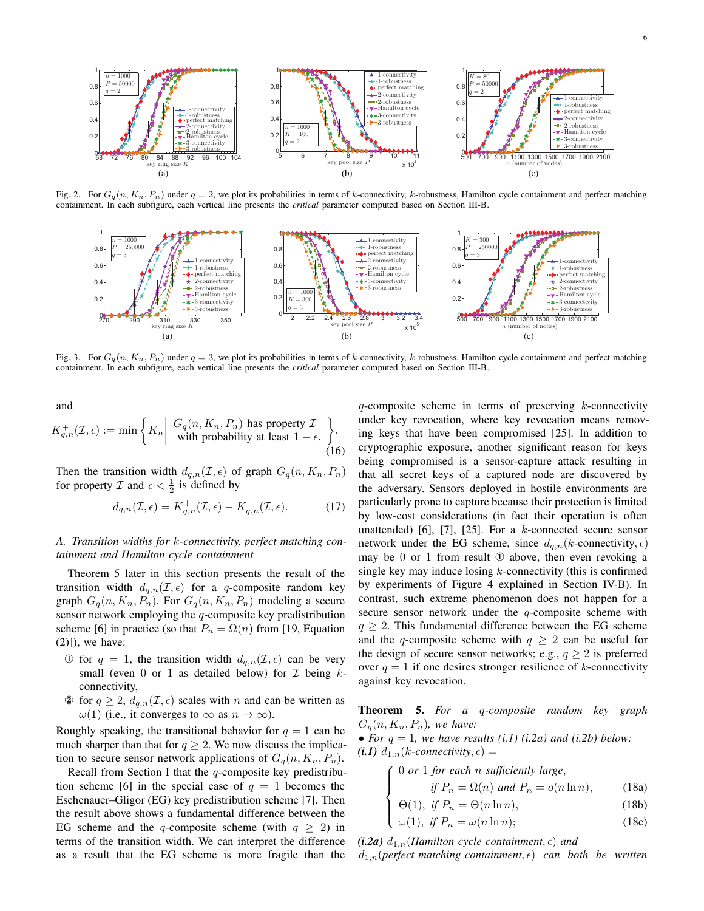n = 1000
P = 50000
q = 2

1-connectivity
1-robustness
perfect matching
2-connectivity
2-robustness
Hamilton cycle
3-connectivity
3-robustness

68 72 76 80 84 88 92 96 100 104
key ring size K
(a)

n = 1000
K = 100
q = 2

5 6 7 8 9 10 11
key pool size P
x 10^4
(b)

K = 80
P = 50000
q = 2

500 700 900 1100 1300 1500 1700 1900 2100
n (number of nodes)
(c)

Fig. 2. For $G_q(n, K_n, P_n)$ under $q = 2$, we plot its probabilities in terms of $k$-connectivity, $k$-robustness, Hamilton cycle containment and perfect matching containment. In each subfigure, each vertical line presents the *critical* parameter computed based on Section III-B.

n = 1000
P = 250000
q = 3

270 290 310 330 350
key ring size K
(a)

n = 1000
K = 300
q = 3

2 2.2 2.4 2.6 2.8 3 3.2 3.4
key pool size P
x 10^5
(b)

K = 300
P = 250000
q = 3

500 700 900 1100 1300 1500 1700 1900 2100
n (number of nodes)
(c)

Fig. 3. For $G_q(n, K_n, P_n)$ under $q = 3$, we plot its probabilities in terms of $k$-connectivity, $k$-robustness, Hamilton cycle containment and perfect matching containment. In each subfigure, each vertical line presents the *critical* parameter computed based on Section III-B.

and

$$K^{+}_{q,n}(\mathcal{I}, \epsilon) := \min \left\{ K_n \left| \begin{array}{l} G_q(n, K_n, P_n) \text{ has property } \mathcal{I} \\ \text{with probability at least } 1-\epsilon. \end{array} \right. \right\}. \tag{16}$$

Then the transition width $d_{q,n}(\mathcal{I}, \epsilon)$ of graph $G_q(n, K_n, P_n)$ for property $\mathcal{I}$ and $\epsilon < \frac{1}{2}$ is defined by

$$d_{q,n}(\mathcal{I}, \epsilon) = K^{+}_{q,n}(\mathcal{I}, \epsilon) - K^{-}_{q,n}(\mathcal{I}, \epsilon). \tag{17}$$

### A. Transition widths for $k$-connectivity, perfect matching containment and Hamilton cycle containment

Theorem 5 later in this section presents the result of the transition width $d_{q,n}(\mathcal{I}, \epsilon)$ for a $q$-composite random key graph $G_q(n, K_n, P_n)$. For $G_q(n, K_n, P_n)$ modeling a secure sensor network employing the $q$-composite key predistribution scheme [6] in practice (so that $P_n = \Omega(n)$ from [19, Equation (2)]), we have:

① for $q = 1$, the transition width $d_{q,n}(\mathcal{I}, \epsilon)$ can be very small (even 0 or 1 as detailed below) for $\mathcal{I}$ being $k$-connectivity,

② for $q \geq 2$, $d_{q,n}(\mathcal{I}, \epsilon)$ scales with $n$ and can be written as $\omega(1)$ (i.e., it converges to $\infty$ as $n \to \infty$).

Roughly speaking, the transitional behavior for $q = 1$ can be much sharper than that for $q \geq 2$. We now discuss the implication to secure sensor network applications of $G_q(n, K_n, P_n)$.

Recall from Section I that the $q$-composite key predistribution scheme [6] in the special case of $q = 1$ becomes the Eschenauer–Gligor (EG) key predistribution scheme [7]. Then the result above shows a fundamental difference between the EG scheme and the $q$-composite scheme (with $q \geq 2$) in terms of the transition width. We can interpret the difference as a result that the EG scheme is more fragile than the $q$-composite scheme in terms of preserving $k$-connectivity under key revocation, where key revocation means removing keys that have been compromised [25]. In addition to cryptographic exposure, another significant reason for keys being compromised is a sensor-capture attack resulting in that all secret keys of a captured node are discovered by the adversary. Sensors deployed in hostile environments are particularly prone to capture because their protection is limited by low-cost considerations (in fact their operation is often unattended) [6], [7], [25]. For a $k$-connected secure sensor network under the EG scheme, since $d_{q,n}(k\text{-connectivity}, \epsilon)$ may be 0 or 1 from result ① above, then even revoking a single key may induce losing $k$-connectivity (this is confirmed by experiments of Figure 4 explained in Section IV-B). In contrast, such extreme phenomenon does not happen for a secure sensor network under the $q$-composite scheme with $q \geq 2$. This fundamental difference between the EG scheme and the $q$-composite scheme with $q \geq 2$ can be useful for the design of secure sensor networks; e.g., $q \geq 2$ is preferred over $q = 1$ if one desires stronger resilience of $k$-connectivity against key revocation.

**Theorem 5.** *For a $q$-composite random key graph $G_q(n, K_n, P_n)$, we have:*

• *For $q = 1$, we have results (i.1) (i.2a) and (i.2b) below:*

***(i.1)*** $d_{1,n}(k\text{-connectivity}, \epsilon) =$

$$\begin{cases} 0 \text{ or } 1 \text{ for each } n \text{ sufficiently large,} & \\ \quad\quad \text{if } P_n = \Omega(n) \text{ and } P_n = o(n \ln n), & (18a) \\ \Theta(1), \text{ if } P_n = \Theta(n \ln n), & (18b) \\ \omega(1), \text{ if } P_n = \omega(n \ln n); & (18c) \end{cases}$$

***(i.2a)*** $d_{1,n}(\textit{Hamilton cycle containment}, \epsilon)$ *and* $d_{1,n}(\textit{perfect matching containment}, \epsilon)$ *can both be written*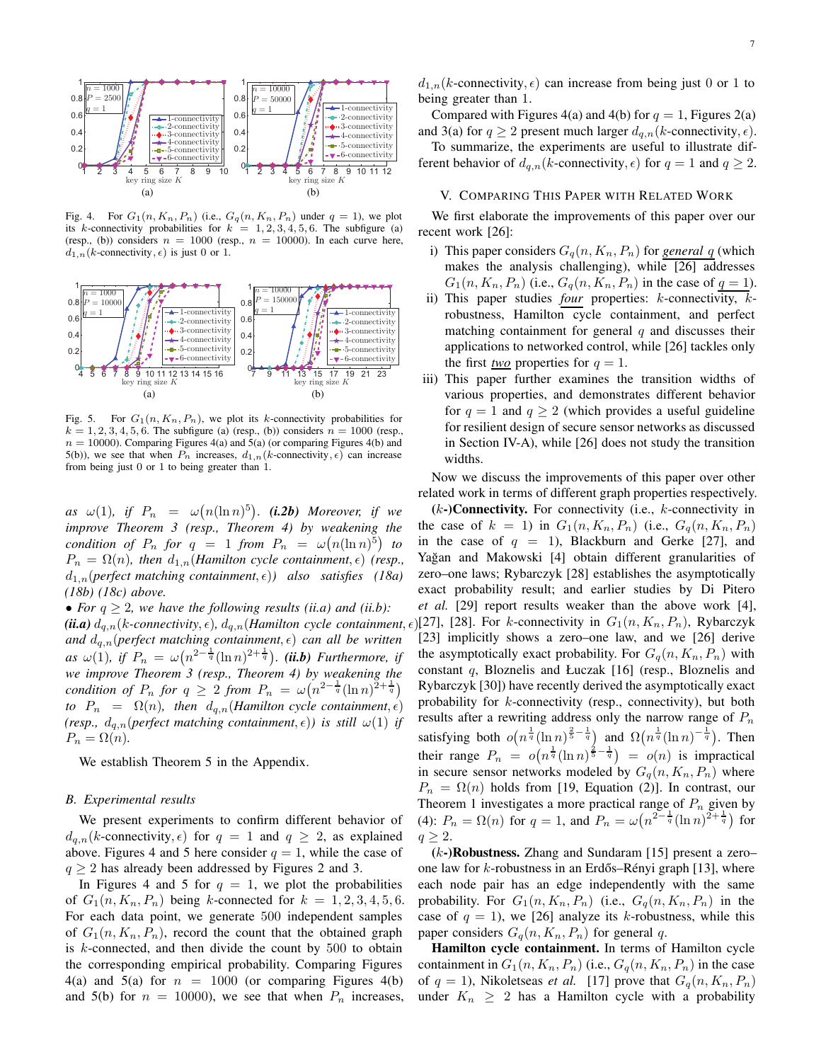Fig. 4. For $G_1(n, K_n, P_n)$ (i.e., $G_q(n, K_n, P_n)$ under $q = 1$), we plot its $k$-connectivity probabilities for $k = 1, 2, 3, 4, 5, 6$. The subfigure (a) (resp., (b)) considers $n = 1000$ (resp., $n = 10000$). In each curve here, $d_{1,n}(k\text{-connectivity}, \epsilon)$ is just 0 or 1.

Fig. 5. For $G_1(n, K_n, P_n)$, we plot its $k$-connectivity probabilities for $k = 1, 2, 3, 4, 5, 6$. The subfigure (a) (resp., (b)) considers $n = 1000$ (resp., $n = 10000$). Comparing Figures 4(a) and 5(a) (or comparing Figures 4(b) and 5(b)), we see that when $P_n$ increases, $d_{1,n}(k\text{-connectivity}, \epsilon)$ can increase from being just 0 or 1 to being greater than 1.

*as* $\omega(1)$, *if* $P_n = \omega\big(n(\ln n)^5\big)$. ***(i.2b)*** *Moreover, if we improve Theorem 3 (resp., Theorem 4) by weakening the condition of* $P_n$ *for* $q = 1$ *from* $P_n = \omega\big(n(\ln n)^5\big)$ *to* $P_n = \Omega(n)$, *then* $d_{1,n}(\text{Hamilton cycle containment}, \epsilon)$ *(resp.,* $d_{1,n}(\text{perfect matching containment}, \epsilon)$*) also satisfies (18a) (18b) (18c) above.*

• *For* $q \geq 2$, *we have the following results (ii.a) and (ii.b):* ***(ii.a)*** $d_{q,n}(k\text{-connectivity}, \epsilon)$, $d_{q,n}(\text{Hamilton cycle containment}, \epsilon)$ *and* $d_{q,n}(\text{perfect matching containment}, \epsilon)$ *can all be written as* $\omega(1)$, *if* $P_n = \omega\big(n^{2-\frac{1}{q}}(\ln n)^{2+\frac{1}{q}}\big)$. ***(ii.b)*** *Furthermore, if we improve Theorem 3 (resp., Theorem 4) by weakening the condition of* $P_n$ *for* $q \geq 2$ *from* $P_n = \omega\big(n^{2-\frac{1}{q}}(\ln n)^{2+\frac{1}{q}}\big)$ *to* $P_n = \Omega(n)$, *then* $d_{q,n}(\text{Hamilton cycle containment}, \epsilon)$ *(resp.,* $d_{q,n}(\text{perfect matching containment}, \epsilon)$*) is still* $\omega(1)$ *if* $P_n = \Omega(n)$.

We establish Theorem 5 in the Appendix.

### B. Experimental results

We present experiments to confirm different behavior of $d_{q,n}(k\text{-connectivity}, \epsilon)$ for $q = 1$ and $q \geq 2$, as explained above. Figures 4 and 5 here consider $q = 1$, while the case of $q \geq 2$ has already been addressed by Figures 2 and 3.

In Figures 4 and 5 for $q = 1$, we plot the probabilities of $G_1(n, K_n, P_n)$ being $k$-connected for $k = 1, 2, 3, 4, 5, 6$. For each data point, we generate 500 independent samples of $G_1(n, K_n, P_n)$, record the count that the obtained graph is $k$-connected, and then divide the count by 500 to obtain the corresponding empirical probability. Comparing Figures 4(a) and 5(a) for $n = 1000$ (or comparing Figures 4(b) and 5(b) for $n = 10000$), we see that when $P_n$ increases, $d_{1,n}(k\text{-connectivity}, \epsilon)$ can increase from being just 0 or 1 to being greater than 1.

Compared with Figures 4(a) and 4(b) for $q = 1$, Figures 2(a) and 3(a) for $q \geq 2$ present much larger $d_{q,n}(k\text{-connectivity}, \epsilon)$.

To summarize, the experiments are useful to illustrate different behavior of $d_{q,n}(k\text{-connectivity}, \epsilon)$ for $q = 1$ and $q \geq 2$.

## V. Comparing This Paper with Related Work

We first elaborate the improvements of this paper over our recent work [26]:

i) This paper considers $G_q(n, K_n, P_n)$ for *general* $q$ (which makes the analysis challenging), while [26] addresses $G_1(n, K_n, P_n)$ (i.e., $G_q(n, K_n, P_n)$ in the case of $q = 1$).
ii) This paper studies *four* properties: $k$-connectivity, $k$-robustness, Hamilton cycle containment, and perfect matching containment for general $q$ and discusses their applications to networked control, while [26] tackles only the first *two* properties for $q = 1$.
iii) This paper further examines the transition widths of various properties, and demonstrates different behavior for $q = 1$ and $q \geq 2$ (which provides a useful guideline for resilient design of secure sensor networks as discussed in Section IV-A), while [26] does not study the transition widths.

Now we discuss the improvements of this paper over other related work in terms of different graph properties respectively.

**($k$-)Connectivity.** For connectivity (i.e., $k$-connectivity in the case of $k = 1$) in $G_1(n, K_n, P_n)$ (i.e., $G_q(n, K_n, P_n)$ in the case of $q = 1$), Blackburn and Gerke [27], and Yağan and Makowski [4] obtain different granularities of zero–one laws; Rybarczyk [28] establishes the asymptotically exact probability result; and earlier studies by Di Pitero *et al.* [29] report results weaker than the above work [4], [27], [28]. For $k$-connectivity in $G_1(n, K_n, P_n)$, Rybarczyk [23] implicitly shows a zero–one law, and we [26] derive the asymptotically exact probability. For $G_q(n, K_n, P_n)$ with constant $q$, Bloznelis and Łuczak [16] (resp., Bloznelis and Rybarczyk [30]) have recently derived the asymptotically exact probability for $k$-connectivity (resp., connectivity), but both results after a rewriting address only the narrow range of $P_n$ satisfying both $o\big(n^{\frac{1}{q}}(\ln n)^{\frac{2}{5}-\frac{1}{q}}\big)$ and $\Omega\big(n^{\frac{1}{q}}(\ln n)^{-\frac{1}{q}}\big)$. Then their range $P_n = o\big(n^{\frac{1}{q}}(\ln n)^{\frac{2}{5}-\frac{1}{q}}\big) = o(n)$ is impractical in secure sensor networks modeled by $G_q(n, K_n, P_n)$ where $P_n = \Omega(n)$ holds from [19, Equation (2)]. In contrast, our Theorem 1 investigates a more practical range of $P_n$ given by (4): $P_n = \Omega(n)$ for $q = 1$, and $P_n = \omega\big(n^{2-\frac{1}{q}}(\ln n)^{2+\frac{1}{q}}\big)$ for $q \geq 2$.

**($k$-)Robustness.** Zhang and Sundaram [15] present a zero–one law for $k$-robustness in an Erdős–Rényi graph [13], where each node pair has an edge independently with the same probability. For $G_1(n, K_n, P_n)$ (i.e., $G_q(n, K_n, P_n)$ in the case of $q = 1$), we [26] analyze its $k$-robustness, while this paper considers $G_q(n, K_n, P_n)$ for general $q$.

**Hamilton cycle containment.** In terms of Hamilton cycle containment in $G_1(n, K_n, P_n)$ (i.e., $G_q(n, K_n, P_n)$ in the case of $q = 1$), Nikoletseas *et al.* [17] prove that $G_q(n, K_n, P_n)$ under $K_n \geq 2$ has a Hamilton cycle with a probability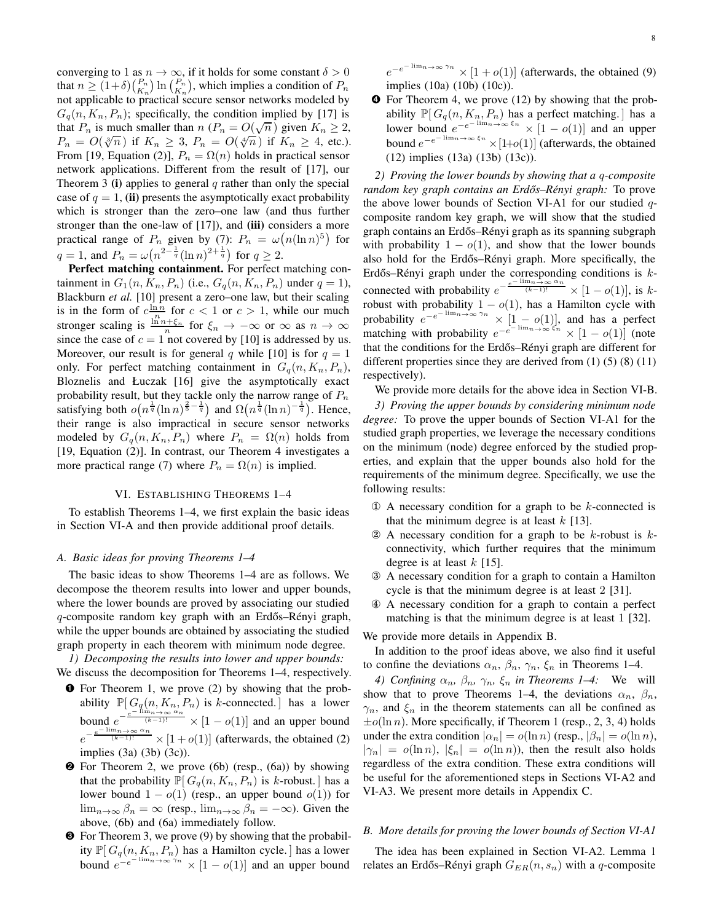converging to 1 as $n \to \infty$, if it holds for some constant $\delta > 0$ that $n \geq (1+\delta)\binom{P_n}{K_n} \ln \binom{P_n}{K_n}$, which implies a condition of $P_n$ not applicable to practical secure sensor networks modeled by $G_q(n, K_n, P_n)$; specifically, the condition implied by [17] is that $P_n$ is much smaller than $n$ ($P_n = O(\sqrt{n})$ given $K_n \geq 2$, $P_n = O(\sqrt[3]{n})$ if $K_n \geq 3$, $P_n = O(\sqrt[4]{n})$ if $K_n \geq 4$, etc.). From [19, Equation (2)], $P_n = \Omega(n)$ holds in practical sensor network applications. Different from the result of [17], our Theorem 3 **(i)** applies to general $q$ rather than only the special case of $q = 1$, **(ii)** presents the asymptotically exact probability which is stronger than the zero–one law (and thus further stronger than the one-law of [17]), and **(iii)** considers a more practical range of $P_n$ given by (7): $P_n = \omega\big(n(\ln n)^5\big)$ for $q = 1$, and $P_n = \omega\big(n^{2-\frac{1}{q}}(\ln n)^{2+\frac{1}{q}}\big)$ for $q \geq 2$.

**Perfect matching containment.** For perfect matching containment in $G_1(n, K_n, P_n)$ (i.e., $G_q(n, K_n, P_n)$ under $q = 1$), Blackburn *et al.* [10] present a zero–one law, but their scaling is in the form of $c\frac{\ln n}{n}$ for $c < 1$ or $c > 1$, while our much stronger scaling is $\frac{\ln n + \xi_n}{n}$ for $\xi_n \to -\infty$ or $\infty$ as $n \to \infty$ since the case of $c = 1$ not covered by [10] is addressed by us. Moreover, our result is for general $q$ while [10] is for $q = 1$ only. For perfect matching containment in $G_q(n, K_n, P_n)$, Bloznelis and Łuczak [16] give the asymptotically exact probability result, but they tackle only the narrow range of $P_n$ satisfying both $o\big(n^{\frac{1}{q}}(\ln n)^{\frac{2}{5}-\frac{1}{q}}\big)$ and $\Omega\big(n^{\frac{1}{q}}(\ln n)^{-\frac{1}{q}}\big)$. Hence, their range is also impractical in secure sensor networks modeled by $G_q(n, K_n, P_n)$ where $P_n = \Omega(n)$ holds from [19, Equation (2)]. In contrast, our Theorem 4 investigates a more practical range (7) where $P_n = \Omega(n)$ is implied.

## VI. Establishing Theorems 1–4

To establish Theorems 1–4, we first explain the basic ideas in Section VI-A and then provide additional proof details.

### A. Basic ideas for proving Theorems 1–4

The basic ideas to show Theorems 1–4 are as follows. We decompose the theorem results into lower and upper bounds, where the lower bounds are proved by associating our studied $q$-composite random key graph with an Erdős–Rényi graph, while the upper bounds are obtained by associating the studied graph property in each theorem with minimum node degree.

*1) Decomposing the results into lower and upper bounds:* We discuss the decomposition for Theorems 1–4, respectively.

- ❶ For Theorem 1, we prove (2) by showing that the probability $\mathbb{P}[\,G_q(n, K_n, P_n) \text{ is } k\text{-connected.}\,]$ has a lower bound $e^{-\frac{e^{-\lim_{n\to\infty}\alpha_n}}{(k-1)!}} \times [1 - o(1)]$ and an upper bound $e^{-\frac{e^{-\lim_{n\to\infty}\alpha_n}}{(k-1)!}} \times [1 + o(1)]$ (afterwards, the obtained (2) implies (3a) (3b) (3c)).
- ❷ For Theorem 2, we prove (6b) (resp., (6a)) by showing that the probability $\mathbb{P}[\,G_q(n, K_n, P_n) \text{ is } k\text{-robust.}\,]$ has a lower bound $1 - o(1)$ (resp., an upper bound $o(1)$) for $\lim_{n\to\infty}\beta_n = \infty$ (resp., $\lim_{n\to\infty}\beta_n = -\infty$). Given the above, (6b) and (6a) immediately follow.
- ❸ For Theorem 3, we prove (9) by showing that the probability $\mathbb{P}[\,G_q(n, K_n, P_n) \text{ has a Hamilton cycle.}\,]$ has a lower bound $e^{-e^{-\lim_{n\to\infty}\gamma_n}} \times [1 - o(1)]$ and an upper bound $e^{-e^{-\lim_{n\to\infty}\gamma_n}} \times [1 + o(1)]$ (afterwards, the obtained (9) implies (10a) (10b) (10c)).
- ❹ For Theorem 4, we prove (12) by showing that the probability $\mathbb{P}[\,G_q(n, K_n, P_n) \text{ has a perfect matching.}\,]$ has a lower bound $e^{-e^{-\lim_{n\to\infty}\xi_n}} \times [1 - o(1)]$ and an upper bound $e^{-e^{-\lim_{n\to\infty}\xi_n}} \times [1+o(1)]$ (afterwards, the obtained (12) implies (13a) (13b) (13c)).

*2) Proving the lower bounds by showing that a $q$-composite random key graph contains an Erdős–Rényi graph:* To prove the above lower bounds of Section VI-A1 for our studied $q$-composite random key graph, we will show that the studied graph contains an Erdős–Rényi graph as its spanning subgraph with probability $1 - o(1)$, and show that the lower bounds also hold for the Erdős–Rényi graph. More specifically, the Erdős–Rényi graph under the corresponding conditions is $k$-connected with probability $e^{-\frac{e^{-\lim_{n\to\infty}\alpha_n}}{(k-1)!}} \times [1 - o(1)]$, is $k$-robust with probability $1 - o(1)$, has a Hamilton cycle with probability $e^{-e^{-\lim_{n\to\infty}\gamma_n}} \times [1 - o(1)]$, and has a perfect matching with probability $e^{-e^{-\lim_{n\to\infty}\xi_n}} \times [1 - o(1)]$ (note that the conditions for the Erdős–Rényi graph are different for different properties since they are derived from (1) (5) (8) (11) respectively).

We provide more details for the above idea in Section VI-B.

*3) Proving the upper bounds by considering minimum node degree:* To prove the upper bounds of Section VI-A1 for the studied graph properties, we leverage the necessary conditions on the minimum (node) degree enforced by the studied properties, and explain that the upper bounds also hold for the requirements of the minimum degree. Specifically, we use the following results:

- ① A necessary condition for a graph to be $k$-connected is that the minimum degree is at least $k$ [13].
- ② A necessary condition for a graph to be $k$-robust is $k$-connectivity, which further requires that the minimum degree is at least $k$ [15].
- ③ A necessary condition for a graph to contain a Hamilton cycle is that the minimum degree is at least 2 [31].
- ④ A necessary condition for a graph to contain a perfect matching is that the minimum degree is at least 1 [32].

We provide more details in Appendix B.

In addition to the proof ideas above, we also find it useful to confine the deviations $\alpha_n$, $\beta_n$, $\gamma_n$, $\xi_n$ in Theorems 1–4.

*4) Confining $\alpha_n$, $\beta_n$, $\gamma_n$, $\xi_n$ in Theorems 1–4:* We will show that to prove Theorems 1–4, the deviations $\alpha_n$, $\beta_n$, $\gamma_n$, and $\xi_n$ in the theorem statements can all be confined as $\pm o(\ln n)$. More specifically, if Theorem 1 (resp., 2, 3, 4) holds under the extra condition $|\alpha_n| = o(\ln n)$ (resp., $|\beta_n| = o(\ln n)$, $|\gamma_n| = o(\ln n)$, $|\xi_n| = o(\ln n)$), then the result also holds regardless of the extra condition. These extra conditions will be useful for the aforementioned steps in Sections VI-A2 and VI-A3. We present more details in Appendix C.

### B. More details for proving the lower bounds of Section VI-A1

The idea has been explained in Section VI-A2. Lemma 1 relates an Erdős–Rényi graph $G_{ER}(n, s_n)$ with a $q$-composite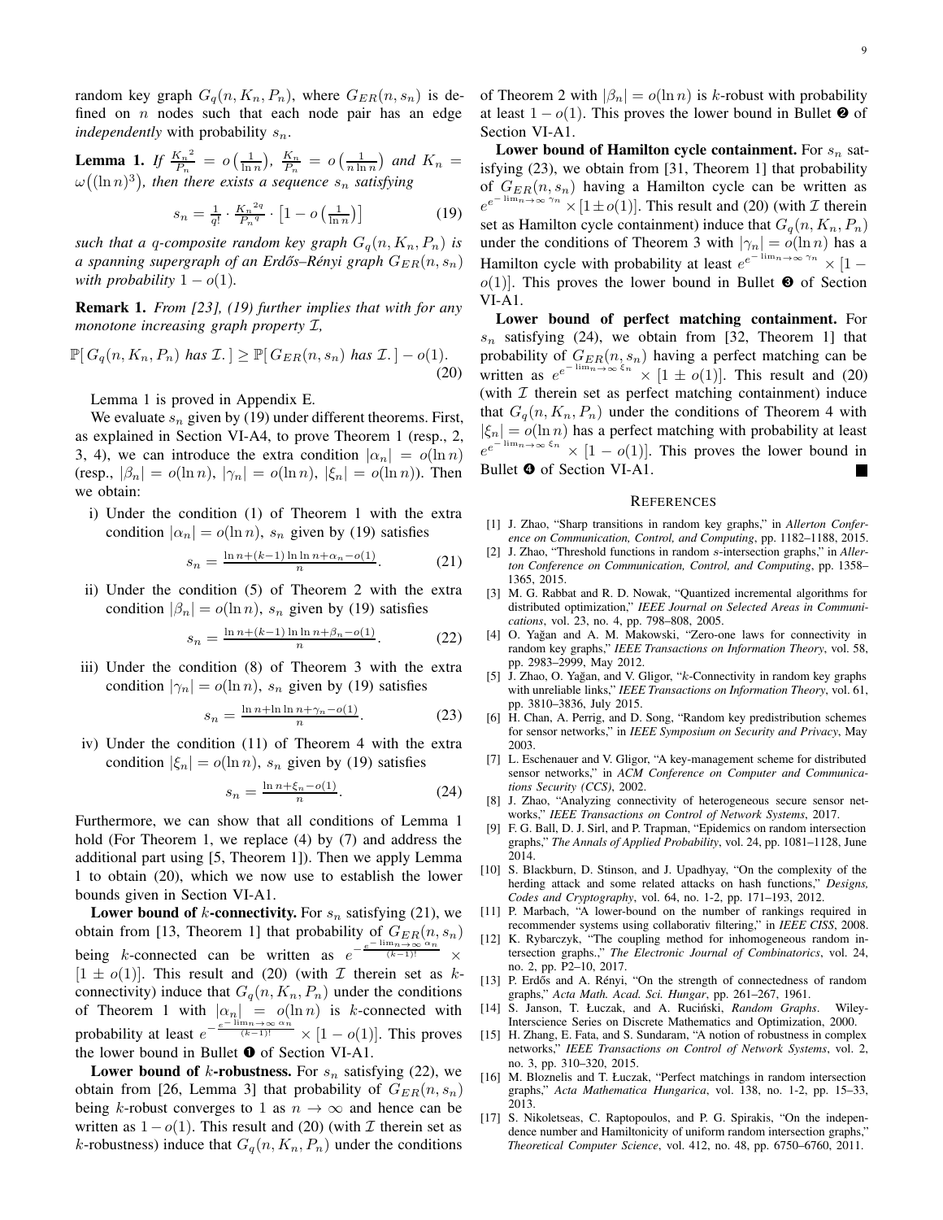random key graph $G_q(n, K_n, P_n)$, where $G_{ER}(n, s_n)$ is defined on $n$ nodes such that each node pair has an edge *independently* with probability $s_n$.

**Lemma 1.** *If* $\frac{{K_n}^2}{P_n} = o\big(\frac{1}{\ln n}\big)$, $\frac{K_n}{P_n} = o\big(\frac{1}{n \ln n}\big)$ *and* $K_n = \omega\big((\ln n)^3\big)$*, then there exists a sequence* $s_n$ *satisfying*

$$s_n = \tfrac{1}{q!} \cdot \tfrac{{K_n}^{2q}}{{P_n}^q} \cdot \big[1 - o\big(\tfrac{1}{\ln n}\big)\big] \tag{19}$$

*such that a* $q$*-composite random key graph* $G_q(n, K_n, P_n)$ *is a spanning supergraph of an Erdős–Rényi graph* $G_{ER}(n, s_n)$ *with probability* $1 - o(1)$.

**Remark 1.** *From [23], (19) further implies that with for any monotone increasing graph property* $\mathcal{I}$,

$$\mathbb{P}[\, G_q(n, K_n, P_n) \text{ has } \mathcal{I}.\,] \geq \mathbb{P}[\, G_{ER}(n, s_n) \text{ has } \mathcal{I}.\,] - o(1). \tag{20}$$

Lemma 1 is proved in Appendix E.

We evaluate $s_n$ given by (19) under different theorems. First, as explained in Section VI-A4, to prove Theorem 1 (resp., 2, 3, 4), we can introduce the extra condition $|\alpha_n| = o(\ln n)$ (resp., $|\beta_n| = o(\ln n)$, $|\gamma_n| = o(\ln n)$, $|\xi_n| = o(\ln n)$). Then we obtain:

i) Under the condition (1) of Theorem 1 with the extra condition $|\alpha_n| = o(\ln n)$, $s_n$ given by (19) satisfies

$$s_n = \tfrac{\ln n + (k-1)\ln \ln n + \alpha_n - o(1)}{n}. \tag{21}$$

ii) Under the condition (5) of Theorem 2 with the extra condition $|\beta_n| = o(\ln n)$, $s_n$ given by (19) satisfies

$$s_n = \tfrac{\ln n + (k-1)\ln \ln n + \beta_n - o(1)}{n}. \tag{22}$$

iii) Under the condition (8) of Theorem 3 with the extra condition $|\gamma_n| = o(\ln n)$, $s_n$ given by (19) satisfies

$$s_n = \tfrac{\ln n + \ln \ln n + \gamma_n - o(1)}{n}. \tag{23}$$

iv) Under the condition (11) of Theorem 4 with the extra condition $|\xi_n| = o(\ln n)$, $s_n$ given by (19) satisfies

$$s_n = \tfrac{\ln n + \xi_n - o(1)}{n}. \tag{24}$$

Furthermore, we can show that all conditions of Lemma 1 hold (For Theorem 1, we replace (4) by (7) and address the additional part using [5, Theorem 1]). Then we apply Lemma 1 to obtain (20), which we now use to establish the lower bounds given in Section VI-A1.

**Lower bound of $k$-connectivity.** For $s_n$ satisfying (21), we obtain from [13, Theorem 1] that probability of $G_{ER}(n, s_n)$ being $k$-connected can be written as $e^{-\frac{e^{-\lim_{n\to\infty}\alpha_n}}{(k-1)!}} \times [1 \pm o(1)]$. This result and (20) (with $\mathcal{I}$ therein set as $k$-connectivity) induce that $G_q(n, K_n, P_n)$ under the conditions of Theorem 1 with $|\alpha_n| = o(\ln n)$ is $k$-connected with probability at least $e^{-\frac{e^{-\lim_{n\to\infty}\alpha_n}}{(k-1)!}} \times [1 - o(1)]$. This proves the lower bound in Bullet ❶ of Section VI-A1.

**Lower bound of $k$-robustness.** For $s_n$ satisfying (22), we obtain from [26, Lemma 3] that probability of $G_{ER}(n, s_n)$ being $k$-robust converges to 1 as $n \to \infty$ and hence can be written as $1 - o(1)$. This result and (20) (with $\mathcal{I}$ therein set as $k$-robustness) induce that $G_q(n, K_n, P_n)$ under the conditions of Theorem 2 with $|\beta_n| = o(\ln n)$ is $k$-robust with probability at least $1 - o(1)$. This proves the lower bound in Bullet ❷ of Section VI-A1.

**Lower bound of Hamilton cycle containment.** For $s_n$ satisfying (23), we obtain from [31, Theorem 1] that probability of $G_{ER}(n, s_n)$ having a Hamilton cycle can be written as $e^{e^{-\lim_{n\to\infty}\gamma_n}} \times [1 \pm o(1)]$. This result and (20) (with $\mathcal{I}$ therein set as Hamilton cycle containment) induce that $G_q(n, K_n, P_n)$ under the conditions of Theorem 3 with $|\gamma_n| = o(\ln n)$ has a Hamilton cycle with probability at least $e^{e^{-\lim_{n\to\infty}\gamma_n}} \times [1 - o(1)]$. This proves the lower bound in Bullet ❸ of Section VI-A1.

**Lower bound of perfect matching containment.** For $s_n$ satisfying (24), we obtain from [32, Theorem 1] that probability of $G_{ER}(n, s_n)$ having a perfect matching can be written as $e^{e^{-\lim_{n\to\infty}\xi_n}} \times [1 \pm o(1)]$. This result and (20) (with $\mathcal{I}$ therein set as perfect matching containment) induce that $G_q(n, K_n, P_n)$ under the conditions of Theorem 4 with $|\xi_n| = o(\ln n)$ has a perfect matching with probability at least $e^{e^{-\lim_{n\to\infty}\xi_n}} \times [1 - o(1)]$. This proves the lower bound in Bullet ❹ of Section VI-A1. ■

## REFERENCES

[1] J. Zhao, "Sharp transitions in random key graphs," in *Allerton Conference on Communication, Control, and Computing*, pp. 1182–1188, 2015.

[2] J. Zhao, "Threshold functions in random $s$-intersection graphs," in *Allerton Conference on Communication, Control, and Computing*, pp. 1358–1365, 2015.

[3] M. G. Rabbat and R. D. Nowak, "Quantized incremental algorithms for distributed optimization," *IEEE Journal on Selected Areas in Communications*, vol. 23, no. 4, pp. 798–808, 2005.

[4] O. Yağan and A. M. Makowski, "Zero-one laws for connectivity in random key graphs," *IEEE Transactions on Information Theory*, vol. 58, pp. 2983–2999, May 2012.

[5] J. Zhao, O. Yağan, and V. Gligor, "$k$-Connectivity in random key graphs with unreliable links," *IEEE Transactions on Information Theory*, vol. 61, pp. 3810–3836, July 2015.

[6] H. Chan, A. Perrig, and D. Song, "Random key predistribution schemes for sensor networks," in *IEEE Symposium on Security and Privacy*, May 2003.

[7] L. Eschenauer and V. Gligor, "A key-management scheme for distributed sensor networks," in *ACM Conference on Computer and Communications Security (CCS)*, 2002.

[8] J. Zhao, "Analyzing connectivity of heterogeneous secure sensor networks," *IEEE Transactions on Control of Network Systems*, 2017.

[9] F. G. Ball, D. J. Sirl, and P. Trapman, "Epidemics on random intersection graphs," *The Annals of Applied Probability*, vol. 24, pp. 1081–1128, June 2014.

[10] S. Blackburn, D. Stinson, and J. Upadhyay, "On the complexity of the herding attack and some related attacks on hash functions," *Designs, Codes and Cryptography*, vol. 64, no. 1-2, pp. 171–193, 2012.

[11] P. Marbach, "A lower-bound on the number of rankings required in recommender systems using collaborativ filtering," in *IEEE CISS*, 2008.

[12] K. Rybarczyk, "The coupling method for inhomogeneous random intersection graphs.," *The Electronic Journal of Combinatorics*, vol. 24, no. 2, pp. P2–10, 2017.

[13] P. Erdős and A. Rényi, "On the strength of connectedness of random graphs," *Acta Math. Acad. Sci. Hungar*, pp. 261–267, 1961.

[14] S. Janson, T. Łuczak, and A. Ruciński, *Random Graphs*. Wiley-Interscience Series on Discrete Mathematics and Optimization, 2000.

[15] H. Zhang, E. Fata, and S. Sundaram, "A notion of robustness in complex networks," *IEEE Transactions on Control of Network Systems*, vol. 2, no. 3, pp. 310–320, 2015.

[16] M. Bloznelis and T. Łuczak, "Perfect matchings in random intersection graphs," *Acta Mathematica Hungarica*, vol. 138, no. 1-2, pp. 15–33, 2013.

[17] S. Nikoletseas, C. Raptopoulos, and P. G. Spirakis, "On the independence number and Hamiltonicity of uniform random intersection graphs," *Theoretical Computer Science*, vol. 412, no. 48, pp. 6750–6760, 2011.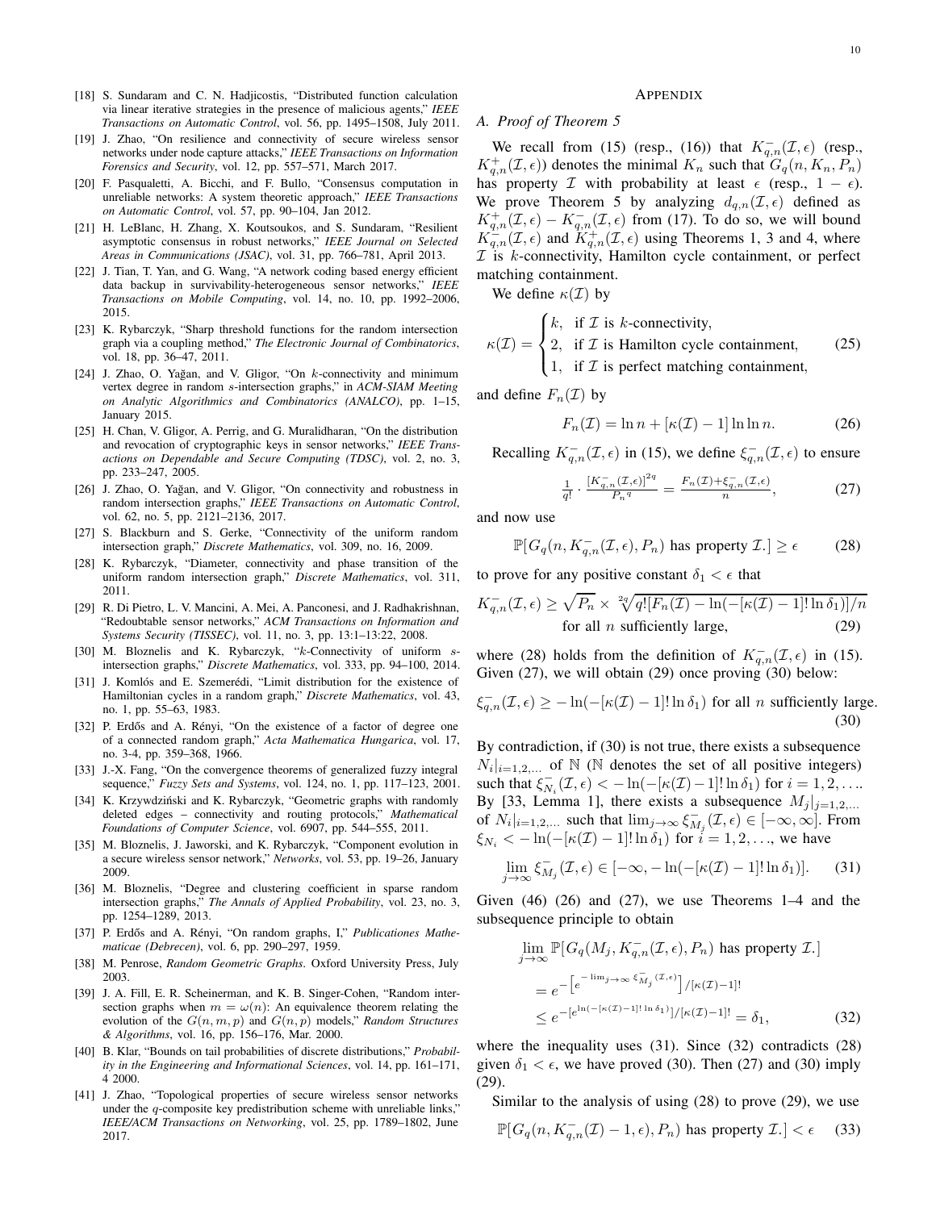[18] S. Sundaram and C. N. Hadjicostis, "Distributed function calculation via linear iterative strategies in the presence of malicious agents," *IEEE Transactions on Automatic Control*, vol. 56, pp. 1495–1508, July 2011.

[19] J. Zhao, "On resilience and connectivity of secure wireless sensor networks under node capture attacks," *IEEE Transactions on Information Forensics and Security*, vol. 12, pp. 557–571, March 2017.

[20] F. Pasqualetti, A. Bicchi, and F. Bullo, "Consensus computation in unreliable networks: A system theoretic approach," *IEEE Transactions on Automatic Control*, vol. 57, pp. 90–104, Jan 2012.

[21] H. LeBlanc, H. Zhang, X. Koutsoukos, and S. Sundaram, "Resilient asymptotic consensus in robust networks," *IEEE Journal on Selected Areas in Communications (JSAC)*, vol. 31, pp. 766–781, April 2013.

[22] J. Tian, T. Yan, and G. Wang, "A network coding based energy efficient data backup in survivability-heterogeneous sensor networks," *IEEE Transactions on Mobile Computing*, vol. 14, no. 10, pp. 1992–2006, 2015.

[23] K. Rybarczyk, "Sharp threshold functions for the random intersection graph via a coupling method," *The Electronic Journal of Combinatorics*, vol. 18, pp. 36–47, 2011.

[24] J. Zhao, O. Yağan, and V. Gligor, "On $k$-connectivity and minimum vertex degree in random $s$-intersection graphs," in *ACM-SIAM Meeting on Analytic Algorithmics and Combinatorics (ANALCO)*, pp. 1–15, January 2015.

[25] H. Chan, V. Gligor, A. Perrig, and G. Muralidharan, "On the distribution and revocation of cryptographic keys in sensor networks," *IEEE Transactions on Dependable and Secure Computing (TDSC)*, vol. 2, no. 3, pp. 233–247, 2005.

[26] J. Zhao, O. Yağan, and V. Gligor, "On connectivity and robustness in random intersection graphs," *IEEE Transactions on Automatic Control*, vol. 62, no. 5, pp. 2121–2136, 2017.

[27] S. Blackburn and S. Gerke, "Connectivity of the uniform random intersection graph," *Discrete Mathematics*, vol. 309, no. 16, 2009.

[28] K. Rybarczyk, "Diameter, connectivity and phase transition of the uniform random intersection graph," *Discrete Mathematics*, vol. 311, 2011.

[29] R. Di Pietro, L. V. Mancini, A. Mei, A. Panconesi, and J. Radhakrishnan, "Redoubtable sensor networks," *ACM Transactions on Information and Systems Security (TISSEC)*, vol. 11, no. 3, pp. 13:1–13:22, 2008.

[30] M. Bloznelis and K. Rybarczyk, "$k$-Connectivity of uniform $s$-intersection graphs," *Discrete Mathematics*, vol. 333, pp. 94–100, 2014.

[31] J. Komlós and E. Szemerédi, "Limit distribution for the existence of Hamiltonian cycles in a random graph," *Discrete Mathematics*, vol. 43, no. 1, pp. 55–63, 1983.

[32] P. Erdős and A. Rényi, "On the existence of a factor of degree one of a connected random graph," *Acta Mathematica Hungarica*, vol. 17, no. 3-4, pp. 359–368, 1966.

[33] J.-X. Fang, "On the convergence theorems of generalized fuzzy integral sequence," *Fuzzy Sets and Systems*, vol. 124, no. 1, pp. 117–123, 2001.

[34] K. Krzywdziński and K. Rybarczyk, "Geometric graphs with randomly deleted edges – connectivity and routing protocols," *Mathematical Foundations of Computer Science*, vol. 6907, pp. 544–555, 2011.

[35] M. Bloznelis, J. Jaworski, and K. Rybarczyk, "Component evolution in a secure wireless sensor network," *Networks*, vol. 53, pp. 19–26, January 2009.

[36] M. Bloznelis, "Degree and clustering coefficient in sparse random intersection graphs," *The Annals of Applied Probability*, vol. 23, no. 3, pp. 1254–1289, 2013.

[37] P. Erdős and A. Rényi, "On random graphs, I," *Publicationes Mathematicae (Debrecen)*, vol. 6, pp. 290–297, 1959.

[38] M. Penrose, *Random Geometric Graphs*. Oxford University Press, July 2003.

[39] J. A. Fill, E. R. Scheinerman, and K. B. Singer-Cohen, "Random intersection graphs when $m = \omega(n)$: An equivalence theorem relating the evolution of the $G(n, m, p)$ and $G(n, p)$ models," *Random Structures & Algorithms*, vol. 16, pp. 156–176, Mar. 2000.

[40] B. Klar, "Bounds on tail probabilities of discrete distributions," *Probability in the Engineering and Informational Sciences*, vol. 14, pp. 161–171, 4 2000.

[41] J. Zhao, "Topological properties of secure wireless sensor networks under the $q$-composite key predistribution scheme with unreliable links," *IEEE/ACM Transactions on Networking*, vol. 25, pp. 1789–1802, June 2017.

## APPENDIX

### A. Proof of Theorem 5

We recall from (15) (resp., (16)) that $K_{q,n}^{-}(\mathcal{I}, \epsilon)$ (resp., $K_{q,n}^{+}(\mathcal{I}, \epsilon)$) denotes the minimal $K_n$ such that $G_q(n, K_n, P_n)$ has property $\mathcal{I}$ with probability at least $\epsilon$ (resp., $1 - \epsilon$). We prove Theorem 5 by analyzing $d_{q,n}(\mathcal{I}, \epsilon)$ defined as $K_{q,n}^{+}(\mathcal{I}, \epsilon) - K_{q,n}^{-}(\mathcal{I}, \epsilon)$ from (17). To do so, we will bound $K_{q,n}^{-}(\mathcal{I}, \epsilon)$ and $K_{q,n}^{+}(\mathcal{I}, \epsilon)$ using Theorems 1, 3 and 4, where $\mathcal{I}$ is $k$-connectivity, Hamilton cycle containment, or perfect matching containment.

We define $\kappa(\mathcal{I})$ by

$$\kappa(\mathcal{I}) = \begin{cases} k, & \text{if } \mathcal{I} \text{ is } k\text{-connectivity}, \\ 2, & \text{if } \mathcal{I} \text{ is Hamilton cycle containment}, \\ 1, & \text{if } \mathcal{I} \text{ is perfect matching containment}, \end{cases} \tag{25}$$

and define $F_n(\mathcal{I})$ by

$$F_n(\mathcal{I}) = \ln n + [\kappa(\mathcal{I}) - 1] \ln \ln n. \tag{26}$$

Recalling $K_{q,n}^{-}(\mathcal{I}, \epsilon)$ in (15), we define $\xi_{q,n}^{-}(\mathcal{I}, \epsilon)$ to ensure

$$\frac{1}{q!} \cdot \frac{[K_{q,n}^{-}(\mathcal{I}, \epsilon)]^{2q}}{{P_n}^q} = \frac{F_n(\mathcal{I}) + \xi_{q,n}^{-}(\mathcal{I}, \epsilon)}{n}, \tag{27}$$

and now use

$$\mathbb{P}[G_q(n, K_{q,n}^{-}(\mathcal{I}, \epsilon), P_n) \text{ has property } \mathcal{I}.] \geq \epsilon \tag{28}$$

to prove for any positive constant $\delta_1 < \epsilon$ that

$$K_{q,n}^{-}(\mathcal{I}, \epsilon) \geq \sqrt{P_n} \times \sqrt[2q]{q![F_n(\mathcal{I}) - \ln(-[\kappa(\mathcal{I}) - 1]! \ln \delta_1)]/n} \quad \text{for all } n \text{ sufficiently large}, \tag{29}$$

where (28) holds from the definition of $K_{q,n}^{-}(\mathcal{I}, \epsilon)$ in (15). Given (27), we will obtain (29) once proving (30) below:

$$\xi_{q,n}^{-}(\mathcal{I}, \epsilon) \geq -\ln(-[\kappa(\mathcal{I}) - 1]! \ln \delta_1) \text{ for all } n \text{ sufficiently large}. \tag{30}$$

By contradiction, if (30) is not true, there exists a subsequence $N_i|_{i=1,2,\ldots}$ of $\mathbb{N}$ ($\mathbb{N}$ denotes the set of all positive integers) such that $\xi_{N_i}^{-}(\mathcal{I}, \epsilon) < -\ln(-[\kappa(\mathcal{I})-1]! \ln \delta_1)$ for $i = 1, 2, \ldots$. By [33, Lemma 1], there exists a subsequence $M_j|_{j=1,2,\ldots}$ of $N_i|_{i=1,2,\ldots}$ such that $\lim_{j\to\infty} \xi_{M_j}^{-}(\mathcal{I}, \epsilon) \in [-\infty, \infty]$. From $\xi_{N_i} < -\ln(-[\kappa(\mathcal{I}) - 1]! \ln \delta_1)$ for $i = 1, 2, \ldots$, we have

$$\lim_{j\to\infty} \xi_{M_j}^{-}(\mathcal{I}, \epsilon) \in [-\infty, -\ln(-[\kappa(\mathcal{I}) - 1]! \ln \delta_1)]. \tag{31}$$

Given (46) (26) and (27), we use Theorems 1–4 and the subsequence principle to obtain

$$\begin{aligned} &\lim_{j\to\infty} \mathbb{P}[G_q(M_j, K_{q,n}^{-}(\mathcal{I}, \epsilon), P_n) \text{ has property } \mathcal{I}.] \\ &= e^{-\left[e^{-\lim_{j\to\infty} \xi_{M_j}^{-}(\mathcal{I},\epsilon)}\right]/[\kappa(\mathcal{I})-1]!} \\ &\leq e^{-[e^{\ln(-[\kappa(\mathcal{I})-1]! \ln \delta_1)}]/[\kappa(\mathcal{I})-1]!} = \delta_1, \end{aligned} \tag{32}$$

where the inequality uses (31). Since (32) contradicts (28) given $\delta_1 < \epsilon$, we have proved (30). Then (27) and (30) imply (29).

Similar to the analysis of using (28) to prove (29), we use

$$\mathbb{P}[G_q(n, K_{q,n}^{-}(\mathcal{I}) - 1, \epsilon), P_n) \text{ has property } \mathcal{I}.] < \epsilon \tag{33}$$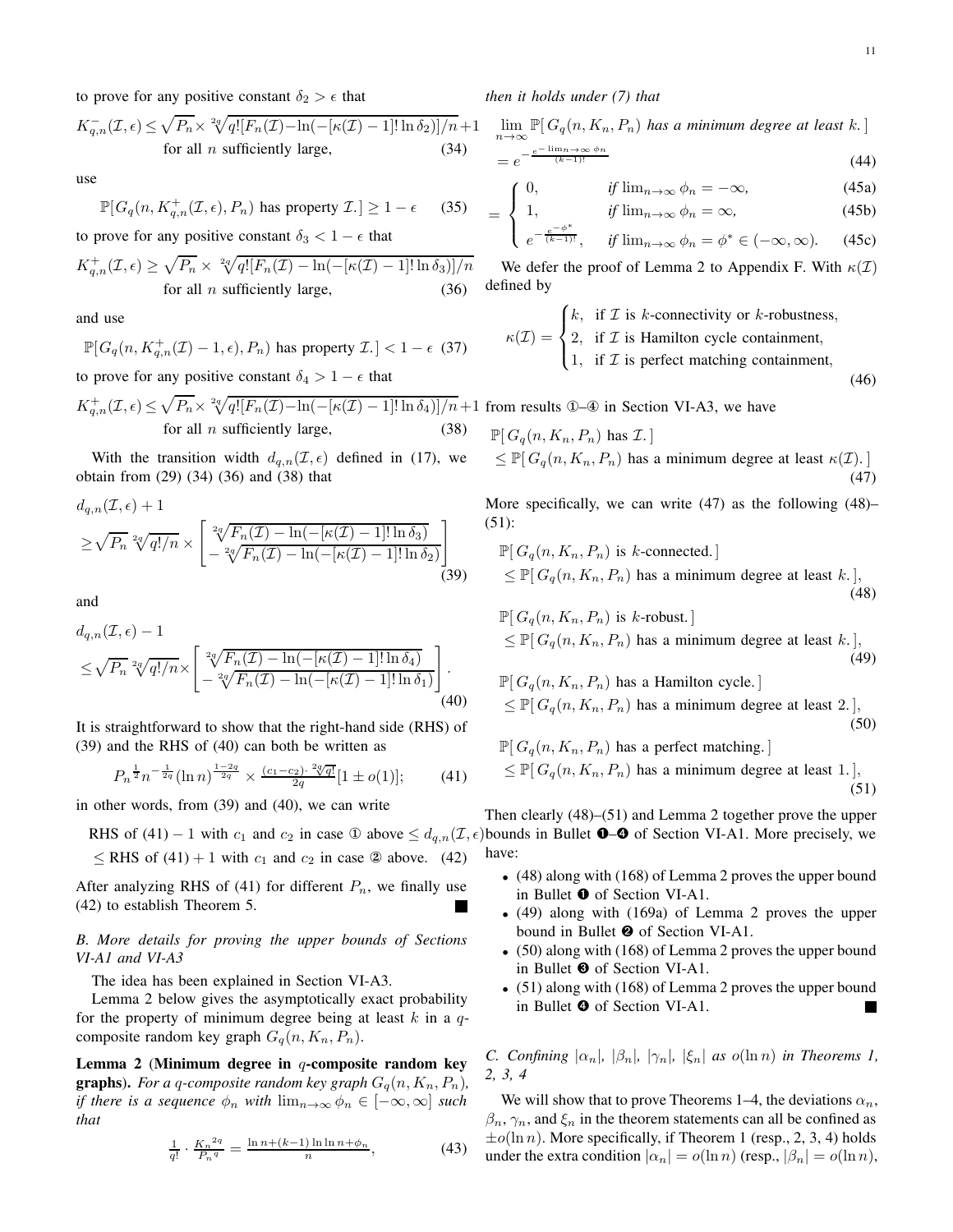to prove for any positive constant $\delta_2 > \epsilon$ that

$$K^-_{q,n}(\mathcal{I}, \epsilon) \leq \sqrt{P_n} \times \sqrt[2q]{q![F_n(\mathcal{I}) - \ln(-[\kappa(\mathcal{I})-1]! \ln \delta_2)]/n} + 1 \quad \text{for all } n \text{ sufficiently large,} \tag{34}$$

use

$$\mathbb{P}[G_q(n, K^+_{q,n}(\mathcal{I}, \epsilon), P_n) \text{ has property } \mathcal{I}.] \geq 1 - \epsilon \tag{35}$$

to prove for any positive constant $\delta_3 < 1 - \epsilon$ that

$$K^+_{q,n}(\mathcal{I}, \epsilon) \geq \sqrt{P_n} \times \sqrt[2q]{q![F_n(\mathcal{I}) - \ln(-[\kappa(\mathcal{I})-1]! \ln \delta_3)]/n} \quad \text{for all } n \text{ sufficiently large,} \tag{36}$$

and use

$$\mathbb{P}[G_q(n, K^+_{q,n}(\mathcal{I}) - 1, \epsilon), P_n) \text{ has property } \mathcal{I}.] < 1 - \epsilon \tag{37}$$

to prove for any positive constant $\delta_4 > 1 - \epsilon$ that

$$K^+_{q,n}(\mathcal{I}, \epsilon) \leq \sqrt{P_n} \times \sqrt[2q]{q![F_n(\mathcal{I}) - \ln(-[\kappa(\mathcal{I})-1]! \ln \delta_4)]/n} + 1 \quad \text{for all } n \text{ sufficiently large,} \tag{38}$$

With the transition width $d_{q,n}(\mathcal{I}, \epsilon)$ defined in (17), we obtain from (29) (34) (36) and (38) that

$$d_{q,n}(\mathcal{I}, \epsilon) + 1 \geq \sqrt{P_n} \sqrt[2q]{q!/n} \times \begin{bmatrix} \sqrt[2q]{F_n(\mathcal{I}) - \ln(-[\kappa(\mathcal{I})-1]! \ln \delta_3)} \\ - \sqrt[2q]{F_n(\mathcal{I}) - \ln(-[\kappa(\mathcal{I})-1]! \ln \delta_2)} \end{bmatrix} \tag{39}$$

and

$$d_{q,n}(\mathcal{I}, \epsilon) - 1 \leq \sqrt{P_n} \sqrt[2q]{q!/n} \times \begin{bmatrix} \sqrt[2q]{F_n(\mathcal{I}) - \ln(-[\kappa(\mathcal{I})-1]! \ln \delta_4)} \\ - \sqrt[2q]{F_n(\mathcal{I}) - \ln(-[\kappa(\mathcal{I})-1]! \ln \delta_1)} \end{bmatrix}. \tag{40}$$

It is straightforward to show that the right-hand side (RHS) of (39) and the RHS of (40) can both be written as

$$P_n^{\frac{1}{2}} n^{-\frac{1}{2q}} (\ln n)^{\frac{1-2q}{2q}} \times \frac{(c_1 - c_2) \cdot \sqrt[2q]{q!}}{2q} [1 \pm o(1)]; \tag{41}$$

in other words, from (39) and (40), we can write

$$\text{RHS of (41)} - 1 \text{ with } c_1 \text{ and } c_2 \text{ in case ① above} \leq d_{q,n}(\mathcal{I}, \epsilon) \leq \text{RHS of (41)} + 1 \text{ with } c_1 \text{ and } c_2 \text{ in case ② above.} \tag{42}$$

After analyzing RHS of (41) for different $P_n$, we finally use (42) to establish Theorem 5. ■

### B. More details for proving the upper bounds of Sections VI-A1 and VI-A3

The idea has been explained in Section VI-A3.

Lemma 2 below gives the asymptotically exact probability for the property of minimum degree being at least $k$ in a $q$-composite random key graph $G_q(n, K_n, P_n)$.

**Lemma 2** (**Minimum degree in $q$-composite random key graphs**). *For a $q$-composite random key graph $G_q(n, K_n, P_n)$, if there is a sequence $\phi_n$ with $\lim_{n\to\infty} \phi_n \in [-\infty, \infty]$ such that*

$$\frac{1}{q!} \cdot \frac{K_n{}^{2q}}{P_n{}^q} = \frac{\ln n + (k-1) \ln \ln n + \phi_n}{n}, \tag{43}$$

*then it holds under (7) that*

$$\lim_{n\to\infty} \mathbb{P}[G_q(n, K_n, P_n) \textit{ has a minimum degree at least } k.] = e^{-\frac{e^{-\lim_{n\to\infty} \phi_n}}{(k-1)!}} \tag{44}$$

$$= \begin{cases} 0, & \textit{if } \lim_{n\to\infty} \phi_n = -\infty, & (45a) \\ 1, & \textit{if } \lim_{n\to\infty} \phi_n = \infty, & (45b) \\ e^{-\frac{e^{-\phi^*}}{(k-1)!}}, & \textit{if } \lim_{n\to\infty} \phi_n = \phi^* \in (-\infty, \infty). & (45c) \end{cases}$$

We defer the proof of Lemma 2 to Appendix F. With $\kappa(\mathcal{I})$ defined by

$$\kappa(\mathcal{I}) = \begin{cases} k, & \text{if } \mathcal{I} \text{ is } k\text{-connectivity or } k\text{-robustness,} \\ 2, & \text{if } \mathcal{I} \text{ is Hamilton cycle containment,} \\ 1, & \text{if } \mathcal{I} \text{ is perfect matching containment,} \end{cases} \tag{46}$$

from results ①–④ in Section VI-A3, we have

$$\mathbb{P}[G_q(n, K_n, P_n) \text{ has } \mathcal{I}.] \leq \mathbb{P}[G_q(n, K_n, P_n) \text{ has a minimum degree at least } \kappa(\mathcal{I}).] \tag{47}$$

More specifically, we can write (47) as the following (48)–(51):

$$\mathbb{P}[G_q(n, K_n, P_n) \text{ is } k\text{-connected.}] \leq \mathbb{P}[G_q(n, K_n, P_n) \text{ has a minimum degree at least } k.], \tag{48}$$

$$\mathbb{P}[G_q(n, K_n, P_n) \text{ is } k\text{-robust.}] \leq \mathbb{P}[G_q(n, K_n, P_n) \text{ has a minimum degree at least } k.], \tag{49}$$

$$\mathbb{P}[G_q(n, K_n, P_n) \text{ has a Hamilton cycle.}] \leq \mathbb{P}[G_q(n, K_n, P_n) \text{ has a minimum degree at least } 2.], \tag{50}$$

$$\mathbb{P}[G_q(n, K_n, P_n) \text{ has a perfect matching.}] \leq \mathbb{P}[G_q(n, K_n, P_n) \text{ has a minimum degree at least } 1.], \tag{51}$$

Then clearly (48)–(51) and Lemma 2 together prove the upper bounds in Bullet ❶–❹ of Section VI-A1. More precisely, we have:

- (48) along with (168) of Lemma 2 proves the upper bound in Bullet ❶ of Section VI-A1.
- (49) along with (169a) of Lemma 2 proves the upper bound in Bullet ❷ of Section VI-A1.
- (50) along with (168) of Lemma 2 proves the upper bound in Bullet ❸ of Section VI-A1.
- (51) along with (168) of Lemma 2 proves the upper bound in Bullet ❹ of Section VI-A1. ■

### C. Confining $|\alpha_n|$, $|\beta_n|$, $|\gamma_n|$, $|\xi_n|$ as $o(\ln n)$ in Theorems 1, 2, 3, 4

We will show that to prove Theorems 1–4, the deviations $\alpha_n$, $\beta_n$, $\gamma_n$, and $\xi_n$ in the theorem statements can all be confined as $\pm o(\ln n)$. More specifically, if Theorem 1 (resp., 2, 3, 4) holds under the extra condition $|\alpha_n| = o(\ln n)$ (resp., $|\beta_n| = o(\ln n)$,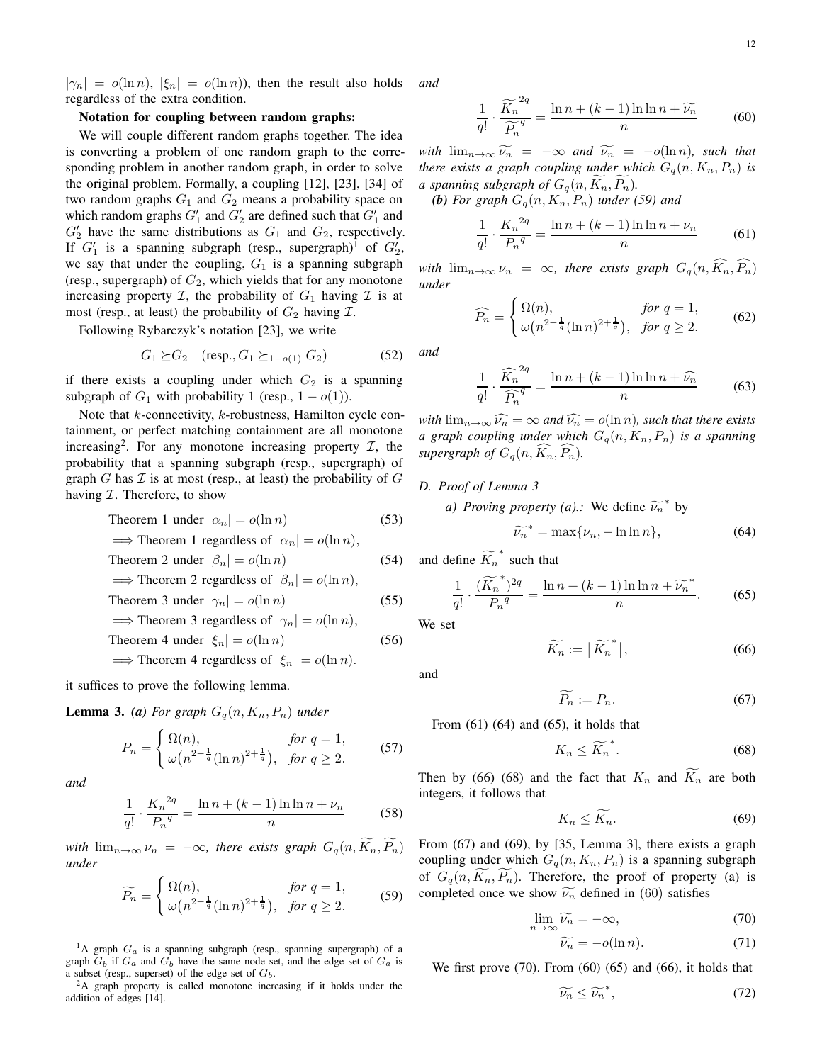$|\gamma_n| = o(\ln n)$, $|\xi_n| = o(\ln n)$), then the result also holds regardless of the extra condition.

**Notation for coupling between random graphs:**

We will couple different random graphs together. The idea is converting a problem of one random graph to the corresponding problem in another random graph, in order to solve the original problem. Formally, a coupling [12], [23], [34] of two random graphs $G_1$ and $G_2$ means a probability space on which random graphs $G_1'$ and $G_2'$ are defined such that $G_1'$ and $G_2'$ have the same distributions as $G_1$ and $G_2$, respectively. If $G_1'$ is a spanning subgraph (resp., supergraph)[1] of $G_2'$, we say that under the coupling, $G_1$ is a spanning subgraph (resp., supergraph) of $G_2$, which yields that for any monotone increasing property $\mathcal{I}$, the probability of $G_1$ having $\mathcal{I}$ is at most (resp., at least) the probability of $G_2$ having $\mathcal{I}$.

Following Rybarczyk's notation [23], we write

$$G_1 \succeq G_2 \quad (\text{resp.}, G_1 \succeq_{1-o(1)} G_2) \tag{52}$$

if there exists a coupling under which $G_2$ is a spanning subgraph of $G_1$ with probability 1 (resp., $1 - o(1)$).

Note that $k$-connectivity, $k$-robustness, Hamilton cycle containment, or perfect matching containment are all monotone increasing[2]. For any monotone increasing property $\mathcal{I}$, the probability that a spanning subgraph (resp., supergraph) of graph $G$ has $\mathcal{I}$ is at most (resp., at least) the probability of $G$ having $\mathcal{I}$. Therefore, to show

$$\text{Theorem 1 under } |\alpha_n| = o(\ln n) \tag{53}$$
$$\Longrightarrow \text{Theorem 1 regardless of } |\alpha_n| = o(\ln n),$$
$$\text{Theorem 2 under } |\beta_n| = o(\ln n) \tag{54}$$
$$\Longrightarrow \text{Theorem 2 regardless of } |\beta_n| = o(\ln n),$$
$$\text{Theorem 3 under } |\gamma_n| = o(\ln n) \tag{55}$$
$$\Longrightarrow \text{Theorem 3 regardless of } |\gamma_n| = o(\ln n),$$
$$\text{Theorem 4 under } |\xi_n| = o(\ln n) \tag{56}$$
$$\Longrightarrow \text{Theorem 4 regardless of } |\xi_n| = o(\ln n).$$

it suffices to prove the following lemma.

**Lemma 3.** ***(a)*** *For graph $G_q(n, K_n, P_n)$ under*

$$P_n = \begin{cases} \Omega(n), & \text{for } q = 1, \\ \omega\big(n^{2-\frac{1}{q}}(\ln n)^{2+\frac{1}{q}}\big), & \text{for } q \geq 2. \end{cases} \tag{57}$$

*and*

$$\frac{1}{q!} \cdot \frac{{K_n}^{2q}}{{P_n}^q} = \frac{\ln n + (k-1)\ln\ln n + \nu_n}{n} \tag{58}$$

*with $\lim_{n\to\infty} \nu_n = -\infty$, there exists graph $G_q(n, \widetilde{K_n}, \widetilde{P_n})$ under*

$$\widetilde{P_n} = \begin{cases} \Omega(n), & \text{for } q = 1, \\ \omega\big(n^{2-\frac{1}{q}}(\ln n)^{2+\frac{1}{q}}\big), & \text{for } q \geq 2. \end{cases} \tag{59}$$

*and*

$$\frac{1}{q!} \cdot \frac{\widetilde{K_n}^{2q}}{\widetilde{P_n}^q} = \frac{\ln n + (k-1)\ln\ln n + \widetilde{\nu_n}}{n} \tag{60}$$

*with $\lim_{n\to\infty} \widetilde{\nu_n} = -\infty$ and $\widetilde{\nu_n} = -o(\ln n)$, such that there exists a graph coupling under which $G_q(n, K_n, P_n)$ is a spanning subgraph of $G_q(n, \widetilde{K_n}, \widetilde{P_n})$.*

***(b)*** *For graph $G_q(n, K_n, P_n)$ under (59) and*

$$\frac{1}{q!} \cdot \frac{{K_n}^{2q}}{{P_n}^q} = \frac{\ln n + (k-1)\ln\ln n + \nu_n}{n} \tag{61}$$

*with $\lim_{n\to\infty} \nu_n = \infty$, there exists graph $G_q(n, \widehat{K_n}, \widehat{P_n})$ under*

$$\widehat{P_n} = \begin{cases} \Omega(n), & \text{for } q = 1, \\ \omega\big(n^{2-\frac{1}{q}}(\ln n)^{2+\frac{1}{q}}\big), & \text{for } q \geq 2. \end{cases} \tag{62}$$

*and*

$$\frac{1}{q!} \cdot \frac{\widehat{K_n}^{2q}}{\widehat{P_n}^q} = \frac{\ln n + (k-1)\ln\ln n + \widehat{\nu_n}}{n} \tag{63}$$

*with $\lim_{n\to\infty} \widehat{\nu_n} = \infty$ and $\widehat{\nu_n} = o(\ln n)$, such that there exists a graph coupling under which $G_q(n, K_n, P_n)$ is a spanning supergraph of $G_q(n, \widehat{K_n}, \widehat{P_n})$.*

### *D. Proof of Lemma 3*

*a) Proving property (a).:* We define $\widetilde{\nu_n}^*$ by

$$\widetilde{\nu_n}^* = \max\{\nu_n, -\ln\ln n\}, \tag{64}$$

and define $\widetilde{K_n}^*$ such that

$$\frac{1}{q!} \cdot \frac{(\widetilde{K_n}^*)^{2q}}{{P_n}^q} = \frac{\ln n + (k-1)\ln\ln n + \widetilde{\nu_n}^*}{n}. \tag{65}$$

We set

$$\widetilde{K_n} := \big\lfloor \widetilde{K_n}^* \big\rfloor, \tag{66}$$

and

$$\widetilde{P_n} := P_n. \tag{67}$$

From (61) (64) and (65), it holds that

$$K_n \leq \widetilde{K_n}^*. \tag{68}$$

Then by (66) (68) and the fact that $K_n$ and $\widetilde{K_n}$ are both integers, it follows that

$$K_n \leq \widetilde{K_n}. \tag{69}$$

From (67) and (69), by [35, Lemma 3], there exists a graph coupling under which $G_q(n, K_n, P_n)$ is a spanning subgraph of $G_q(n, \widetilde{K_n}, \widetilde{P_n})$. Therefore, the proof of property (a) is completed once we show $\widetilde{\nu_n}$ defined in (60) satisfies

$$\lim_{n\to\infty} \widetilde{\nu_n} = -\infty, \tag{70}$$

$$\widetilde{\nu_n} = -o(\ln n). \tag{71}$$

We first prove (70). From (60) (65) and (66), it holds that

$$\widetilde{\nu_n} \leq \widetilde{\nu_n}^*, \tag{72}$$

[1] A graph $G_a$ is a spanning subgraph (resp., spanning supergraph) of a graph $G_b$ if $G_a$ and $G_b$ have the same node set, and the edge set of $G_a$ is a subset (resp., superset) of the edge set of $G_b$.

[2] A graph property is called monotone increasing if it holds under the addition of edges [14].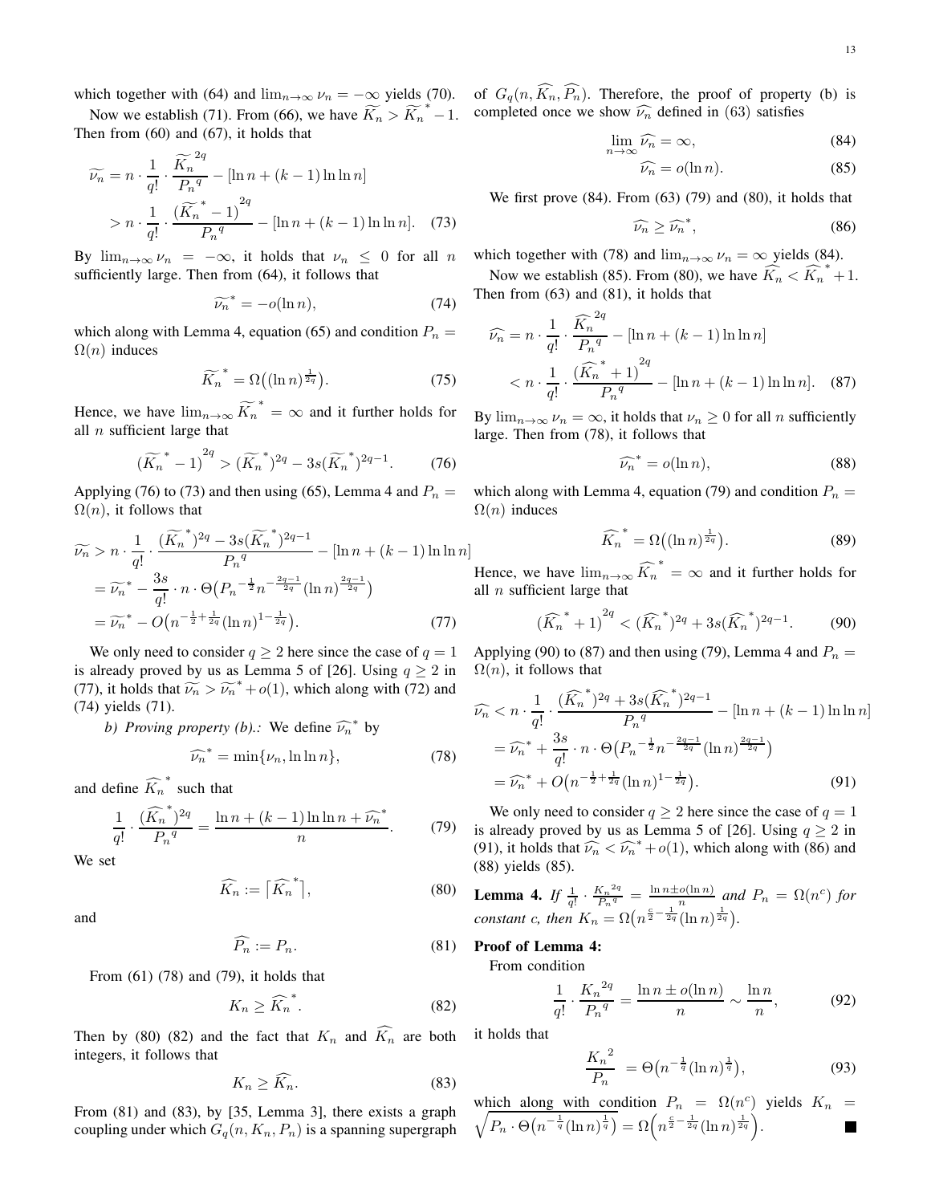which together with (64) and $\lim_{n\to\infty} \nu_n = -\infty$ yields (70).

Now we establish (71). From (66), we have $\widetilde{K_n} > \widetilde{K_n}^* - 1$. Then from (60) and (67), it holds that

$$
\begin{aligned}
\widetilde{\nu_n} &= n \cdot \frac{1}{q!} \cdot \frac{\widetilde{K_n}^{2q}}{P_n{}^q} - [\ln n + (k-1)\ln\ln n] \\
&> n \cdot \frac{1}{q!} \cdot \frac{(\widetilde{K_n}^* - 1)^{2q}}{P_n{}^q} - [\ln n + (k-1)\ln\ln n]. \quad (73)
\end{aligned}
$$

By $\lim_{n\to\infty} \nu_n = -\infty$, it holds that $\nu_n \le 0$ for all $n$ sufficiently large. Then from (64), it follows that

$$
\widetilde{\nu_n}^* = -o(\ln n), \quad (74)
$$

which along with Lemma 4, equation (65) and condition $P_n = \Omega(n)$ induces

$$
\widetilde{K_n}^* = \Omega\big((\ln n)^{\frac{1}{2q}}\big). \quad (75)
$$

Hence, we have $\lim_{n\to\infty} \widetilde{K_n}^* = \infty$ and it further holds for all $n$ sufficient large that

$$
(\widetilde{K_n}^* - 1)^{2q} > (\widetilde{K_n}^*)^{2q} - 3s(\widetilde{K_n}^*)^{2q-1}. \quad (76)
$$

Applying (76) to (73) and then using (65), Lemma 4 and $P_n = \Omega(n)$, it follows that

$$
\begin{aligned}
\widetilde{\nu_n} &> n \cdot \frac{1}{q!} \cdot \frac{(\widetilde{K_n}^*)^{2q} - 3s(\widetilde{K_n}^*)^{2q-1}}{P_n{}^q} - [\ln n + (k-1)\ln\ln n] \\
&= \widetilde{\nu_n}^* - \frac{3s}{q!} \cdot n \cdot \Theta\big(P_n{}^{-\frac{1}{2}} n^{-\frac{2q-1}{2q}} (\ln n)^{\frac{2q-1}{2q}}\big) \\
&= \widetilde{\nu_n}^* - O\big(n^{-\frac{1}{2}+\frac{1}{2q}} (\ln n)^{1-\frac{1}{2q}}\big). \quad (77)
\end{aligned}
$$

We only need to consider $q \ge 2$ here since the case of $q = 1$ is already proved by us as Lemma 5 of [26]. Using $q \ge 2$ in (77), it holds that $\widetilde{\nu_n} > \widetilde{\nu_n}^* + o(1)$, which along with (72) and (74) yields (71).

*b) Proving property (b).:* We define $\widehat{\nu_n}^*$ by

$$
\widehat{\nu_n}^* = \min\{\nu_n, \ln\ln n\}, \quad (78)
$$

and define $\widehat{K_n}^*$ such that

$$
\frac{1}{q!} \cdot \frac{(\widehat{K_n}^*)^{2q}}{P_n{}^q} = \frac{\ln n + (k-1)\ln\ln n + \widehat{\nu_n}^*}{n}. \quad (79)
$$

We set

$$
\widehat{K_n} := \lceil \widehat{K_n}^* \rceil, \quad (80)
$$

and

$$
\widehat{P_n} := P_n. \quad (81)
$$

From (61) (78) and (79), it holds that

$$
K_n \ge \widehat{K_n}^*. \quad (82)
$$

Then by (80) (82) and the fact that $K_n$ and $\widehat{K_n}$ are both integers, it follows that

$$
K_n \ge \widehat{K_n}. \quad (83)
$$

From (81) and (83), by [35, Lemma 3], there exists a graph coupling under which $G_q(n, K_n, P_n)$ is a spanning supergraph of $G_q(n, \widehat{K_n}, \widehat{P_n})$. Therefore, the proof of property (b) is completed once we show $\widehat{\nu_n}$ defined in (63) satisfies

$$
\lim_{n\to\infty} \widehat{\nu_n} = \infty, \quad (84)
$$

$$
\widehat{\nu_n} = o(\ln n). \quad (85)
$$

We first prove (84). From (63) (79) and (80), it holds that

$$
\widehat{\nu_n} \ge \widehat{\nu_n}^*, \quad (86)
$$

which together with (78) and $\lim_{n\to\infty} \nu_n = \infty$ yields (84).

Now we establish (85). From (80), we have $\widehat{K_n} < \widehat{K_n}^* + 1$. Then from (63) and (81), it holds that

$$
\begin{aligned}
\widehat{\nu_n} &= n \cdot \frac{1}{q!} \cdot \frac{\widehat{K_n}^{2q}}{P_n{}^q} - [\ln n + (k-1)\ln\ln n] \\
&< n \cdot \frac{1}{q!} \cdot \frac{(\widehat{K_n}^* + 1)^{2q}}{P_n{}^q} - [\ln n + (k-1)\ln\ln n]. \quad (87)
\end{aligned}
$$

By $\lim_{n\to\infty} \nu_n = \infty$, it holds that $\nu_n \ge 0$ for all $n$ sufficiently large. Then from (78), it follows that

$$
\widehat{\nu_n}^* = o(\ln n), \quad (88)
$$

which along with Lemma 4, equation (79) and condition $P_n = \Omega(n)$ induces

$$
\widehat{K_n}^* = \Omega\big((\ln n)^{\frac{1}{2q}}\big). \quad (89)
$$

Hence, we have $\lim_{n\to\infty} \widehat{K_n}^* = \infty$ and it further holds for all $n$ sufficient large that

$$
(\widehat{K_n}^* + 1)^{2q} < (\widehat{K_n}^*)^{2q} + 3s(\widehat{K_n}^*)^{2q-1}. \quad (90)
$$

Applying (90) to (87) and then using (79), Lemma 4 and $P_n = \Omega(n)$, it follows that

$$
\begin{aligned}
\widehat{\nu_n} &< n \cdot \frac{1}{q!} \cdot \frac{(\widehat{K_n}^*)^{2q} + 3s(\widehat{K_n}^*)^{2q-1}}{P_n{}^q} - [\ln n + (k-1)\ln\ln n] \\
&= \widehat{\nu_n}^* + \frac{3s}{q!} \cdot n \cdot \Theta\big(P_n{}^{-\frac{1}{2}} n^{-\frac{2q-1}{2q}} (\ln n)^{\frac{2q-1}{2q}}\big) \\
&= \widehat{\nu_n}^* + O\big(n^{-\frac{1}{2}+\frac{1}{2q}} (\ln n)^{1-\frac{1}{2q}}\big). \quad (91)
\end{aligned}
$$

We only need to consider $q \ge 2$ here since the case of $q = 1$ is already proved by us as Lemma 5 of [26]. Using $q \ge 2$ in (91), it holds that $\widehat{\nu_n} < \widehat{\nu_n}^* + o(1)$, which along with (86) and (88) yields (85).

**Lemma 4.** *If $\frac{1}{q!} \cdot \frac{K_n{}^{2q}}{P_n{}^q} = \frac{\ln n \pm o(\ln n)}{n}$ and $P_n = \Omega(n^c)$ for constant $c$, then $K_n = \Omega\big(n^{\frac{c}{2}-\frac{1}{2q}} (\ln n)^{\frac{1}{2q}}\big)$.*

**Proof of Lemma 4:**

From condition

$$
\frac{1}{q!} \cdot \frac{K_n{}^{2q}}{P_n{}^q} = \frac{\ln n \pm o(\ln n)}{n} \sim \frac{\ln n}{n}, \quad (92)
$$

it holds that

$$
\frac{K_n{}^2}{P_n} = \Theta\big(n^{-\frac{1}{q}} (\ln n)^{\frac{1}{q}}\big), \quad (93)
$$

which along with condition $P_n = \Omega(n^c)$ yields $K_n = \sqrt{P_n \cdot \Theta\big(n^{-\frac{1}{q}} (\ln n)^{\frac{1}{q}}\big)} = \Omega\Big(n^{\frac{c}{2}-\frac{1}{2q}} (\ln n)^{\frac{1}{2q}}\Big)$. ■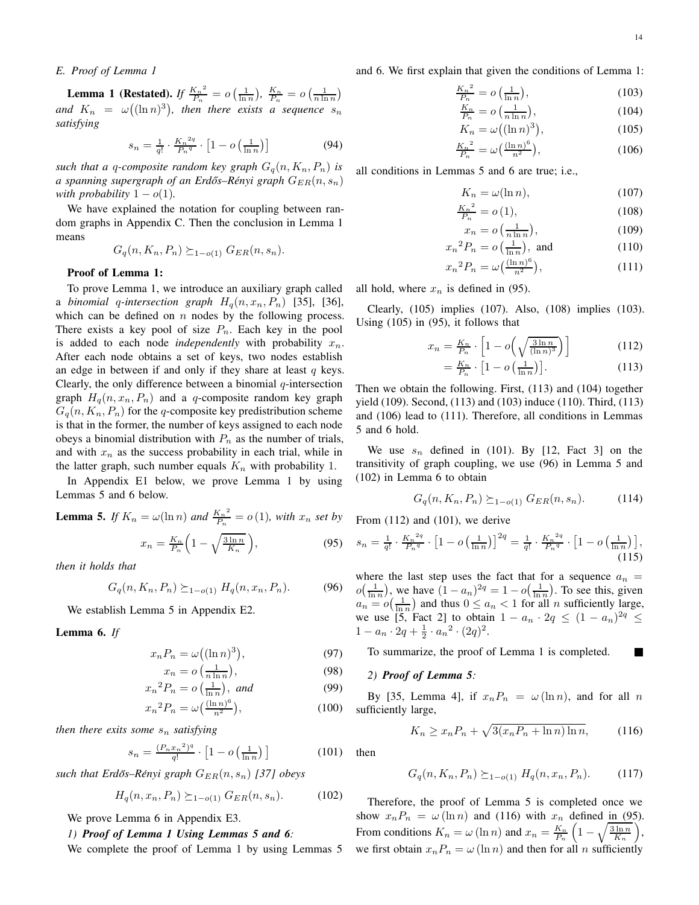### E. Proof of Lemma 1

**Lemma 1 (Restated).** *If* $\frac{{K_n}^2}{P_n} = o\left(\frac{1}{\ln n}\right)$, $\frac{K_n}{P_n} = o\left(\frac{1}{n \ln n}\right)$ *and* $K_n = \omega\big((\ln n)^3\big)$, *then there exists a sequence* $s_n$ *satisfying*

$$s_n = \tfrac{1}{q!} \cdot \tfrac{{K_n}^{2q}}{{P_n}^q} \cdot \left[1 - o\left(\tfrac{1}{\ln n}\right)\right] \tag{94}$$

*such that a* $q$*-composite random key graph* $G_q(n, K_n, P_n)$ *is a spanning supergraph of an Erdős–Rényi graph* $G_{ER}(n, s_n)$ *with probability* $1 - o(1)$.

We have explained the notation for coupling between random graphs in Appendix C. Then the conclusion in Lemma 1 means

$$G_q(n, K_n, P_n) \succeq_{1-o(1)} G_{ER}(n, s_n).$$

**Proof of Lemma 1:**

To prove Lemma 1, we introduce an auxiliary graph called a *binomial* $q$*-intersection graph* $H_q(n, x_n, P_n)$ [35], [36], which can be defined on $n$ nodes by the following process. There exists a key pool of size $P_n$. Each key in the pool is added to each node *independently* with probability $x_n$. After each node obtains a set of keys, two nodes establish an edge in between if and only if they share at least $q$ keys. Clearly, the only difference between a binomial $q$-intersection graph $H_q(n, x_n, P_n)$ and a $q$-composite random key graph $G_q(n, K_n, P_n)$ for the $q$-composite key predistribution scheme is that in the former, the number of keys assigned to each node obeys a binomial distribution with $P_n$ as the number of trials, and with $x_n$ as the success probability in each trial, while in the latter graph, such number equals $K_n$ with probability 1.

In Appendix E1 below, we prove Lemma 1 by using Lemmas 5 and 6 below.

**Lemma 5.** *If* $K_n = \omega(\ln n)$ *and* $\frac{{K_n}^2}{P_n} = o\,(1)$, *with* $x_n$ *set by*

$$x_n = \tfrac{K_n}{P_n}\Big(1 - \sqrt{\tfrac{3 \ln n}{K_n}}\,\Big), \tag{95}$$

*then it holds that*

$$G_q(n, K_n, P_n) \succeq_{1-o(1)} H_q(n, x_n, P_n). \tag{96}$$

We establish Lemma 5 in Appendix E2.

**Lemma 6.** *If*

$$x_n P_n = \omega\big((\ln n)^3\big), \tag{97}$$

$$x_n = o\left(\tfrac{1}{n \ln n}\right), \tag{98}$$

$${x_n}^2 P_n = o\left(\tfrac{1}{\ln n}\right), \text{ and} \tag{99}$$

$${x_n}^2 P_n = \omega\big(\tfrac{(\ln n)^6}{n^2}\big), \tag{100}$$

*then there exits some* $s_n$ *satisfying*

$$s_n = \tfrac{(P_n {x_n}^2)^q}{q!} \cdot \left[1 - o\left(\tfrac{1}{\ln n}\right)\right] \tag{101}$$

*such that Erdős–Rényi graph* $G_{ER}(n, s_n)$ *[37] obeys*

$$H_q(n, x_n, P_n) \succeq_{1-o(1)} G_{ER}(n, s_n). \tag{102}$$

We prove Lemma 6 in Appendix E3.

#### 1) *Proof of Lemma 1 Using Lemmas 5 and 6*:

We complete the proof of Lemma 1 by using Lemmas 5 and 6. We first explain that given the conditions of Lemma 1:

$$\tfrac{{K_n}^2}{P_n} = o\left(\tfrac{1}{\ln n}\right), \tag{103}$$

$$\tfrac{K_n}{P_n} = o\left(\tfrac{1}{n \ln n}\right), \tag{104}$$

$$K_n = \omega\big((\ln n)^3\big), \tag{105}$$

$$\tfrac{{K_n}^2}{P_n} = \omega\big(\tfrac{(\ln n)^6}{n^2}\big), \tag{106}$$

all conditions in Lemmas 5 and 6 are true; i.e.,

$$K_n = \omega(\ln n), \tag{107}$$

$$\tfrac{{K_n}^2}{P_n} = o\,(1), \tag{108}$$

$$x_n = o\left(\tfrac{1}{n \ln n}\right), \tag{109}$$

$${x_n}^2 P_n = o\left(\tfrac{1}{\ln n}\right), \text{ and} \tag{110}$$

$${x_n}^2 P_n = \omega\big(\tfrac{(\ln n)^6}{n^2}\big), \tag{111}$$

all hold, where $x_n$ is defined in (95).

Clearly, (105) implies (107). Also, (108) implies (103). Using (105) in (95), it follows that

$$x_n = \tfrac{K_n}{P_n} \cdot \Big[1 - o\Big(\sqrt{\tfrac{3 \ln n}{(\ln n)^3}}\Big)\Big] \tag{112}$$

$$= \tfrac{K_n}{P_n} \cdot \left[1 - o\left(\tfrac{1}{\ln n}\right)\right]. \tag{113}$$

Then we obtain the following. First, (113) and (104) together yield (109). Second, (113) and (103) induce (110). Third, (113) and (106) lead to (111). Therefore, all conditions in Lemmas 5 and 6 hold.

We use $s_n$ defined in (101). By [12, Fact 3] on the transitivity of graph coupling, we use (96) in Lemma 5 and (102) in Lemma 6 to obtain

$$G_q(n, K_n, P_n) \succeq_{1-o(1)} G_{ER}(n, s_n). \tag{114}$$

From (112) and (101), we derive

$$s_n = \tfrac{1}{q!} \cdot \tfrac{{K_n}^{2q}}{{P_n}^q} \cdot \left[1 - o\left(\tfrac{1}{\ln n}\right)\right]^{2q} = \tfrac{1}{q!} \cdot \tfrac{{K_n}^{2q}}{{P_n}^q} \cdot \left[1 - o\left(\tfrac{1}{\ln n}\right)\right], \tag{115}$$

where the last step uses the fact that for a sequence $a_n = o\big(\frac{1}{\ln n}\big)$, we have $(1 - a_n)^{2q} = 1 - o\big(\frac{1}{\ln n}\big)$. To see this, given $a_n = o\big(\frac{1}{\ln n}\big)$ and thus $0 \leq a_n < 1$ for all $n$ sufficiently large, we use [5, Fact 2] to obtain $1 - a_n \cdot 2q \leq (1 - a_n)^{2q} \leq 1 - a_n \cdot 2q + \frac{1}{2} \cdot {a_n}^2 \cdot (2q)^2$.

To summarize, the proof of Lemma 1 is completed. ■

#### 2) *Proof of Lemma 5*:

By [35, Lemma 4], if $x_n P_n = \omega\,(\ln n)$, and for all $n$ sufficiently large,

$$K_n \geq x_n P_n + \sqrt{3(x_n P_n + \ln n) \ln n}, \tag{116}$$

then

$$G_q(n, K_n, P_n) \succeq_{1-o(1)} H_q(n, x_n, P_n). \tag{117}$$

Therefore, the proof of Lemma 5 is completed once we show $x_n P_n = \omega\,(\ln n)$ and (116) with $x_n$ defined in (95). From conditions $K_n = \omega\,(\ln n)$ and $x_n = \frac{K_n}{P_n}\left(1 - \sqrt{\frac{3 \ln n}{K_n}}\right)$, we first obtain $x_n P_n = \omega\,(\ln n)$ and then for all $n$ sufficiently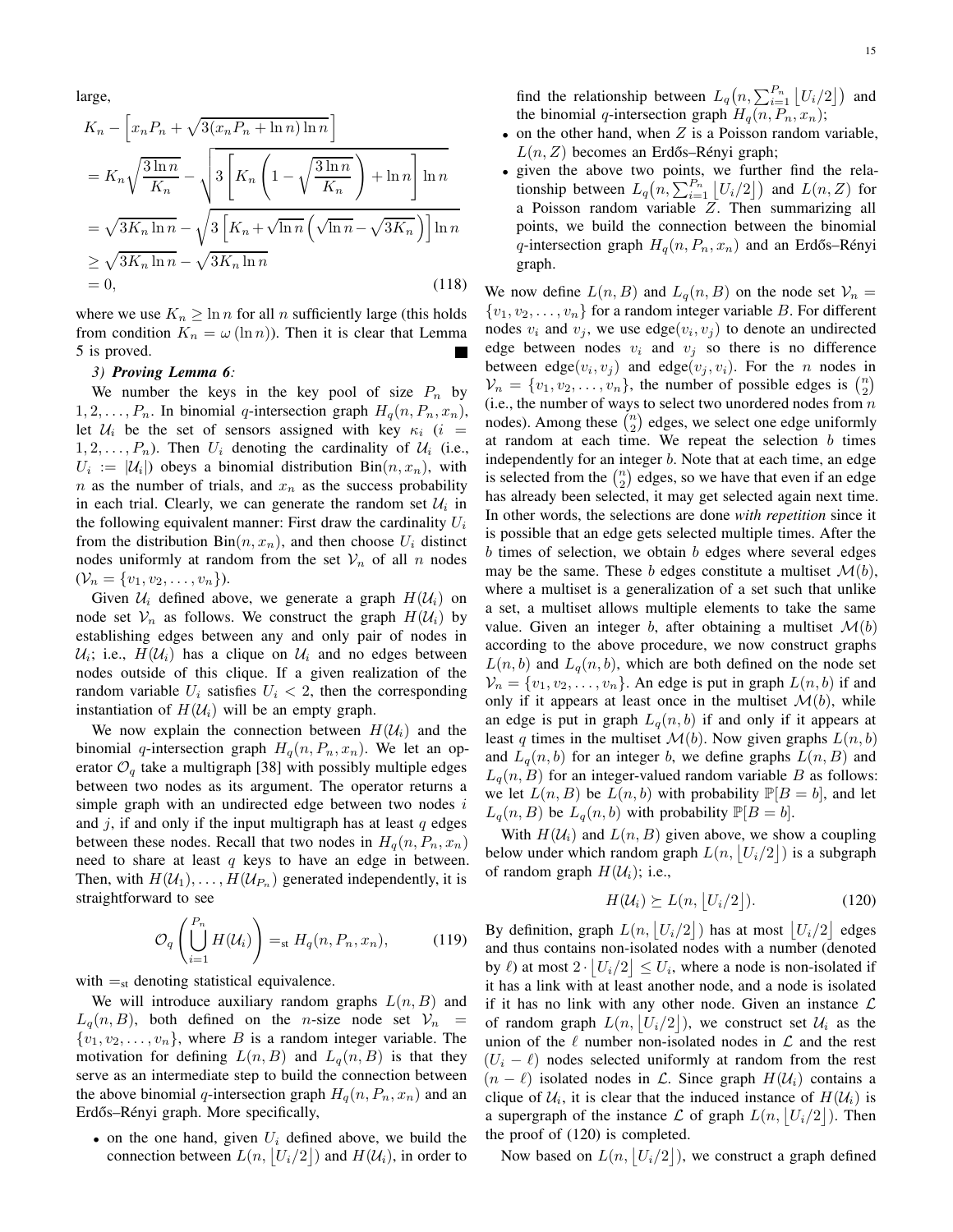large,

$$
\begin{aligned}
& K_n - \left[x_n P_n + \sqrt{3(x_n P_n + \ln n)\ln n}\,\right] \\
&= K_n\sqrt{\frac{3\ln n}{K_n}} - \sqrt{3\left[K_n\left(1-\sqrt{\frac{3\ln n}{K_n}}\right)+\ln n\right]\ln n} \\
&= \sqrt{3K_n \ln n} - \sqrt{3\left[K_n + \sqrt{\ln n}\left(\sqrt{\ln n} - \sqrt{3K_n}\right)\right]\ln n} \\
&\geq \sqrt{3K_n \ln n} - \sqrt{3K_n \ln n} \\
&= 0, \qquad (118)
\end{aligned}
$$

where we use $K_n \geq \ln n$ for all $n$ sufficiently large (this holds from condition $K_n = \omega(\ln n)$). Then it is clear that Lemma 5 is proved. ■

*3) **Proving Lemma 6**:*

We number the keys in the key pool of size $P_n$ by $1, 2, \ldots, P_n$. In binomial $q$-intersection graph $H_q(n, P_n, x_n)$, let $\mathcal{U}_i$ be the set of sensors assigned with key $\kappa_i$ ($i = 1, 2, \ldots, P_n$). Then $U_i$ denoting the cardinality of $\mathcal{U}_i$ (i.e., $U_i := |\mathcal{U}_i|$) obeys a binomial distribution $\text{Bin}(n, x_n)$, with $n$ as the number of trials, and $x_n$ as the success probability in each trial. Clearly, we can generate the random set $\mathcal{U}_i$ in the following equivalent manner: First draw the cardinality $U_i$ from the distribution $\text{Bin}(n, x_n)$, and then choose $U_i$ distinct nodes uniformly at random from the set $\mathcal{V}_n$ of all $n$ nodes ($\mathcal{V}_n = \{v_1, v_2, \ldots, v_n\}$).

Given $\mathcal{U}_i$ defined above, we generate a graph $H(\mathcal{U}_i)$ on node set $\mathcal{V}_n$ as follows. We construct the graph $H(\mathcal{U}_i)$ by establishing edges between any and only pair of nodes in $\mathcal{U}_i$; i.e., $H(\mathcal{U}_i)$ has a clique on $\mathcal{U}_i$ and no edges between nodes outside of this clique. If a given realization of the random variable $U_i$ satisfies $U_i < 2$, then the corresponding instantiation of $H(\mathcal{U}_i)$ will be an empty graph.

We now explain the connection between $H(\mathcal{U}_i)$ and the binomial $q$-intersection graph $H_q(n, P_n, x_n)$. We let an operator $\mathcal{O}_q$ take a multigraph [38] with possibly multiple edges between two nodes as its argument. The operator returns a simple graph with an undirected edge between two nodes $i$ and $j$, if and only if the input multigraph has at least $q$ edges between these nodes. Recall that two nodes in $H_q(n, P_n, x_n)$ need to share at least $q$ keys to have an edge in between. Then, with $H(\mathcal{U}_1), \ldots, H(\mathcal{U}_{P_n})$ generated independently, it is straightforward to see

$$
\mathcal{O}_q\left(\bigcup_{i=1}^{P_n} H(\mathcal{U}_i)\right) =_{\text{st}} H_q(n, P_n, x_n), \tag{119}
$$

with $=_{\text{st}}$ denoting statistical equivalence.

We will introduce auxiliary random graphs $L(n, B)$ and $L_q(n, B)$, both defined on the $n$-size node set $\mathcal{V}_n = \{v_1, v_2, \ldots, v_n\}$, where $B$ is a random integer variable. The motivation for defining $L(n, B)$ and $L_q(n, B)$ is that they serve as an intermediate step to build the connection between the above binomial $q$-intersection graph $H_q(n, P_n, x_n)$ and an Erdős–Rényi graph. More specifically,

- on the one hand, given $U_i$ defined above, we build the connection between $L(n, \lfloor U_i/2 \rfloor)$ and $H(\mathcal{U}_i)$, in order to find the relationship between $L_q(n, \sum_{i=1}^{P_n} \lfloor U_i/2 \rfloor)$ and the binomial $q$-intersection graph $H_q(n, P_n, x_n)$;
- on the other hand, when $Z$ is a Poisson random variable, $L(n, Z)$ becomes an Erdős–Rényi graph;
- given the above two points, we further find the relationship between $L_q(n, \sum_{i=1}^{P_n} \lfloor U_i/2 \rfloor)$ and $L(n, Z)$ for a Poisson random variable $Z$. Then summarizing all points, we build the connection between the binomial $q$-intersection graph $H_q(n, P_n, x_n)$ and an Erdős–Rényi graph.

We now define $L(n, B)$ and $L_q(n, B)$ on the node set $\mathcal{V}_n = \{v_1, v_2, \ldots, v_n\}$ for a random integer variable $B$. For different nodes $v_i$ and $v_j$, we use $\text{edge}(v_i, v_j)$ to denote an undirected edge between nodes $v_i$ and $v_j$ so there is no difference between $\text{edge}(v_i, v_j)$ and $\text{edge}(v_j, v_i)$. For the $n$ nodes in $\mathcal{V}_n = \{v_1, v_2, \ldots, v_n\}$, the number of possible edges is $\binom{n}{2}$ (i.e., the number of ways to select two unordered nodes from $n$ nodes). Among these $\binom{n}{2}$ edges, we select one edge uniformly at random at each time. We repeat the selection $b$ times independently for an integer $b$. Note that at each time, an edge is selected from the $\binom{n}{2}$ edges, so we have that even if an edge has already been selected, it may get selected again next time. In other words, the selections are done *with repetition* since it is possible that an edge gets selected multiple times. After the $b$ times of selection, we obtain $b$ edges where several edges may be the same. These $b$ edges constitute a multiset $\mathcal{M}(b)$, where a multiset is a generalization of a set such that unlike a set, a multiset allows multiple elements to take the same value. Given an integer $b$, after obtaining a multiset $\mathcal{M}(b)$ according to the above procedure, we now construct graphs $L(n, b)$ and $L_q(n, b)$, which are both defined on the node set $\mathcal{V}_n = \{v_1, v_2, \ldots, v_n\}$. An edge is put in graph $L(n, b)$ if and only if it appears at least once in the multiset $\mathcal{M}(b)$, while an edge is put in graph $L_q(n, b)$ if and only if it appears at least $q$ times in the multiset $\mathcal{M}(b)$. Now given graphs $L(n, b)$ and $L_q(n, b)$ for an integer $b$, we define graphs $L(n, B)$ and $L_q(n, B)$ for an integer-valued random variable $B$ as follows: we let $L(n, B)$ be $L(n, b)$ with probability $\mathbb{P}[B = b]$, and let $L_q(n, B)$ be $L_q(n, b)$ with probability $\mathbb{P}[B = b]$.

With $H(\mathcal{U}_i)$ and $L(n, B)$ given above, we show a coupling below under which random graph $L(n, \lfloor U_i/2 \rfloor)$ is a subgraph of random graph $H(\mathcal{U}_i)$; i.e.,

$$
H(\mathcal{U}_i) \succeq L(n, \lfloor U_i/2 \rfloor). \tag{120}
$$

By definition, graph $L(n, \lfloor U_i/2 \rfloor)$ has at most $\lfloor U_i/2 \rfloor$ edges and thus contains non-isolated nodes with a number (denoted by $\ell$) at most $2 \cdot \lfloor U_i/2 \rfloor \leq U_i$, where a node is non-isolated if it has a link with at least another node, and a node is isolated if it has no link with any other node. Given an instance $\mathcal{L}$ of random graph $L(n, \lfloor U_i/2 \rfloor)$, we construct set $\mathcal{U}_i$ as the union of the $\ell$ number non-isolated nodes in $\mathcal{L}$ and the rest $(U_i - \ell)$ nodes selected uniformly at random from the rest $(n - \ell)$ isolated nodes in $\mathcal{L}$. Since graph $H(\mathcal{U}_i)$ contains a clique of $\mathcal{U}_i$, it is clear that the induced instance of $H(\mathcal{U}_i)$ is a supergraph of the instance $\mathcal{L}$ of graph $L(n, \lfloor U_i/2 \rfloor)$. Then the proof of (120) is completed.

Now based on $L(n, \lfloor U_i/2 \rfloor)$, we construct a graph defined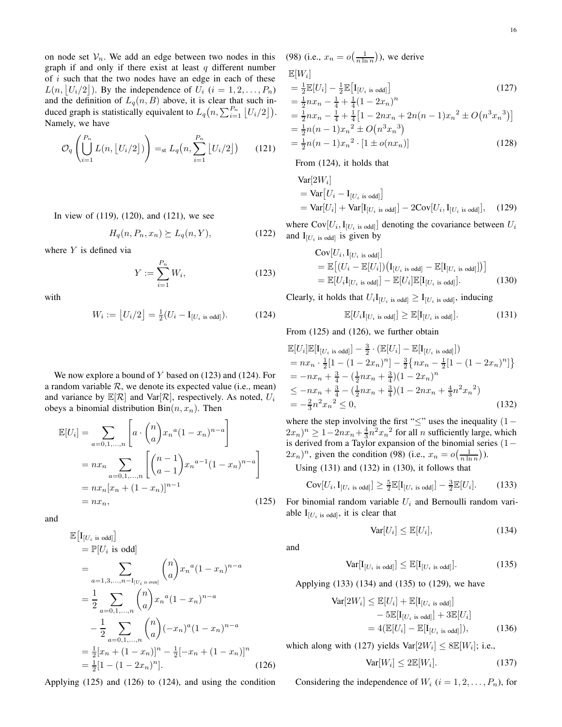on node set $\mathcal{V}_n$. We add an edge between two nodes in this graph if and only if there exist at least $q$ different number of $i$ such that the two nodes have an edge in each of these $L(n, \lfloor U_i/2 \rfloor)$. By the independence of $U_i$ ($i = 1, 2, \ldots, P_n$) and the definition of $L_q(n, B)$ above, it is clear that such induced graph is statistically equivalent to $L_q\big(n, \sum_{i=1}^{P_n} \lfloor U_i/2 \rfloor\big)$. Namely, we have

$$\mathcal{O}_q\left(\bigcup_{i=1}^{P_n} L(n, \lfloor U_i/2 \rfloor)\right) =_{\text{st}} L_q\big(n, \sum_{i=1}^{P_n} \lfloor U_i/2 \rfloor\big) \tag{121}$$

In view of (119), (120), and (121), we see

$$H_q(n, P_n, x_n) \succeq L_q(n, Y), \tag{122}$$

where $Y$ is defined via

$$Y := \sum_{i=1}^{P_n} W_i, \tag{123}$$

with

$$W_i := \lfloor U_i/2 \rfloor = \tfrac{1}{2}(U_i - \mathrm{I}_{[U_i \text{ is odd}]}). \tag{124}$$

We now explore a bound of $Y$ based on (123) and (124). For a random variable $\mathcal{R}$, we denote its expected value (i.e., mean) and variance by $\mathbb{E}[\mathcal{R}]$ and $\mathrm{Var}[\mathcal{R}]$, respectively. As noted, $U_i$ obeys a binomial distribution $\mathrm{Bin}(n, x_n)$. Then

$$\begin{aligned}
\mathbb{E}[U_i] &= \sum_{a=0,1,\ldots,n} \left[ a \cdot \binom{n}{a} {x_n}^a (1-x_n)^{n-a} \right] \\
&= n x_n \sum_{a=0,1,\ldots,n} \left[ \binom{n-1}{a-1} {x_n}^{a-1} (1-x_n)^{n-a} \right] \\
&= n x_n [x_n + (1-x_n)]^{n-1} \\
&= n x_n,
\end{aligned} \tag{125}$$

and

$$\begin{aligned}
&\mathbb{E}\big[\mathrm{I}_{[U_i \text{ is odd}]}\big] \\
&= \mathbb{P}[U_i \text{ is odd}] \\
&= \sum_{a=1,3,\ldots,n-\mathrm{I}_{[U_i \text{ is even}]}} \binom{n}{a} {x_n}^a (1-x_n)^{n-a} \\
&= \frac{1}{2} \sum_{a=0,1,\ldots,n} \binom{n}{a} {x_n}^a (1-x_n)^{n-a} \\
&\quad - \frac{1}{2} \sum_{a=0,1,\ldots,n} \binom{n}{a} (-x_n)^a (1-x_n)^{n-a} \\
&= \tfrac{1}{2}[x_n + (1-x_n)]^n - \tfrac{1}{2}[-x_n + (1-x_n)]^n \\
&= \tfrac{1}{2}[1 - (1-2x_n)^n].
\end{aligned} \tag{126}$$

Applying (125) and (126) to (124), and using the condition (98) (i.e., $x_n = o\big(\frac{1}{n \ln n}\big)$), we derive

$$\begin{aligned}
&\mathbb{E}[W_i] \\
&= \tfrac{1}{2}\mathbb{E}[U_i] - \tfrac{1}{2}\mathbb{E}\big[\mathrm{I}_{[U_i \text{ is odd}]}\big] && (127) \\
&= \tfrac{1}{2} n x_n - \tfrac{1}{4} + \tfrac{1}{4}(1-2x_n)^n \\
&= \tfrac{1}{2} n x_n - \tfrac{1}{4} + \tfrac{1}{4}\big[1 - 2n x_n + 2n(n-1){x_n}^2 \pm O\big(n^3 {x_n}^3\big)\big] \\
&= \tfrac{1}{2} n(n-1){x_n}^2 \pm O\big(n^3 {x_n}^3\big) \\
&= \tfrac{1}{2} n(n-1){x_n}^2 \cdot [1 \pm o(n x_n)] && (128)
\end{aligned}$$

From (124), it holds that

$$\begin{aligned}
&\mathrm{Var}[2W_i] \\
&= \mathrm{Var}\big[U_i - \mathrm{I}_{[U_i \text{ is odd}]}\big] \\
&= \mathrm{Var}[U_i] + \mathrm{Var}[\mathrm{I}_{[U_i \text{ is odd}]}] - 2\mathrm{Cov}[U_i, \mathrm{I}_{[U_i \text{ is odd}]}],
\end{aligned} \tag{129}$$

where $\mathrm{Cov}[U_i, \mathrm{I}_{[U_i \text{ is odd}]}]$ denoting the covariance between $U_i$ and $\mathrm{I}_{[U_i \text{ is odd}]}$ is given by

$$\begin{aligned}
&\mathrm{Cov}[U_i, \mathrm{I}_{[U_i \text{ is odd}]}] \\
&= \mathbb{E}\big[(U_i - \mathbb{E}[U_i])\big(\mathrm{I}_{[U_i \text{ is odd}]} - \mathbb{E}[\mathrm{I}_{[U_i \text{ is odd}]}]\big)\big] \\
&= \mathbb{E}[U_i \mathrm{I}_{[U_i \text{ is odd}]}] - \mathbb{E}[U_i]\mathbb{E}[\mathrm{I}_{[U_i \text{ is odd}]}].
\end{aligned} \tag{130}$$

Clearly, it holds that $U_i \mathrm{I}_{[U_i \text{ is odd}]} \geq \mathrm{I}_{[U_i \text{ is odd}]}$, inducing

$$\mathbb{E}[U_i \mathrm{I}_{[U_i \text{ is odd}]}] \geq \mathbb{E}[\mathrm{I}_{[U_i \text{ is odd}]}]. \tag{131}$$

From (125) and (126), we further obtain

$$\begin{aligned}
&\mathbb{E}[U_i]\mathbb{E}[\mathrm{I}_{[U_i \text{ is odd}]}] - \tfrac{3}{2} \cdot (\mathbb{E}[U_i] - \mathbb{E}[\mathrm{I}_{[U_i \text{ is odd}]}]) \\
&= n x_n \cdot \tfrac{1}{2}[1 - (1-2x_n)^n] - \tfrac{3}{2}\big\{n x_n - \tfrac{1}{2}[1 - (1-2x_n)^n]\big\} \\
&= -n x_n + \tfrac{3}{4} - (\tfrac{1}{2} n x_n + \tfrac{3}{4})(1-2x_n)^n \\
&\leq -n x_n + \tfrac{3}{4} - (\tfrac{1}{2} n x_n + \tfrac{3}{4})(1 - 2n x_n + \tfrac{4}{3} n^2 {x_n}^2) \\
&= -\tfrac{2}{3} n^2 {x_n}^2 \leq 0,
\end{aligned} \tag{132}$$

where the step involving the first "$\leq$" uses the inequality $(1 - 2x_n)^n \geq 1 - 2n x_n + \frac{4}{3} n^2 {x_n}^2$ for all $n$ sufficiently large, which is derived from a Taylor expansion of the binomial series $(1 - 2x_n)^n$, given the condition (98) (i.e., $x_n = o\big(\frac{1}{n \ln n}\big)$).

Using (131) and (132) in (130), it follows that

$$\mathrm{Cov}[U_i, \mathrm{I}_{[U_i \text{ is odd}]}] \geq \tfrac{5}{2}\mathbb{E}[\mathrm{I}_{[U_i \text{ is odd}]}] - \tfrac{3}{2}\mathbb{E}[U_i]. \tag{133}$$

For binomial random variable $U_i$ and Bernoulli random variable $\mathrm{I}_{[U_i \text{ is odd}]}$, it is clear that

$$\mathrm{Var}[U_i] \leq \mathbb{E}[U_i], \tag{134}$$

and

$$\mathrm{Var}[\mathrm{I}_{[U_i \text{ is odd}]}] \leq \mathbb{E}[\mathrm{I}_{[U_i \text{ is odd}]}]. \tag{135}$$

Applying (133) (134) and (135) to (129), we have

$$\begin{aligned}
\mathrm{Var}[2W_i] &\leq \mathbb{E}[U_i] + \mathbb{E}[\mathrm{I}_{[U_i \text{ is odd}]}] \\
&\quad - 5\mathbb{E}[\mathrm{I}_{[U_i \text{ is odd}]}] + 3\mathbb{E}[U_i] \\
&= 4(\mathbb{E}[U_i] - \mathbb{E}[\mathrm{I}_{[U_i \text{ is odd}]}]),
\end{aligned} \tag{136}$$

which along with (127) yields $\mathrm{Var}[2W_i] \leq 8\mathbb{E}[W_i]$; i.e.,

$$\mathrm{Var}[W_i] \leq 2\mathbb{E}[W_i]. \tag{137}$$

Considering the independence of $W_i$ ($i = 1, 2, \ldots, P_n$), for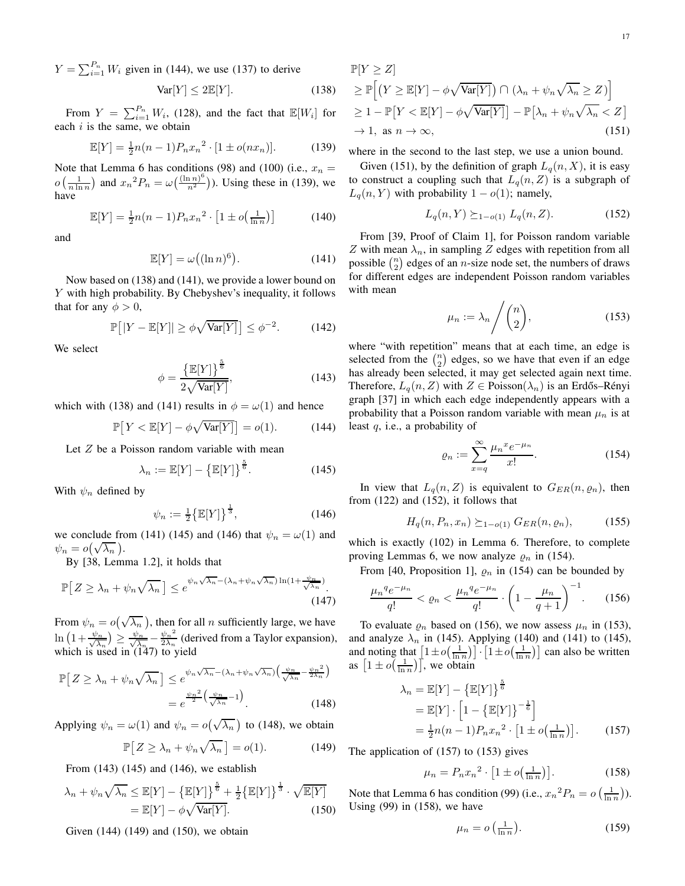$Y = \sum_{i=1}^{P_n} W_i$ given in (144), we use (137) to derive

$$\mathrm{Var}[Y] \leq 2\mathbb{E}[Y]. \tag{138}$$

From $Y = \sum_{i=1}^{P_n} W_i$, (128), and the fact that $\mathbb{E}[W_i]$ for each $i$ is the same, we obtain

$$\mathbb{E}[Y] = \tfrac{1}{2}n(n-1)P_n {x_n}^2 \cdot [1 \pm o(nx_n)]. \tag{139}$$

Note that Lemma 6 has conditions (98) and (100) (i.e., $x_n = o\big(\frac{1}{n \ln n}\big)$ and ${x_n}^2 P_n = \omega\big(\frac{(\ln n)^6}{n^2}\big)$). Using these in (139), we have

$$\mathbb{E}[Y] = \tfrac{1}{2}n(n-1)P_n {x_n}^2 \cdot \big[1 \pm o\big(\tfrac{1}{\ln n}\big)\big] \tag{140}$$

and

$$\mathbb{E}[Y] = \omega\big((\ln n)^6\big). \tag{141}$$

Now based on (138) and (141), we provide a lower bound on $Y$ with high probability. By Chebyshev's inequality, it follows that for any $\phi > 0$,

$$\mathbb{P}\big[|Y - \mathbb{E}[Y]| \geq \phi\sqrt{\mathrm{Var}[Y]}\big] \leq \phi^{-2}. \tag{142}$$

We select

$$\phi = \frac{\big\{\mathbb{E}[Y]\big\}^{\frac{5}{6}}}{2\sqrt{\mathrm{Var}[Y]}}, \tag{143}$$

which with (138) and (141) results in $\phi = \omega(1)$ and hence

$$\mathbb{P}\big[\, Y < \mathbb{E}[Y] - \phi\sqrt{\mathrm{Var}[Y]}\,\big] = o(1). \tag{144}$$

Let $Z$ be a Poisson random variable with mean

$$\lambda_n := \mathbb{E}[Y] - \big\{\mathbb{E}[Y]\big\}^{\frac{5}{6}}. \tag{145}$$

With $\psi_n$ defined by

$$\psi_n := \tfrac{1}{2}\big\{\mathbb{E}[Y]\big\}^{\frac{1}{3}}, \tag{146}$$

we conclude from (141) (145) and (146) that $\psi_n = \omega(1)$ and $\psi_n = o\big(\sqrt{\lambda_n}\,\big)$.

By [38, Lemma 1.2], it holds that

$$\mathbb{P}\big[\, Z \geq \lambda_n + \psi_n\sqrt{\lambda_n}\,\big] \leq e^{\psi_n\sqrt{\lambda_n} - (\lambda_n + \psi_n\sqrt{\lambda_n})\ln(1+\frac{\psi_n}{\sqrt{\lambda_n}})}. \tag{147}$$

From $\psi_n = o\big(\sqrt{\lambda_n}\,\big)$, then for all $n$ sufficiently large, we have $\ln\big(1+\frac{\psi_n}{\sqrt{\lambda_n}}\big) \geq \frac{\psi_n}{\sqrt{\lambda_n}} - \frac{{\psi_n}^2}{2\lambda_n}$ (derived from a Taylor expansion), which is used in (147) to yield

$$\begin{aligned}\mathbb{P}\big[\, Z \geq \lambda_n + \psi_n\sqrt{\lambda_n}\,\big] &\leq e^{\psi_n\sqrt{\lambda_n} - (\lambda_n + \psi_n\sqrt{\lambda_n})\left(\frac{\psi_n}{\sqrt{\lambda_n}} - \frac{{\psi_n}^2}{2\lambda_n}\right)} \\ &= e^{\frac{{\psi_n}^2}{2}\left(\frac{\psi_n}{\sqrt{\lambda_n}} - 1\right)}.\end{aligned} \tag{148}$$

Applying $\psi_n = \omega(1)$ and $\psi_n = o\big(\sqrt{\lambda_n}\,\big)$ to (148), we obtain

$$\mathbb{P}\big[\, Z \geq \lambda_n + \psi_n\sqrt{\lambda_n}\,\big] = o(1). \tag{149}$$

From (143) (145) and (146), we establish

$$\begin{aligned}\lambda_n + \psi_n\sqrt{\lambda_n} &\leq \mathbb{E}[Y] - \big\{\mathbb{E}[Y]\big\}^{\frac{5}{6}} + \tfrac{1}{2}\big\{\mathbb{E}[Y]\big\}^{\frac{1}{3}} \cdot \sqrt{\mathbb{E}[Y]} \\ &= \mathbb{E}[Y] - \phi\sqrt{\mathrm{Var}[Y]}.\end{aligned} \tag{150}$$

Given (144) (149) and (150), we obtain

$$\begin{aligned}&\mathbb{P}[Y \geq Z] \\ &\geq \mathbb{P}\Big[\big(Y \geq \mathbb{E}[Y] - \phi\sqrt{\mathrm{Var}[Y]}\big) \cap \big(\lambda_n + \psi_n\sqrt{\lambda_n} \geq Z\,\big)\Big] \\ &\geq 1 - \mathbb{P}\big[Y < \mathbb{E}[Y] - \phi\sqrt{\mathrm{Var}[Y]}\big] - \mathbb{P}\big[\lambda_n + \psi_n\sqrt{\lambda_n} < Z\,\big] \\ &\to 1, \text{ as } n \to \infty,\end{aligned} \tag{151}$$

where in the second to the last step, we use a union bound.

Given (151), by the definition of graph $L_q(n, X)$, it is easy to construct a coupling such that $L_q(n, Z)$ is a subgraph of $L_q(n, Y)$ with probability $1 - o(1)$; namely,

$$L_q(n, Y) \succeq_{1-o(1)} L_q(n, Z). \tag{152}$$

From [39, Proof of Claim 1], for Poisson random variable $Z$ with mean $\lambda_n$, in sampling $Z$ edges with repetition from all possible $\binom{n}{2}$ edges of an $n$-size node set, the numbers of draws for different edges are independent Poisson random variables with mean

$$\mu_n := \lambda_n \bigg/ \binom{n}{2}, \tag{153}$$

where "with repetition" means that at each time, an edge is selected from the $\binom{n}{2}$ edges, so we have that even if an edge has already been selected, it may get selected again next time. Therefore, $L_q(n, Z)$ with $Z \in \mathrm{Poisson}(\lambda_n)$ is an Erdős–Rényi graph [37] in which each edge independently appears with a probability that a Poisson random variable with mean $\mu_n$ is at least $q$, i.e., a probability of

$$\varrho_n := \sum_{x=q}^{\infty} \frac{{\mu_n}^x e^{-\mu_n}}{x!}. \tag{154}$$

In view that $L_q(n, Z)$ is equivalent to $G_{ER}(n, \varrho_n)$, then from (122) and (152), it follows that

$$H_q(n, P_n, x_n) \succeq_{1-o(1)} G_{ER}(n, \varrho_n), \tag{155}$$

which is exactly (102) in Lemma 6. Therefore, to complete proving Lemmas 6, we now analyze $\varrho_n$ in (154).

From [40, Proposition 1], $\varrho_n$ in (154) can be bounded by

$$\frac{{\mu_n}^q e^{-\mu_n}}{q!} < \varrho_n < \frac{{\mu_n}^q e^{-\mu_n}}{q!} \cdot \left(1 - \frac{\mu_n}{q+1}\right)^{-1}. \tag{156}$$

To evaluate $\varrho_n$ based on (156), we now assess $\mu_n$ in (153), and analyze $\lambda_n$ in (145). Applying (140) and (141) to (145), and noting that $\big[1 \pm o\big(\frac{1}{\ln n}\big)\big] \cdot \big[1 \pm o\big(\frac{1}{\ln n}\big)\big]$ can also be written as $\big[1 \pm o\big(\frac{1}{\ln n}\big)\big]$, we obtain

$$\begin{aligned}\lambda_n &= \mathbb{E}[Y] - \big\{\mathbb{E}[Y]\big\}^{\frac{5}{6}} \\ &= \mathbb{E}[Y] \cdot \Big[1 - \big\{\mathbb{E}[Y]\big\}^{-\frac{1}{6}}\Big] \\ &= \tfrac{1}{2}n(n-1)P_n {x_n}^2 \cdot \big[1 \pm o\big(\tfrac{1}{\ln n}\big)\big].\end{aligned} \tag{157}$$

The application of (157) to (153) gives

$$\mu_n = P_n {x_n}^2 \cdot \big[1 \pm o\big(\tfrac{1}{\ln n}\big)\big]. \tag{158}$$

Note that Lemma 6 has condition (99) (i.e., ${x_n}^2 P_n = o\big(\frac{1}{\ln n}\big)$). Using (99) in (158), we have

$$\mu_n = o\big(\tfrac{1}{\ln n}\big). \tag{159}$$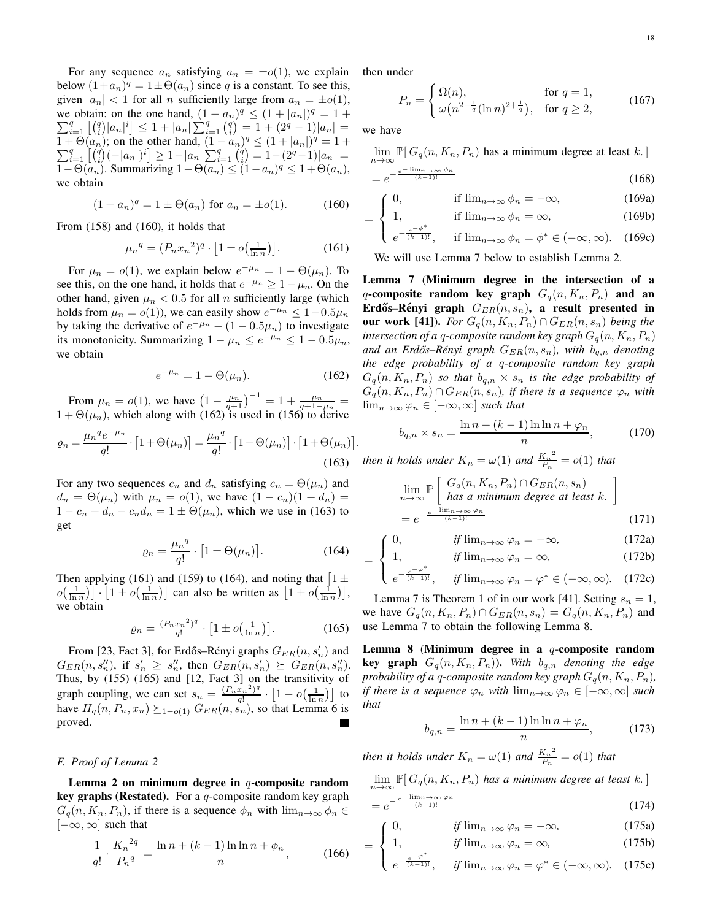For any sequence $a_n$ satisfying $a_n = \pm o(1)$, we explain below $(1+a_n)^q = 1 \pm \Theta(a_n)$ since $q$ is a constant. To see this, given $|a_n| < 1$ for all $n$ sufficiently large from $a_n = \pm o(1)$, we obtain: on the one hand, $(1+a_n)^q \leq (1+|a_n|)^q = 1 + \sum_{i=1}^{q}\left[\binom{q}{i}|a_n|^i\right] \leq 1 + |a_n|\sum_{i=1}^{q}\binom{q}{i} = 1 + (2^q-1)|a_n| = 1 + \Theta(a_n)$; on the other hand, $(1-a_n)^q \leq (1+|a_n|)^q = 1 + \sum_{i=1}^{q}\left[\binom{q}{i}(-|a_n|)^i\right] \geq 1 - |a_n|\sum_{i=1}^{q}\binom{q}{i} = 1 - (2^q-1)|a_n| = 1 - \Theta(a_n)$. Summarizing $1 - \Theta(a_n) \leq (1-a_n)^q \leq 1 + \Theta(a_n)$, we obtain

$$(1+a_n)^q = 1 \pm \Theta(a_n) \text{ for } a_n = \pm o(1). \tag{160}$$

From (158) and (160), it holds that

$${\mu_n}^q = (P_n {x_n}^2)^q \cdot \left[1 \pm o\left(\tfrac{1}{\ln n}\right)\right]. \tag{161}$$

For $\mu_n = o(1)$, we explain below $e^{-\mu_n} = 1 - \Theta(\mu_n)$. To see this, on the one hand, it holds that $e^{-\mu_n} \geq 1 - \mu_n$. On the other hand, given $\mu_n < 0.5$ for all $n$ sufficiently large (which holds from $\mu_n = o(1)$), we can easily show $e^{-\mu_n} \leq 1 - 0.5\mu_n$ by taking the derivative of $e^{-\mu_n} - (1 - 0.5\mu_n)$ to investigate its monotonicity. Summarizing $1 - \mu_n \leq e^{-\mu_n} \leq 1 - 0.5\mu_n$, we obtain

$$e^{-\mu_n} = 1 - \Theta(\mu_n). \tag{162}$$

From $\mu_n = o(1)$, we have $\left(1 - \frac{\mu_n}{q+1}\right)^{-1} = 1 + \frac{\mu_n}{q+1-\mu_n} = 1 + \Theta(\mu_n)$, which along with (162) is used in (156) to derive

$$\varrho_n = \frac{{\mu_n}^q e^{-\mu_n}}{q!} \cdot \left[1 + \Theta(\mu_n)\right] = \frac{{\mu_n}^q}{q!} \cdot \left[1 - \Theta(\mu_n)\right] \cdot \left[1 + \Theta(\mu_n)\right]. \tag{163}$$

For any two sequences $c_n$ and $d_n$ satisfying $c_n = \Theta(\mu_n)$ and $d_n = \Theta(\mu_n)$ with $\mu_n = o(1)$, we have $(1-c_n)(1+d_n) = 1 - c_n + d_n - c_n d_n = 1 \pm \Theta(\mu_n)$, which we use in (163) to get

$$\varrho_n = \frac{{\mu_n}^q}{q!} \cdot \left[1 \pm \Theta(\mu_n)\right]. \tag{164}$$

Then applying (161) and (159) to (164), and noting that $\left[1 \pm o\left(\frac{1}{\ln n}\right)\right] \cdot \left[1 \pm o\left(\frac{1}{\ln n}\right)\right]$ can also be written as $\left[1 \pm o\left(\frac{1}{\ln n}\right)\right]$, we obtain

$$\varrho_n = \tfrac{(P_n {x_n}^2)^q}{q!} \cdot \left[1 \pm o\left(\tfrac{1}{\ln n}\right)\right]. \tag{165}$$

From [23, Fact 3], for Erdős–Rényi graphs $G_{ER}(n, s_n')$ and $G_{ER}(n, s_n'')$, if $s_n' \geq s_n''$, then $G_{ER}(n, s_n') \succeq G_{ER}(n, s_n'')$. Thus, by (155) (165) and [12, Fact 3] on the transitivity of graph coupling, we can set $s_n = \frac{(P_n {x_n}^2)^q}{q!} \cdot \left[1 - o\left(\frac{1}{\ln n}\right)\right]$ to have $H_q(n, P_n, x_n) \succeq_{1-o(1)} G_{ER}(n, s_n)$, so that Lemma 6 is proved. ■

### F. Proof of Lemma 2

**Lemma 2 on minimum degree in $q$-composite random key graphs (Restated).** For a $q$-composite random key graph $G_q(n, K_n, P_n)$, if there is a sequence $\phi_n$ with $\lim_{n\to\infty} \phi_n \in [-\infty, \infty]$ such that

$$\frac{1}{q!} \cdot \frac{{K_n}^{2q}}{{P_n}^q} = \frac{\ln n + (k-1)\ln\ln n + \phi_n}{n}, \tag{166}$$

then under

$$P_n = \begin{cases} \Omega(n), & \text{for } q = 1, \\ \omega\big(n^{2-\frac{1}{q}}(\ln n)^{2+\frac{1}{q}}\big), & \text{for } q \geq 2, \end{cases} \tag{167}$$

we have

$$\lim_{n\to\infty} \mathbb{P}[\, G_q(n, K_n, P_n) \text{ has a minimum degree at least } k.\,]$$
$$= e^{-\frac{e^{-\lim_{n\to\infty}\phi_n}}{(k-1)!}} \tag{168}$$

$$= \begin{cases} 0, & \text{if } \lim_{n\to\infty}\phi_n = -\infty, & (169a) \\ 1, & \text{if } \lim_{n\to\infty}\phi_n = \infty, & (169b) \\ e^{-\frac{e^{-\phi^*}}{(k-1)!}}, & \text{if } \lim_{n\to\infty}\phi_n = \phi^* \in (-\infty, \infty). & (169c) \end{cases}$$

We will use Lemma 7 below to establish Lemma 2.

**Lemma 7 (Minimum degree in the intersection of a $q$-composite random key graph $G_q(n, K_n, P_n)$ and an Erdős–Rényi graph $G_{ER}(n, s_n)$, a result presented in our work [41]).** *For $G_q(n, K_n, P_n) \cap G_{ER}(n, s_n)$ being the intersection of a $q$-composite random key graph $G_q(n, K_n, P_n)$ and an Erdős–Rényi graph $G_{ER}(n, s_n)$, with $b_{q,n}$ denoting the edge probability of a $q$-composite random key graph $G_q(n, K_n, P_n)$ so that $b_{q,n} \times s_n$ is the edge probability of $G_q(n, K_n, P_n) \cap G_{ER}(n, s_n)$, if there is a sequence $\varphi_n$ with $\lim_{n\to\infty}\varphi_n \in [-\infty, \infty]$ such that*

$$b_{q,n} \times s_n = \frac{\ln n + (k-1)\ln\ln n + \varphi_n}{n}, \tag{170}$$

*then it holds under $K_n = \omega(1)$ and $\frac{{K_n}^2}{P_n} = o(1)$ that*

$$\lim_{n\to\infty} \mathbb{P}\left[\begin{array}{l} G_q(n, K_n, P_n) \cap G_{ER}(n, s_n) \\ \text{has a minimum degree at least } k. \end{array}\right]$$
$$= e^{-\frac{e^{-\lim_{n\to\infty}\varphi_n}}{(k-1)!}} \tag{171}$$

$$= \begin{cases} 0, & \text{if } \lim_{n\to\infty}\varphi_n = -\infty, & (172a) \\ 1, & \text{if } \lim_{n\to\infty}\varphi_n = \infty, & (172b) \\ e^{-\frac{e^{-\varphi^*}}{(k-1)!}}, & \text{if } \lim_{n\to\infty}\varphi_n = \varphi^* \in (-\infty, \infty). & (172c) \end{cases}$$

Lemma 7 is Theorem 1 of in our work [41]. Setting $s_n = 1$, we have $G_q(n, K_n, P_n) \cap G_{ER}(n, s_n) = G_q(n, K_n, P_n)$ and use Lemma 7 to obtain the following Lemma 8.

**Lemma 8 (Minimum degree in a $q$-composite random key graph $G_q(n, K_n, P_n)$).** *With $b_{q,n}$ denoting the edge probability of a $q$-composite random key graph $G_q(n, K_n, P_n)$, if there is a sequence $\varphi_n$ with $\lim_{n\to\infty}\varphi_n \in [-\infty, \infty]$ such that*

$$b_{q,n} = \frac{\ln n + (k-1)\ln\ln n + \varphi_n}{n}, \tag{173}$$

*then it holds under $K_n = \omega(1)$ and $\frac{{K_n}^2}{P_n} = o(1)$ that*

$$\lim_{n\to\infty} \mathbb{P}[\, G_q(n, K_n, P_n) \text{ has a minimum degree at least } k.\,]$$
$$= e^{-\frac{e^{-\lim_{n\to\infty}\varphi_n}}{(k-1)!}} \tag{174}$$

$$= \begin{cases} 0, & \text{if } \lim_{n\to\infty}\varphi_n = -\infty, & (175a) \\ 1, & \text{if } \lim_{n\to\infty}\varphi_n = \infty, & (175b) \\ e^{-\frac{e^{-\varphi^*}}{(k-1)!}}, & \text{if } \lim_{n\to\infty}\varphi_n = \varphi^* \in (-\infty, \infty). & (175c) \end{cases}$$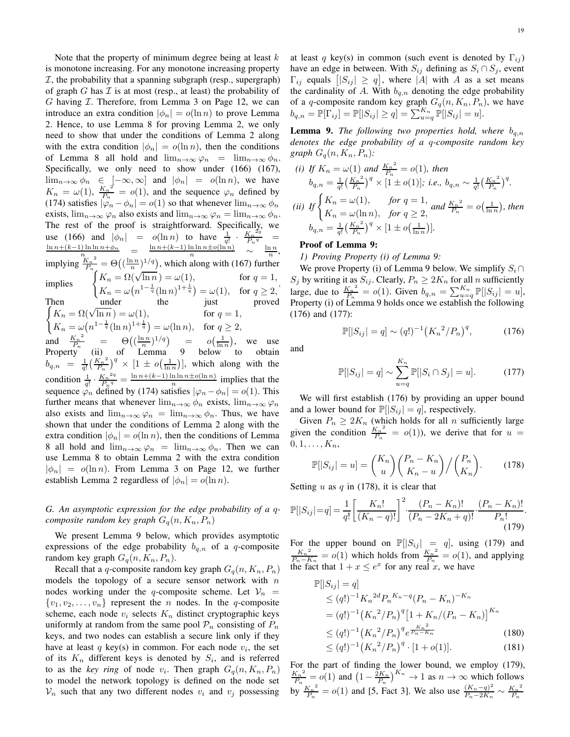Note that the property of minimum degree being at least $k$ is monotone increasing. For any monotone increasing property $\mathcal{I}$, the probability that a spanning subgraph (resp., supergraph) of graph $G$ has $\mathcal{I}$ is at most (resp., at least) the probability of $G$ having $\mathcal{I}$. Therefore, from Lemma 3 on Page 12, we can introduce an extra condition $|\phi_n| = o(\ln n)$ to prove Lemma 2. Hence, to use Lemma 8 for proving Lemma 2, we only need to show that under the conditions of Lemma 2 along with the extra condition $|\phi_n| = o(\ln n)$, then the conditions of Lemma 8 all hold and $\lim_{n\to\infty} \varphi_n = \lim_{n\to\infty} \phi_n$. Specifically, we only need to show under (166) (167), $\lim_{n\to\infty} \phi_n \in [-\infty, \infty]$ and $|\phi_n| = o(\ln n)$, we have $K_n = \omega(1)$, $\frac{{K_n}^2}{P_n} = o(1)$, and the sequence $\varphi_n$ defined by (174) satisfies $|\varphi_n - \phi_n| = o(1)$ so that whenever $\lim_{n\to\infty} \phi_n$ exists, $\lim_{n\to\infty} \varphi_n$ also exists and $\lim_{n\to\infty} \varphi_n = \lim_{n\to\infty} \phi_n$. The rest of the proof is straightforward. Specifically, we use (166) and $|\phi_n| = o(\ln n)$ to have $\frac{1}{q!} \cdot \frac{{K_n}^{2q}}{{P_n}^q} = \frac{\ln n + (k-1)\ln\ln n + \phi_n}{n} = \frac{\ln n + (k-1)\ln\ln n \pm o(\ln n)}{n} \sim \frac{\ln n}{n}$, implying $\frac{{K_n}^2}{P_n} = \Theta\big((\frac{\ln n}{n})^{1/q}\big)$, which along with (167) further implies $\begin{cases} K_n = \Omega(\sqrt{\ln n}\,) = \omega(1), & \text{for } q = 1, \\ K_n = \omega\big(n^{1-\frac{1}{q}}(\ln n)^{1+\frac{1}{q}}\big) = \omega(1), & \text{for } q \geq 2, \end{cases}$. Then under the just proved $\begin{cases} K_n = \Omega(\sqrt{\ln n}\,) = \omega(1), & \text{for } q = 1, \\ K_n = \omega\big(n^{1-\frac{1}{q}}(\ln n)^{1+\frac{1}{q}}\big) = \omega(\ln n), & \text{for } q \geq 2, \end{cases}$ and $\frac{{K_n}^2}{P_n} = \Theta\big((\frac{\ln n}{n})^{1/q}\big) = o\big(\frac{1}{\ln n}\big)$, we use Property (ii) of Lemma 9 below to obtain $b_{q,n} = \frac{1}{q!}\big(\frac{{K_n}^2}{P_n}\big)^q \times [1 \pm o\big(\frac{1}{\ln n}\big)]$, which along with the condition $\frac{1}{q!} \cdot \frac{{K_n}^{2q}}{{P_n}^q} = \frac{\ln n + (k-1)\ln\ln n \pm o(\ln n)}{n}$ implies that the sequence $\varphi_n$ defined by (174) satisfies $|\varphi_n - \phi_n| = o(1)$. This further means that whenever $\lim_{n\to\infty} \phi_n$ exists, $\lim_{n\to\infty} \varphi_n$ also exists and $\lim_{n\to\infty} \varphi_n = \lim_{n\to\infty} \phi_n$. Thus, we have shown that under the conditions of Lemma 2 along with the extra condition $|\phi_n| = o(\ln n)$, then the conditions of Lemma 8 all hold and $\lim_{n\to\infty} \varphi_n = \lim_{n\to\infty} \phi_n$. Then we can use Lemma 8 to obtain Lemma 2 with the extra condition $|\phi_n| = o(\ln n)$. From Lemma 3 on Page 12, we further establish Lemma 2 regardless of $|\phi_n| = o(\ln n)$.

## G. An asymptotic expression for the edge probability of a $q$-composite random key graph $G_q(n, K_n, P_n)$

We present Lemma 9 below, which provides asymptotic expressions of the edge probability $b_{q,n}$ of a $q$-composite random key graph $G_q(n, K_n, P_n)$.

Recall that a $q$-composite random key graph $G_q(n, K_n, P_n)$ models the topology of a secure sensor network with $n$ nodes working under the $q$-composite scheme. Let $\mathcal{V}_n = \{v_1, v_2, \ldots, v_n\}$ represent the $n$ nodes. In the $q$-composite scheme, each node $v_i$ selects $K_n$ distinct cryptographic keys uniformly at random from the same pool $\mathcal{P}_n$ consisting of $P_n$ keys, and two nodes can establish a secure link only if they have at least $q$ key(s) in common. For each node $v_i$, the set of its $K_n$ different keys is denoted by $S_i$, and is referred to as the *key ring* of node $v_i$. Then graph $G_q(n, K_n, P_n)$ to model the network topology is defined on the node set $\mathcal{V}_n$ such that any two different nodes $v_i$ and $v_j$ possessing at least $q$ key(s) in common (such event is denoted by $\Gamma_{ij}$) have an edge in between. With $S_{ij}$ defining as $S_i \cap S_j$, event $\Gamma_{ij}$ equals $\big[|S_{ij}| \geq q\big]$, where $|A|$ with $A$ as a set means the cardinality of $A$. With $b_{q,n}$ denoting the edge probability of a $q$-composite random key graph $G_q(n, K_n, P_n)$, we have $b_{q,n} = \mathbb{P}[\Gamma_{ij}] = \mathbb{P}[|S_{ij}| \geq q] = \sum_{u=q}^{K_n} \mathbb{P}[|S_{ij}| = u]$.

**Lemma 9.** *The following two properties hold, where $b_{q,n}$ denotes the edge probability of a $q$-composite random key graph $G_q(n, K_n, P_n)$:*

*(i) If $K_n = \omega(1)$ and $\frac{{K_n}^2}{P_n} = o(1)$, then $b_{q,n} = \frac{1}{q!}\big(\frac{{K_n}^2}{P_n}\big)^q \times [1 \pm o(1)]$; i.e., $b_{q,n} \sim \frac{1}{q!}\big(\frac{{K_n}^2}{P_n}\big)^q$.*

*(ii) If $\begin{cases} K_n = \omega(1), & \text{for } q = 1, \\ K_n = \omega(\ln n), & \text{for } q \geq 2, \end{cases}$ and $\frac{{K_n}^2}{P_n} = o\big(\frac{1}{\ln n}\big)$, then $b_{q,n} = \frac{1}{q!}\big(\frac{{K_n}^2}{P_n}\big)^q \times [1 \pm o\big(\frac{1}{\ln n}\big)]$.*

**Proof of Lemma 9:**

*1) Proving Property (i) of Lemma 9:*

We prove Property (i) of Lemma 9 below. We simplify $S_i \cap S_j$ by writing it as $S_{ij}$. Clearly, $P_n \geq 2K_n$ for all $n$ sufficiently large, due to $\frac{{K_n}^2}{P_n} = o(1)$. Given $b_{q,n} = \sum_{u=q}^{K_n} \mathbb{P}[|S_{ij}| = u]$, Property (i) of Lemma 9 holds once we establish the following (176) and (177):

$$\mathbb{P}[|S_{ij}| = q] \sim (q!)^{-1}\big({K_n}^2/P_n\big)^q, \tag{176}$$

and

$$\mathbb{P}[|S_{ij}| = q] \sim \sum_{u=q}^{K_n} \mathbb{P}[|S_i \cap S_j| = u]. \tag{177}$$

We will first establish (176) by providing an upper bound and a lower bound for $\mathbb{P}[|S_{ij}| = q]$, respectively.

Given $P_n \geq 2K_n$ (which holds for all $n$ sufficiently large given the condition $\frac{{K_n}^2}{P_n} = o(1)$), we derive that for $u = 0, 1, \ldots, K_n$,

$$\mathbb{P}[|S_{ij}| = u] = \binom{K_n}{u}\binom{P_n - K_n}{K_n - u}\Big/\binom{P_n}{K_n}. \tag{178}$$

Setting $u$ as $q$ in (178), it is clear that

$$\mathbb{P}[|S_{ij}| = q] = \frac{1}{q!}\left[\frac{K_n!}{(K_n - q)!}\right]^2 \cdot \frac{(P_n - K_n)!}{(P_n - 2K_n + q)!} \cdot \frac{(P_n - K_n)!}{P_n!}. \tag{179}$$

For the upper bound on $\mathbb{P}[|S_{ij}| = q]$, using (179) and $\frac{{K_n}^2}{P_n - K_n} = o(1)$ which holds from $\frac{{K_n}^2}{P_n} = o(1)$, and applying the fact that $1 + x \leq e^x$ for any real $x$, we have

$$\begin{aligned}
&\mathbb{P}[|S_{ij}| = q] \\
&\leq (q!)^{-1} {K_n}^{2d} {P_n}^{K_n - q} (P_n - K_n)^{-K_n} \\
&= (q!)^{-1}\big({K_n}^2/P_n\big)^q \big[1 + K_n/(P_n - K_n)\big]^{K_n} \\
&\leq (q!)^{-1}\big({K_n}^2/P_n\big)^q e^{\frac{{K_n}^2}{P_n - K_n}} &(180) \\
&\leq (q!)^{-1}\big({K_n}^2/P_n\big)^q \cdot [1 + o(1)]. &(181)
\end{aligned}$$

For the part of finding the lower bound, we employ (179), $\frac{{K_n}^2}{P_n} = o(1)$ and $\big(1 - \frac{2K_n}{P_n}\big)^{K_n} \to 1$ as $n \to \infty$ which follows by $\frac{{K_n}^2}{P_n} = o(1)$ and [5, Fact 3]. We also use $\frac{(K_n - q)^2}{P_n - 2K_n} \sim \frac{{K_n}^2}{P_n}$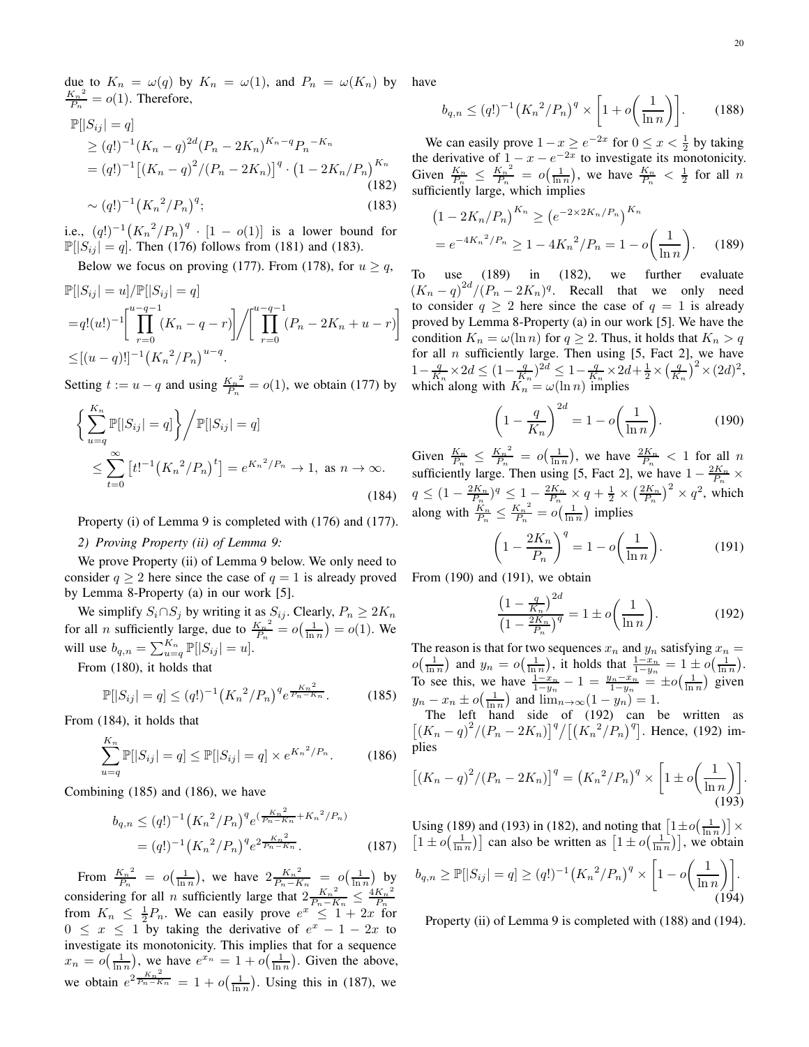due to $K_n = \omega(q)$ by $K_n = \omega(1)$, and $P_n = \omega(K_n)$ by $\frac{{K_n}^2}{P_n} = o(1)$. Therefore,

$$
\begin{aligned}
&\mathbb{P}[|S_{ij}| = q] \\
&\geq (q!)^{-1}(K_n - q)^{2d}(P_n - 2K_n)^{K_n - q}{P_n}^{-K_n} \\
&= (q!)^{-1}\big[(K_n - q)^2/(P_n - 2K_n)\big]^q \cdot \big(1 - 2K_n/P_n\big)^{K_n} \quad (182) \\
&\sim (q!)^{-1}\big({K_n}^2/P_n\big)^q; \quad (183)
\end{aligned}
$$

i.e., $(q!)^{-1}\big({K_n}^2/P_n\big)^q \cdot [1 - o(1)]$ is a lower bound for $\mathbb{P}[|S_{ij}| = q]$. Then (176) follows from (181) and (183).

Below we focus on proving (177). From (178), for $u \geq q$,

$$
\begin{aligned}
&\mathbb{P}[|S_{ij}| = u]/\mathbb{P}[|S_{ij}| = q] \\
&= q!(u!)^{-1}\left[\prod_{r=0}^{u-q-1}(K_n - q - r)\right]\Big/\left[\prod_{r=0}^{u-q-1}(P_n - 2K_n + u - r)\right] \\
&\leq [(u-q)!]^{-1}\big({K_n}^2/P_n\big)^{u-q}.
\end{aligned}
$$

Setting $t := u - q$ and using $\frac{{K_n}^2}{P_n} = o(1)$, we obtain (177) by

$$
\begin{aligned}
&\left\{\sum_{u=q}^{K_n}\mathbb{P}[|S_{ij}| = q]\right\}\Big/\mathbb{P}[|S_{ij}| = q] \\
&\leq \sum_{t=0}^{\infty}\big[t!^{-1}\big({K_n}^2/P_n\big)^t\big] = e^{{K_n}^2/P_n} \to 1, \text{ as } n \to \infty. \quad (184)
\end{aligned}
$$

Property (i) of Lemma 9 is completed with (176) and (177).

### 2) Proving Property (ii) of Lemma 9:

We prove Property (ii) of Lemma 9 below. We only need to consider $q \geq 2$ here since the case of $q = 1$ is already proved by Lemma 8-Property (a) in our work [5].

We simplify $S_i \cap S_j$ by writing it as $S_{ij}$. Clearly, $P_n \geq 2K_n$ for all $n$ sufficiently large, due to $\frac{{K_n}^2}{P_n} = o\big(\frac{1}{\ln n}\big) = o(1)$. We will use $b_{q,n} = \sum_{u=q}^{K_n}\mathbb{P}[|S_{ij}| = u]$.

From (180), it holds that

$$
\mathbb{P}[|S_{ij}| = q] \leq (q!)^{-1}\big({K_n}^2/P_n\big)^q e^{\frac{{K_n}^2}{P_n - K_n}}. \quad (185)
$$

From (184), it holds that

$$
\sum_{u=q}^{K_n}\mathbb{P}[|S_{ij}| = q] \leq \mathbb{P}[|S_{ij}| = q] \times e^{{K_n}^2/P_n}. \quad (186)
$$

Combining (185) and (186), we have

$$
\begin{aligned}
b_{q,n} &\leq (q!)^{-1}\big({K_n}^2/P_n\big)^q e^{\left(\frac{{K_n}^2}{P_n - K_n} + {K_n}^2/P_n\right)} \\
&= (q!)^{-1}\big({K_n}^2/P_n\big)^q e^{2\frac{{K_n}^2}{P_n - K_n}}. \quad (187)
\end{aligned}
$$

From $\frac{{K_n}^2}{P_n} = o\big(\frac{1}{\ln n}\big)$, we have $2\frac{{K_n}^2}{P_n - K_n} = o\big(\frac{1}{\ln n}\big)$ by considering for all $n$ sufficiently large that $2\frac{{K_n}^2}{P_n - K_n} \leq \frac{4{K_n}^2}{P_n}$ from $K_n \leq \frac{1}{2}P_n$. We can easily prove $e^x \leq 1 + 2x$ for $0 \leq x \leq 1$ by taking the derivative of $e^x - 1 - 2x$ to investigate its monotonicity. This implies that for a sequence $x_n = o\big(\frac{1}{\ln n}\big)$, we have $e^{x_n} = 1 + o\big(\frac{1}{\ln n}\big)$. Given the above, we obtain $e^{2\frac{{K_n}^2}{P_n - K_n}} = 1 + o\big(\frac{1}{\ln n}\big)$. Using this in (187), we have

$$
b_{q,n} \leq (q!)^{-1}\big({K_n}^2/P_n\big)^q \times \left[1 + o\left(\frac{1}{\ln n}\right)\right]. \quad (188)
$$

We can easily prove $1 - x \geq e^{-2x}$ for $0 \leq x < \frac{1}{2}$ by taking the derivative of $1 - x - e^{-2x}$ to investigate its monotonicity. Given $\frac{K_n}{P_n} \leq \frac{{K_n}^2}{P_n} = o\big(\frac{1}{\ln n}\big)$, we have $\frac{K_n}{P_n} < \frac{1}{2}$ for all $n$ sufficiently large, which implies

$$
\begin{aligned}
&\big(1 - 2K_n/P_n\big)^{K_n} \geq \big(e^{-2 \times 2K_n/P_n}\big)^{K_n} \\
&= e^{-4{K_n}^2/P_n} \geq 1 - 4{K_n}^2/P_n = 1 - o\left(\frac{1}{\ln n}\right). \quad (189)
\end{aligned}
$$

To use (189) in (182), we further evaluate $(K_n - q)^{2d}/(P_n - 2K_n)^q$. Recall that we only need to consider $q \geq 2$ here since the case of $q = 1$ is already proved by Lemma 8-Property (a) in our work [5]. We have the condition $K_n = \omega(\ln n)$ for $q \geq 2$. Thus, it holds that $K_n > q$ for all $n$ sufficiently large. Then using [5, Fact 2], we have $1 - \frac{q}{K_n} \times 2d \leq (1 - \frac{q}{K_n})^{2d} \leq 1 - \frac{q}{K_n} \times 2d + \frac{1}{2} \times \big(\frac{q}{K_n}\big)^2 \times (2d)^2$, which along with $K_n = \omega(\ln n)$ implies

$$
\left(1 - \frac{q}{K_n}\right)^{2d} = 1 - o\left(\frac{1}{\ln n}\right). \quad (190)
$$

Given $\frac{K_n}{P_n} \leq \frac{{K_n}^2}{P_n} = o\big(\frac{1}{\ln n}\big)$, we have $\frac{2K_n}{P_n} < 1$ for all $n$ sufficiently large. Then using [5, Fact 2], we have $1 - \frac{2K_n}{P_n} \times q \leq (1 - \frac{2K_n}{P_n})^q \leq 1 - \frac{2K_n}{P_n} \times q + \frac{1}{2} \times \big(\frac{2K_n}{P_n}\big)^2 \times q^2$, which along with $\frac{K_n}{P_n} \leq \frac{{K_n}^2}{P_n} = o\big(\frac{1}{\ln n}\big)$ implies

$$
\left(1 - \frac{2K_n}{P_n}\right)^q = 1 - o\left(\frac{1}{\ln n}\right). \quad (191)
$$

From (190) and (191), we obtain

$$
\frac{\big(1 - \frac{q}{K_n}\big)^{2d}}{\big(1 - \frac{2K_n}{P_n}\big)^q} = 1 \pm o\left(\frac{1}{\ln n}\right). \quad (192)
$$

The reason is that for two sequences $x_n$ and $y_n$ satisfying $x_n = o\big(\frac{1}{\ln n}\big)$ and $y_n = o\big(\frac{1}{\ln n}\big)$, it holds that $\frac{1 - x_n}{1 - y_n} = 1 \pm o\big(\frac{1}{\ln n}\big)$. To see this, we have $\frac{1 - x_n}{1 - y_n} - 1 = \frac{y_n - x_n}{1 - y_n} = \pm o\big(\frac{1}{\ln n}\big)$ given $y_n - x_n \pm o\big(\frac{1}{\ln n}\big)$ and $\lim_{n \to \infty}(1 - y_n) = 1$.

The left hand side of (192) can be written as $\big[(K_n - q)^2/(P_n - 2K_n)\big]^q/\big[\big({K_n}^2/P_n\big)^q\big]$. Hence, (192) implies

$$
\big[(K_n - q)^2/(P_n - 2K_n)\big]^q = \big({K_n}^2/P_n\big)^q \times \left[1 \pm o\left(\frac{1}{\ln n}\right)\right]. \quad (193)
$$

Using (189) and (193) in (182), and noting that $\big[1 \pm o\big(\frac{1}{\ln n}\big)\big] \times \big[1 \pm o\big(\frac{1}{\ln n}\big)\big]$ can also be written as $\big[1 \pm o\big(\frac{1}{\ln n}\big)\big]$, we obtain

$$
b_{q,n} \geq \mathbb{P}[|S_{ij}| = q] \geq (q!)^{-1}\big({K_n}^2/P_n\big)^q \times \left[1 - o\left(\frac{1}{\ln n}\right)\right]. \quad (194)
$$

Property (ii) of Lemma 9 is completed with (188) and (194).